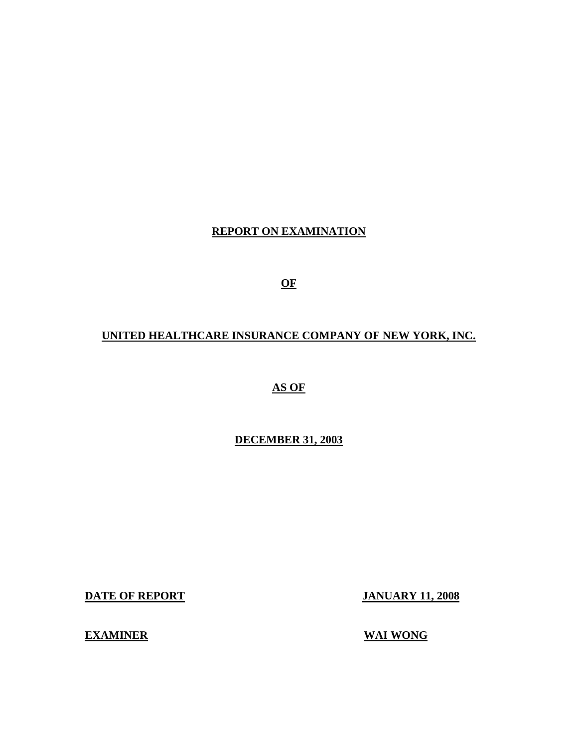# REPORT ON EXAMINATION

## OF

## UNITED HEALTHCARE INSURANCE COMPANY OF NEW YORK, INC.

## AS OF

## DECEMBER 31, 2003

**DATE OF REPORT** JANUARY 11, 2008

**EXAMINER** WAI WONG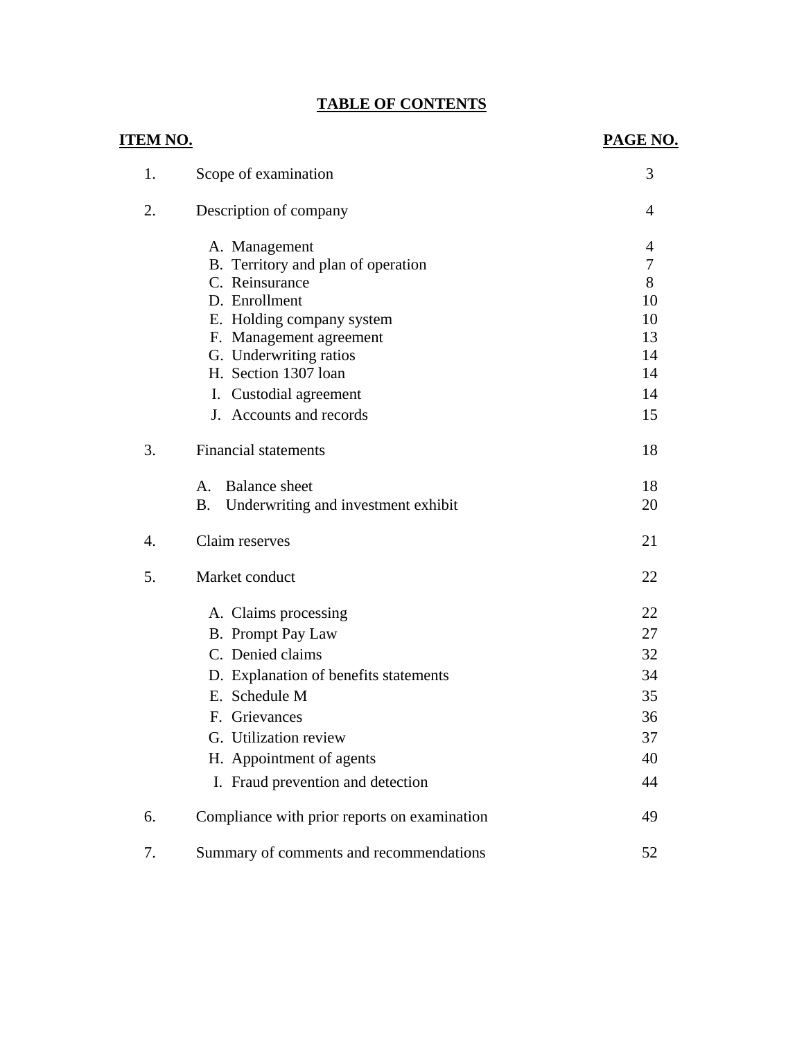# TABLE OF CONTENTS

| ITEM NO. | | PAGE NO. |
|---|---|---|
| 1. | Scope of examination | 3 |
| 2. | Description of company | 4 |
| | A. Management | 4 |
| | B. Territory and plan of operation | 7 |
| | C. Reinsurance | 8 |
| | D. Enrollment | 10 |
| | E. Holding company system | 10 |
| | F. Management agreement | 13 |
| | G. Underwriting ratios | 14 |
| | H. Section 1307 loan | 14 |
| | I. Custodial agreement | 14 |
| | J. Accounts and records | 15 |
| 3. | Financial statements | 18 |
| | A. Balance sheet | 18 |
| | B. Underwriting and investment exhibit | 20 |
| 4. | Claim reserves | 21 |
| 5. | Market conduct | 22 |
| | A. Claims processing | 22 |
| | B. Prompt Pay Law | 27 |
| | C. Denied claims | 32 |
| | D. Explanation of benefits statements | 34 |
| | E. Schedule M | 35 |
| | F. Grievances | 36 |
| | G. Utilization review | 37 |
| | H. Appointment of agents | 40 |
| | I. Fraud prevention and detection | 44 |
| 6. | Compliance with prior reports on examination | 49 |
| 7. | Summary of comments and recommendations | 52 |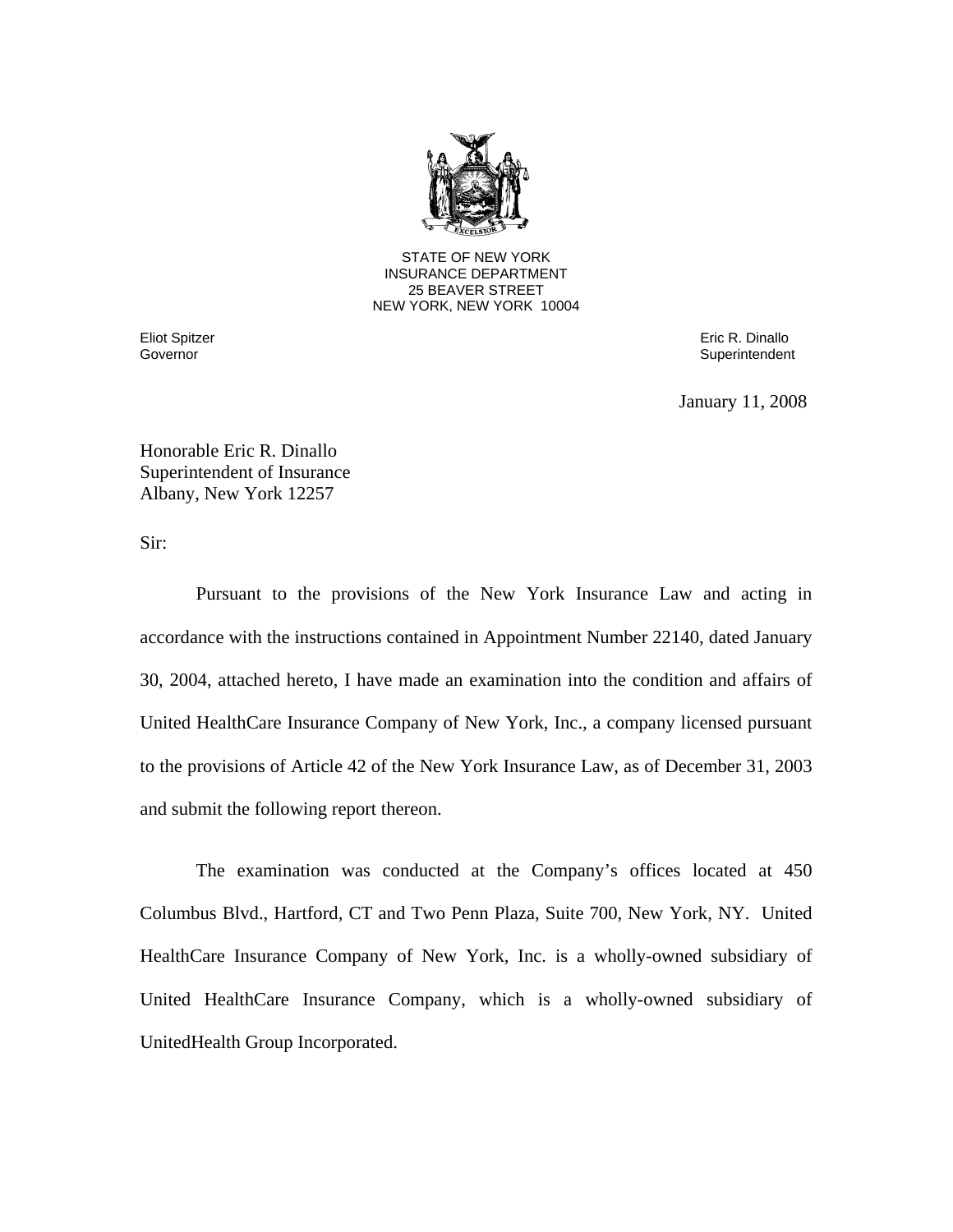STATE OF NEW YORK
INSURANCE DEPARTMENT
25 BEAVER STREET
NEW YORK, NEW YORK 10004

Eliot Spitzer
Governor

Eric R. Dinallo
Superintendent

January 11, 2008

Honorable Eric R. Dinallo
Superintendent of Insurance
Albany, New York 12257

Sir:

Pursuant to the provisions of the New York Insurance Law and acting in accordance with the instructions contained in Appointment Number 22140, dated January 30, 2004, attached hereto, I have made an examination into the condition and affairs of United HealthCare Insurance Company of New York, Inc., a company licensed pursuant to the provisions of Article 42 of the New York Insurance Law, as of December 31, 2003 and submit the following report thereon.

The examination was conducted at the Company's offices located at 450 Columbus Blvd., Hartford, CT and Two Penn Plaza, Suite 700, New York, NY. United HealthCare Insurance Company of New York, Inc. is a wholly-owned subsidiary of United HealthCare Insurance Company, which is a wholly-owned subsidiary of UnitedHealth Group Incorporated.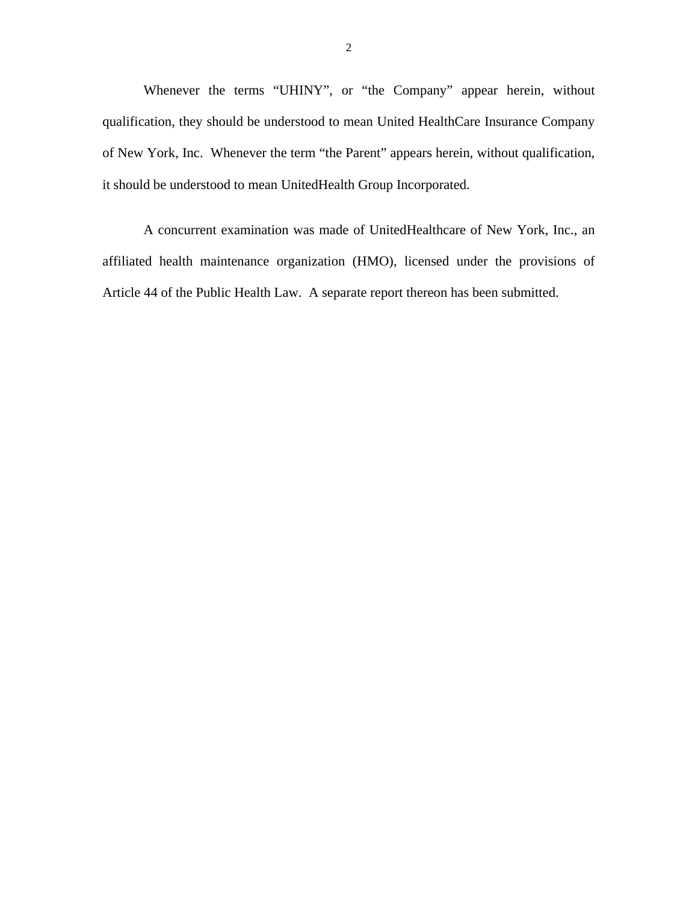Whenever the terms “UHINY”, or “the Company” appear herein, without qualification, they should be understood to mean United HealthCare Insurance Company of New York, Inc. Whenever the term “the Parent” appears herein, without qualification, it should be understood to mean UnitedHealth Group Incorporated.

A concurrent examination was made of UnitedHealthcare of New York, Inc., an affiliated health maintenance organization (HMO), licensed under the provisions of Article 44 of the Public Health Law. A separate report thereon has been submitted.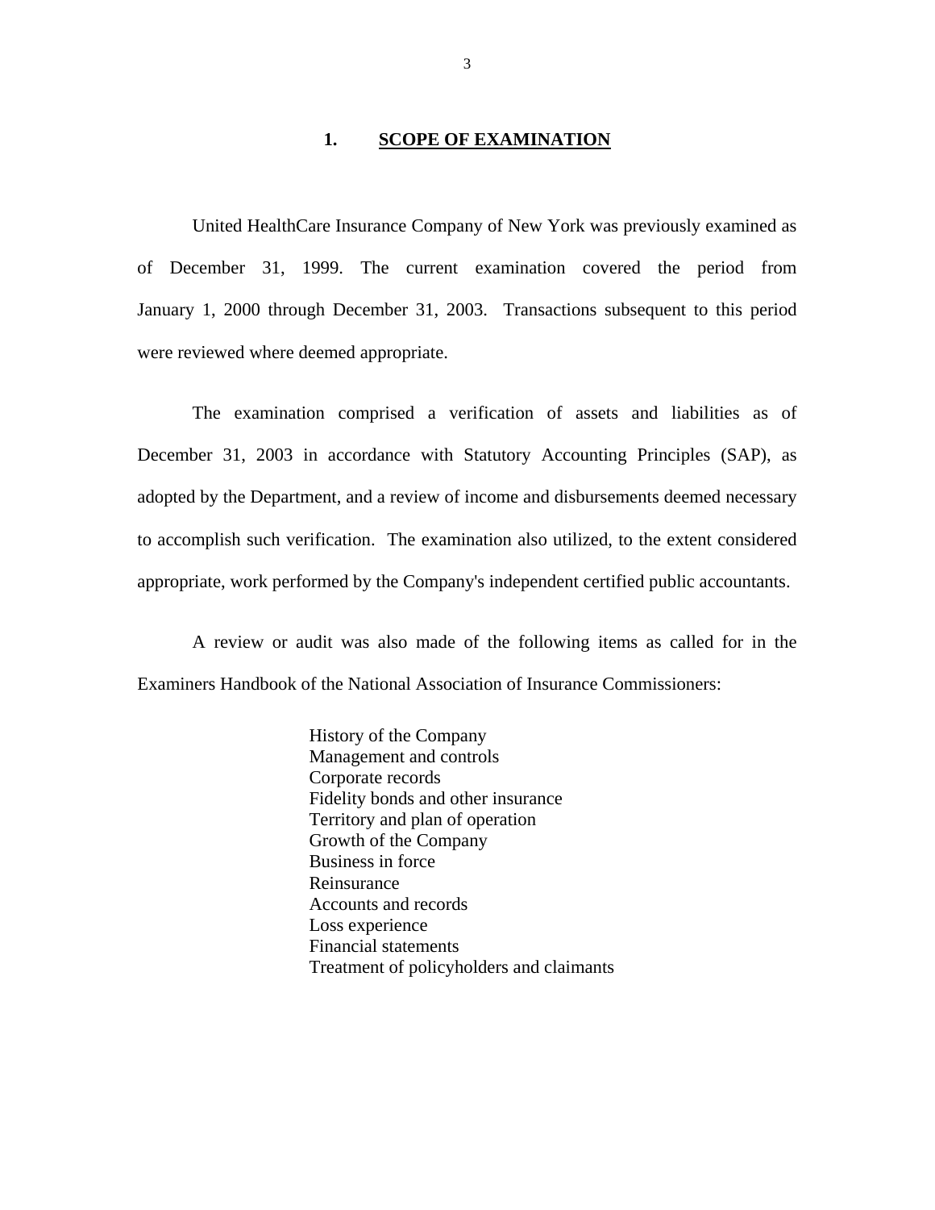## 1. SCOPE OF EXAMINATION

United HealthCare Insurance Company of New York was previously examined as of December 31, 1999. The current examination covered the period from January 1, 2000 through December 31, 2003. Transactions subsequent to this period were reviewed where deemed appropriate.

The examination comprised a verification of assets and liabilities as of December 31, 2003 in accordance with Statutory Accounting Principles (SAP), as adopted by the Department, and a review of income and disbursements deemed necessary to accomplish such verification. The examination also utilized, to the extent considered appropriate, work performed by the Company's independent certified public accountants.

A review or audit was also made of the following items as called for in the Examiners Handbook of the National Association of Insurance Commissioners:

- History of the Company
- Management and controls
- Corporate records
- Fidelity bonds and other insurance
- Territory and plan of operation
- Growth of the Company
- Business in force
- Reinsurance
- Accounts and records
- Loss experience
- Financial statements
- Treatment of policyholders and claimants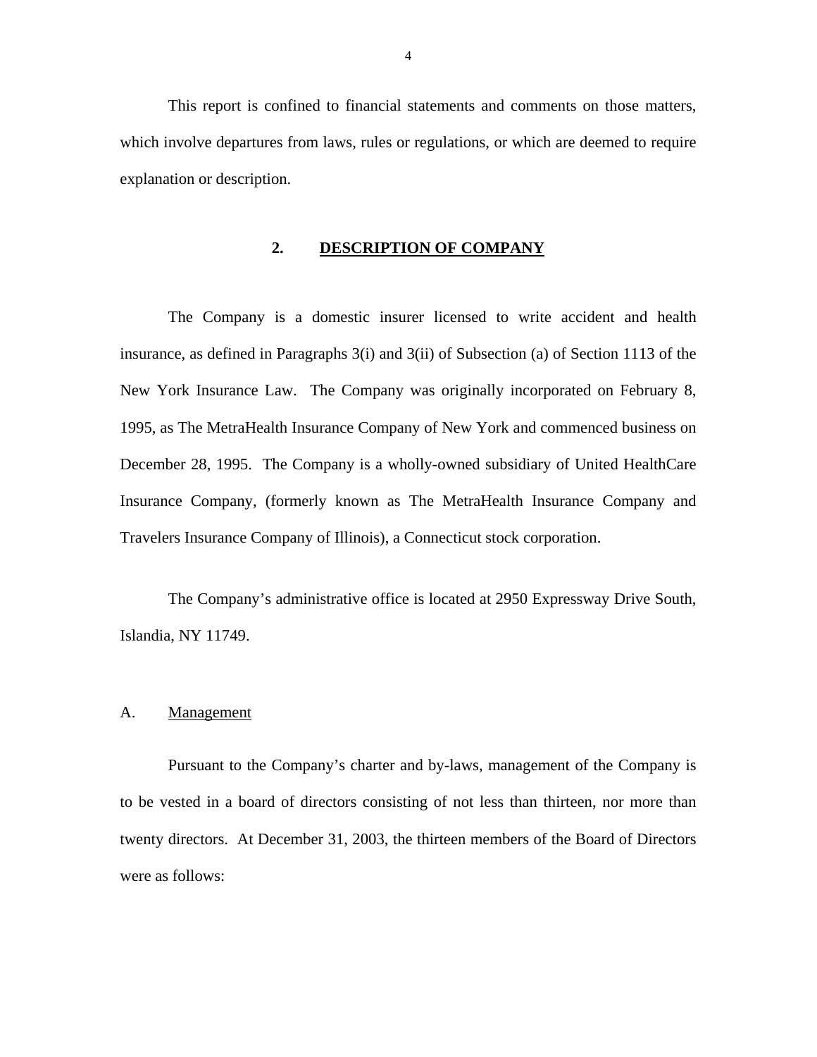This report is confined to financial statements and comments on those matters, which involve departures from laws, rules or regulations, or which are deemed to require explanation or description.

## 2. DESCRIPTION OF COMPANY

The Company is a domestic insurer licensed to write accident and health insurance, as defined in Paragraphs 3(i) and 3(ii) of Subsection (a) of Section 1113 of the New York Insurance Law. The Company was originally incorporated on February 8, 1995, as The MetraHealth Insurance Company of New York and commenced business on December 28, 1995. The Company is a wholly-owned subsidiary of United HealthCare Insurance Company, (formerly known as The MetraHealth Insurance Company and Travelers Insurance Company of Illinois), a Connecticut stock corporation.

The Company's administrative office is located at 2950 Expressway Drive South, Islandia, NY 11749.

### A. Management

Pursuant to the Company's charter and by-laws, management of the Company is to be vested in a board of directors consisting of not less than thirteen, nor more than twenty directors. At December 31, 2003, the thirteen members of the Board of Directors were as follows: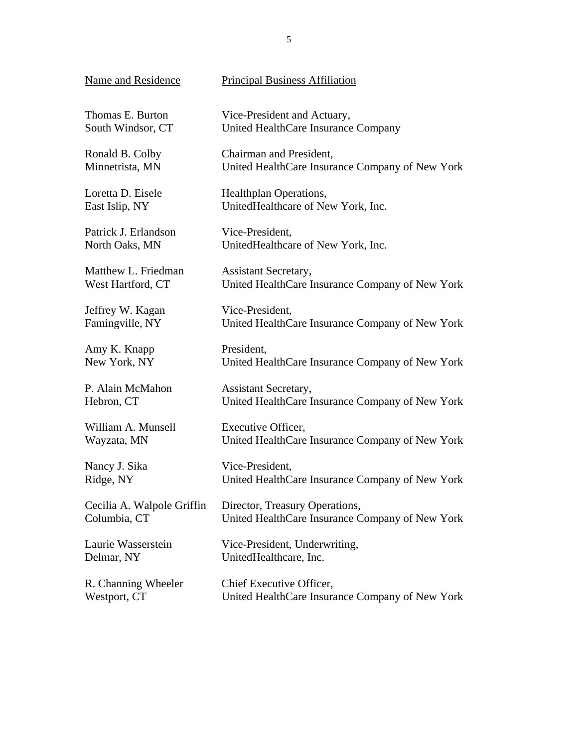| Name and Residence | Principal Business Affiliation |
|---|---|
| Thomas E. Burton<br>South Windsor, CT | Vice-President and Actuary,<br>United HealthCare Insurance Company |
| Ronald B. Colby<br>Minnetrista, MN | Chairman and President,<br>United HealthCare Insurance Company of New York |
| Loretta D. Eisele<br>East Islip, NY | Healthplan Operations,<br>UnitedHealthcare of New York, Inc. |
| Patrick J. Erlandson<br>North Oaks, MN | Vice-President,<br>UnitedHealthcare of New York, Inc. |
| Matthew L. Friedman<br>West Hartford, CT | Assistant Secretary,<br>United HealthCare Insurance Company of New York |
| Jeffrey W. Kagan<br>Famingville, NY | Vice-President,<br>United HealthCare Insurance Company of New York |
| Amy K. Knapp<br>New York, NY | President,<br>United HealthCare Insurance Company of New York |
| P. Alain McMahon<br>Hebron, CT | Assistant Secretary,<br>United HealthCare Insurance Company of New York |
| William A. Munsell<br>Wayzata, MN | Executive Officer,<br>United HealthCare Insurance Company of New York |
| Nancy J. Sika<br>Ridge, NY | Vice-President,<br>United HealthCare Insurance Company of New York |
| Cecilia A. Walpole Griffin<br>Columbia, CT | Director, Treasury Operations,<br>United HealthCare Insurance Company of New York |
| Laurie Wasserstein<br>Delmar, NY | Vice-President, Underwriting,<br>UnitedHealthcare, Inc. |
| R. Channing Wheeler<br>Westport, CT | Chief Executive Officer,<br>United HealthCare Insurance Company of New York |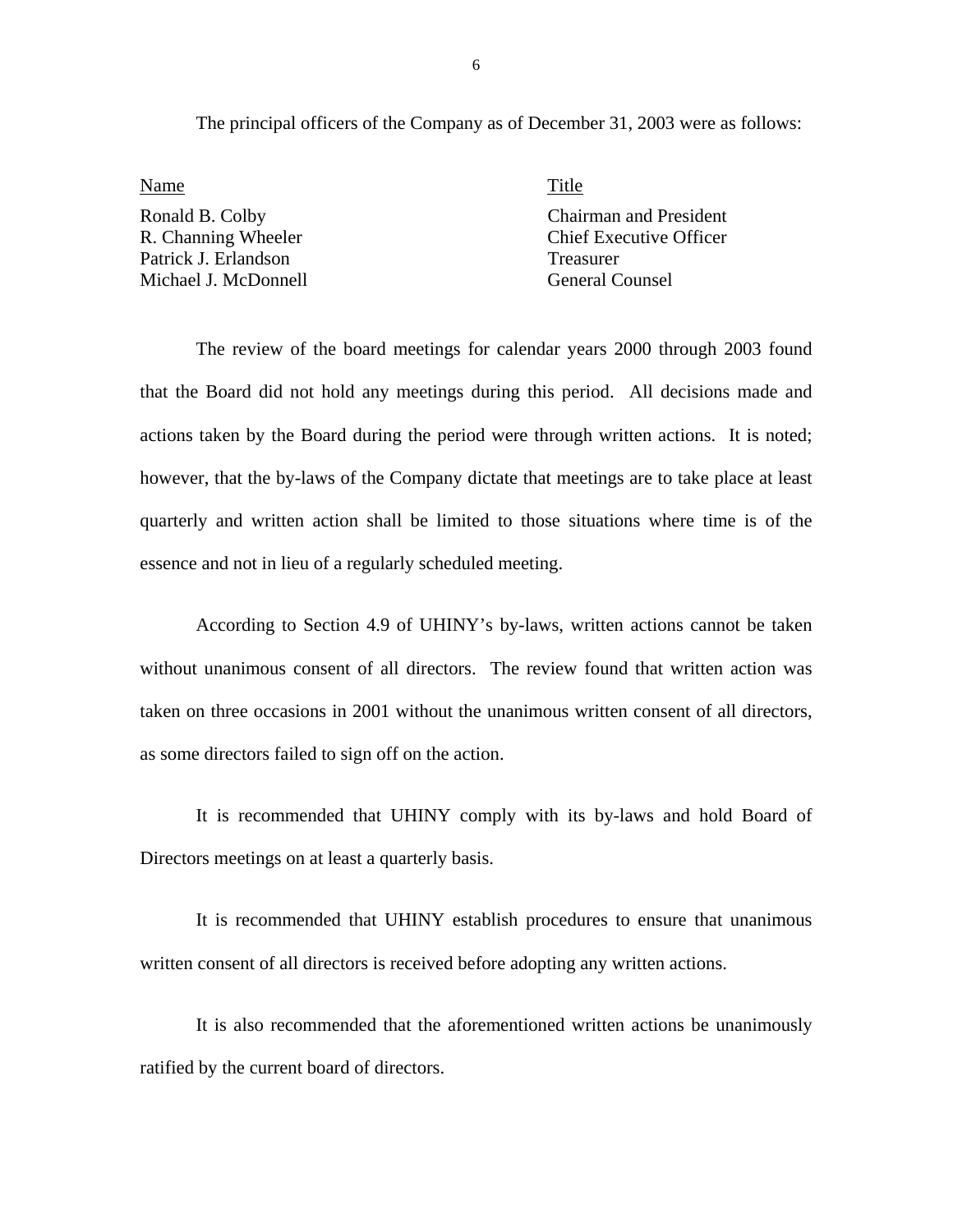The principal officers of the Company as of December 31, 2003 were as follows:

| Name | Title |
|---|---|
| Ronald B. Colby | Chairman and President |
| R. Channing Wheeler | Chief Executive Officer |
| Patrick J. Erlandson | Treasurer |
| Michael J. McDonnell | General Counsel |

The review of the board meetings for calendar years 2000 through 2003 found that the Board did not hold any meetings during this period. All decisions made and actions taken by the Board during the period were through written actions. It is noted; however, that the by-laws of the Company dictate that meetings are to take place at least quarterly and written action shall be limited to those situations where time is of the essence and not in lieu of a regularly scheduled meeting.

According to Section 4.9 of UHINY's by-laws, written actions cannot be taken without unanimous consent of all directors. The review found that written action was taken on three occasions in 2001 without the unanimous written consent of all directors, as some directors failed to sign off on the action.

It is recommended that UHINY comply with its by-laws and hold Board of Directors meetings on at least a quarterly basis.

It is recommended that UHINY establish procedures to ensure that unanimous written consent of all directors is received before adopting any written actions.

It is also recommended that the aforementioned written actions be unanimously ratified by the current board of directors.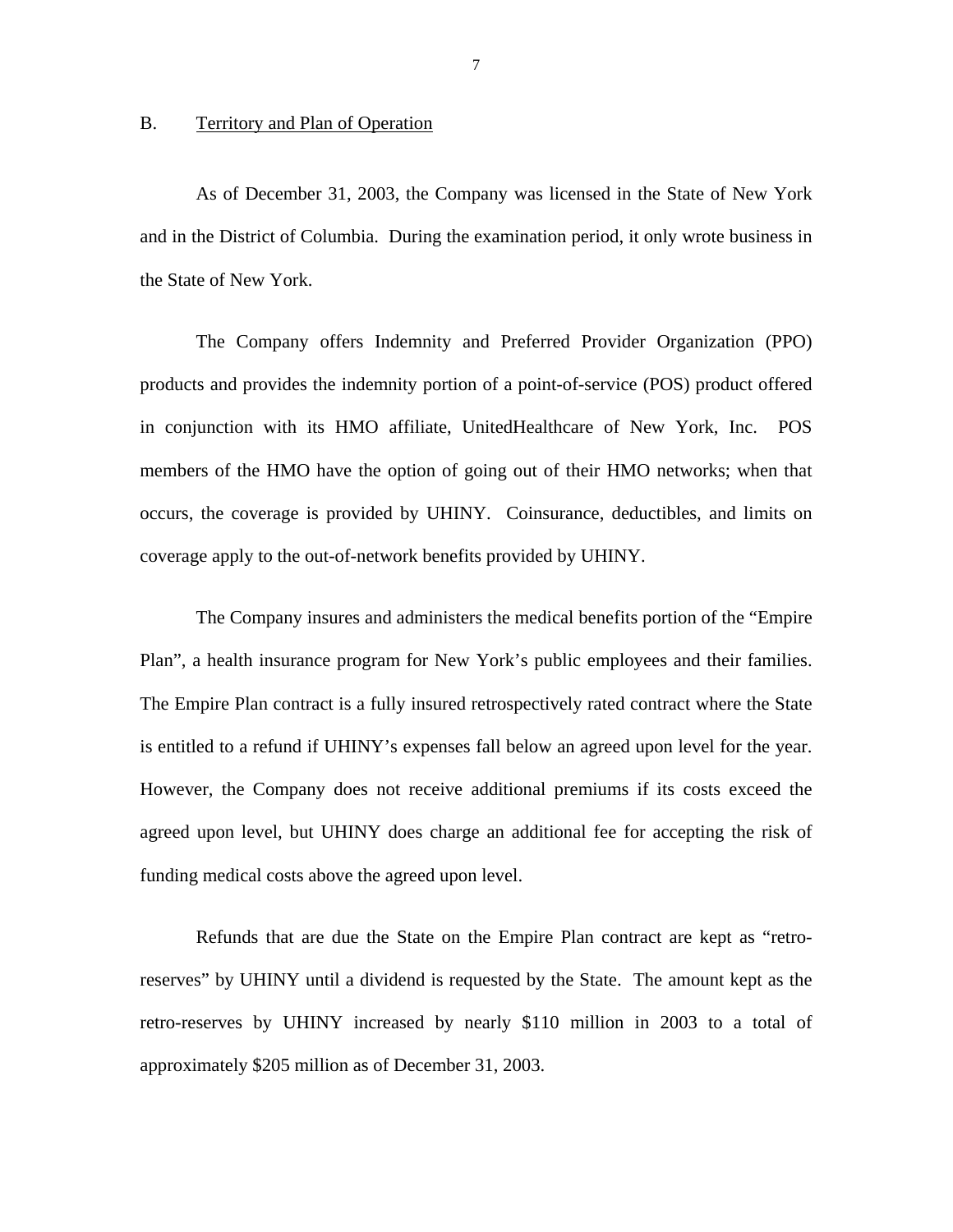## B. Territory and Plan of Operation

As of December 31, 2003, the Company was licensed in the State of New York and in the District of Columbia. During the examination period, it only wrote business in the State of New York.

The Company offers Indemnity and Preferred Provider Organization (PPO) products and provides the indemnity portion of a point-of-service (POS) product offered in conjunction with its HMO affiliate, UnitedHealthcare of New York, Inc. POS members of the HMO have the option of going out of their HMO networks; when that occurs, the coverage is provided by UHINY. Coinsurance, deductibles, and limits on coverage apply to the out-of-network benefits provided by UHINY.

The Company insures and administers the medical benefits portion of the "Empire Plan", a health insurance program for New York's public employees and their families. The Empire Plan contract is a fully insured retrospectively rated contract where the State is entitled to a refund if UHINY's expenses fall below an agreed upon level for the year. However, the Company does not receive additional premiums if its costs exceed the agreed upon level, but UHINY does charge an additional fee for accepting the risk of funding medical costs above the agreed upon level.

Refunds that are due the State on the Empire Plan contract are kept as "retro-reserves" by UHINY until a dividend is requested by the State. The amount kept as the retro-reserves by UHINY increased by nearly $110 million in 2003 to a total of approximately $205 million as of December 31, 2003.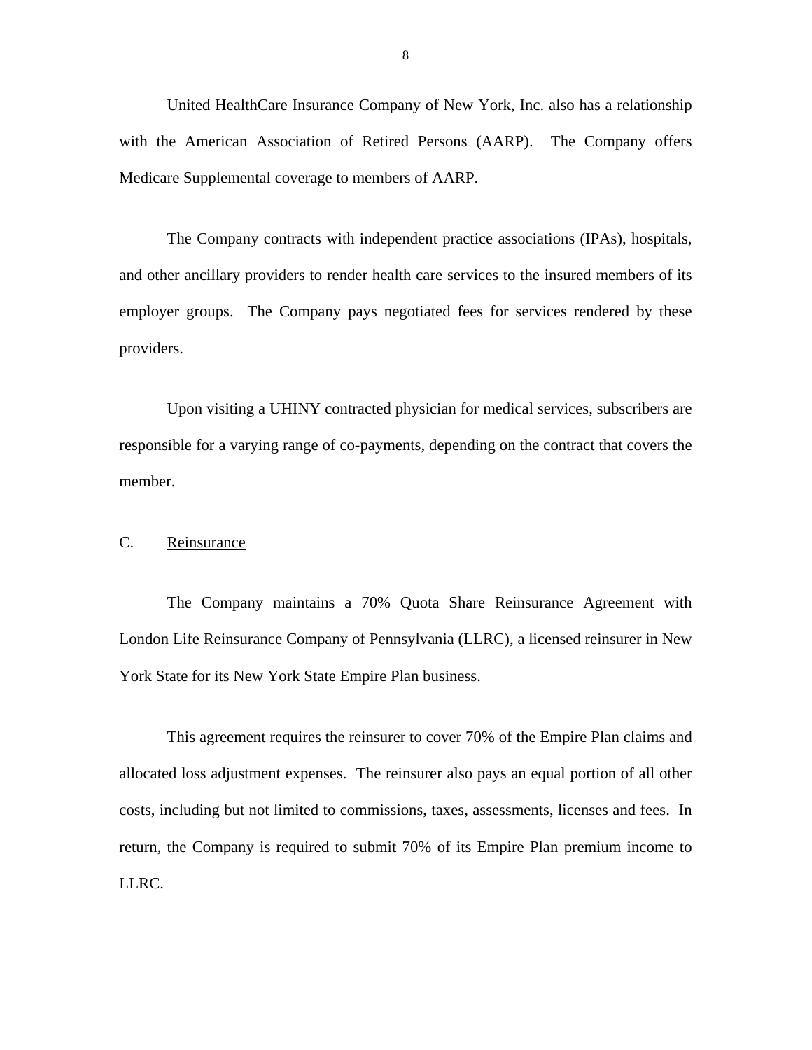United HealthCare Insurance Company of New York, Inc. also has a relationship with the American Association of Retired Persons (AARP). The Company offers Medicare Supplemental coverage to members of AARP.

The Company contracts with independent practice associations (IPAs), hospitals, and other ancillary providers to render health care services to the insured members of its employer groups. The Company pays negotiated fees for services rendered by these providers.

Upon visiting a UHINY contracted physician for medical services, subscribers are responsible for a varying range of co-payments, depending on the contract that covers the member.

## C. Reinsurance

The Company maintains a 70% Quota Share Reinsurance Agreement with London Life Reinsurance Company of Pennsylvania (LLRC), a licensed reinsurer in New York State for its New York State Empire Plan business.

This agreement requires the reinsurer to cover 70% of the Empire Plan claims and allocated loss adjustment expenses. The reinsurer also pays an equal portion of all other costs, including but not limited to commissions, taxes, assessments, licenses and fees. In return, the Company is required to submit 70% of its Empire Plan premium income to LLRC.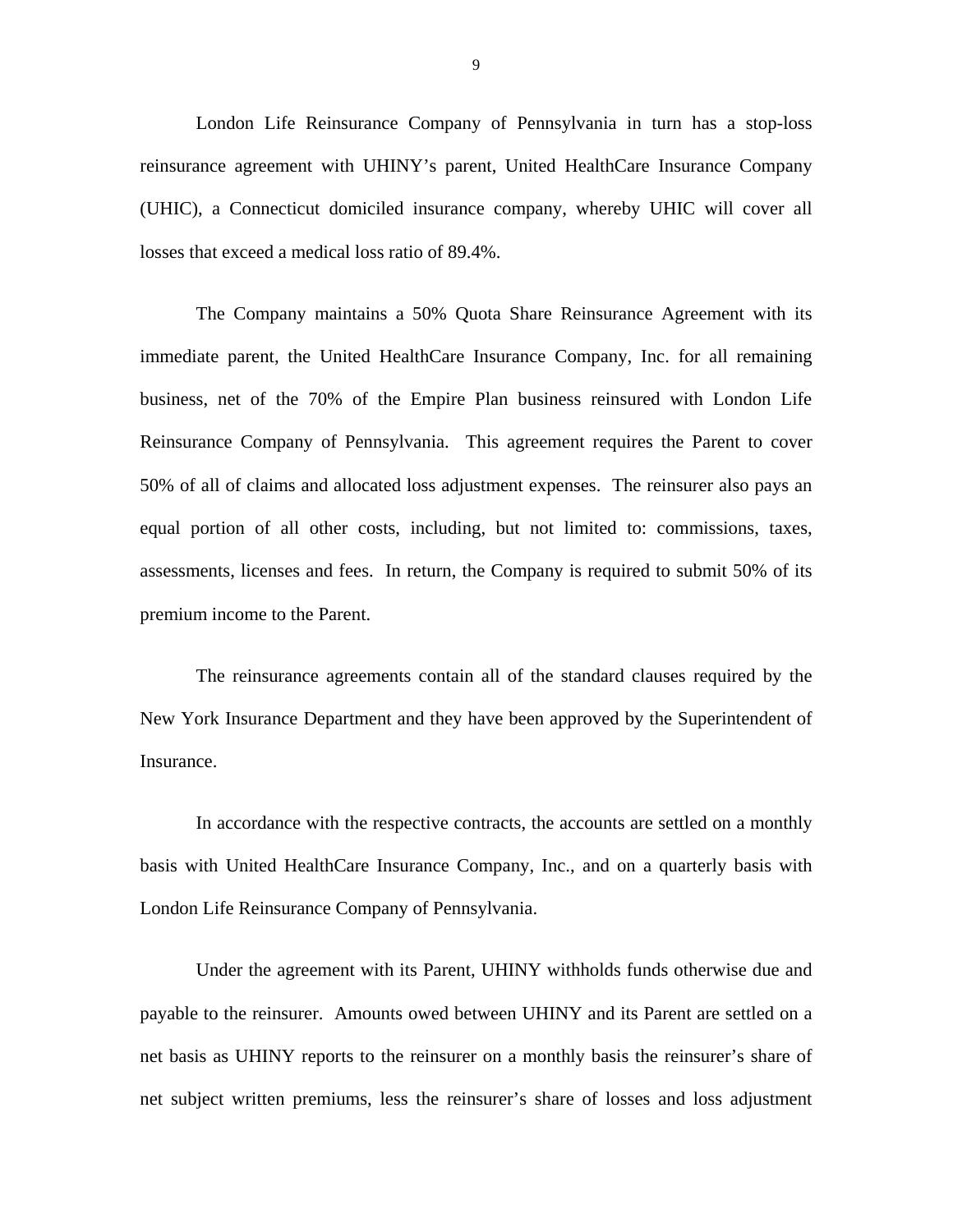London Life Reinsurance Company of Pennsylvania in turn has a stop-loss reinsurance agreement with UHINY's parent, United HealthCare Insurance Company (UHIC), a Connecticut domiciled insurance company, whereby UHIC will cover all losses that exceed a medical loss ratio of 89.4%.

The Company maintains a 50% Quota Share Reinsurance Agreement with its immediate parent, the United HealthCare Insurance Company, Inc. for all remaining business, net of the 70% of the Empire Plan business reinsured with London Life Reinsurance Company of Pennsylvania. This agreement requires the Parent to cover 50% of all of claims and allocated loss adjustment expenses. The reinsurer also pays an equal portion of all other costs, including, but not limited to: commissions, taxes, assessments, licenses and fees. In return, the Company is required to submit 50% of its premium income to the Parent.

The reinsurance agreements contain all of the standard clauses required by the New York Insurance Department and they have been approved by the Superintendent of Insurance.

In accordance with the respective contracts, the accounts are settled on a monthly basis with United HealthCare Insurance Company, Inc., and on a quarterly basis with London Life Reinsurance Company of Pennsylvania.

Under the agreement with its Parent, UHINY withholds funds otherwise due and payable to the reinsurer. Amounts owed between UHINY and its Parent are settled on a net basis as UHINY reports to the reinsurer on a monthly basis the reinsurer's share of net subject written premiums, less the reinsurer's share of losses and loss adjustment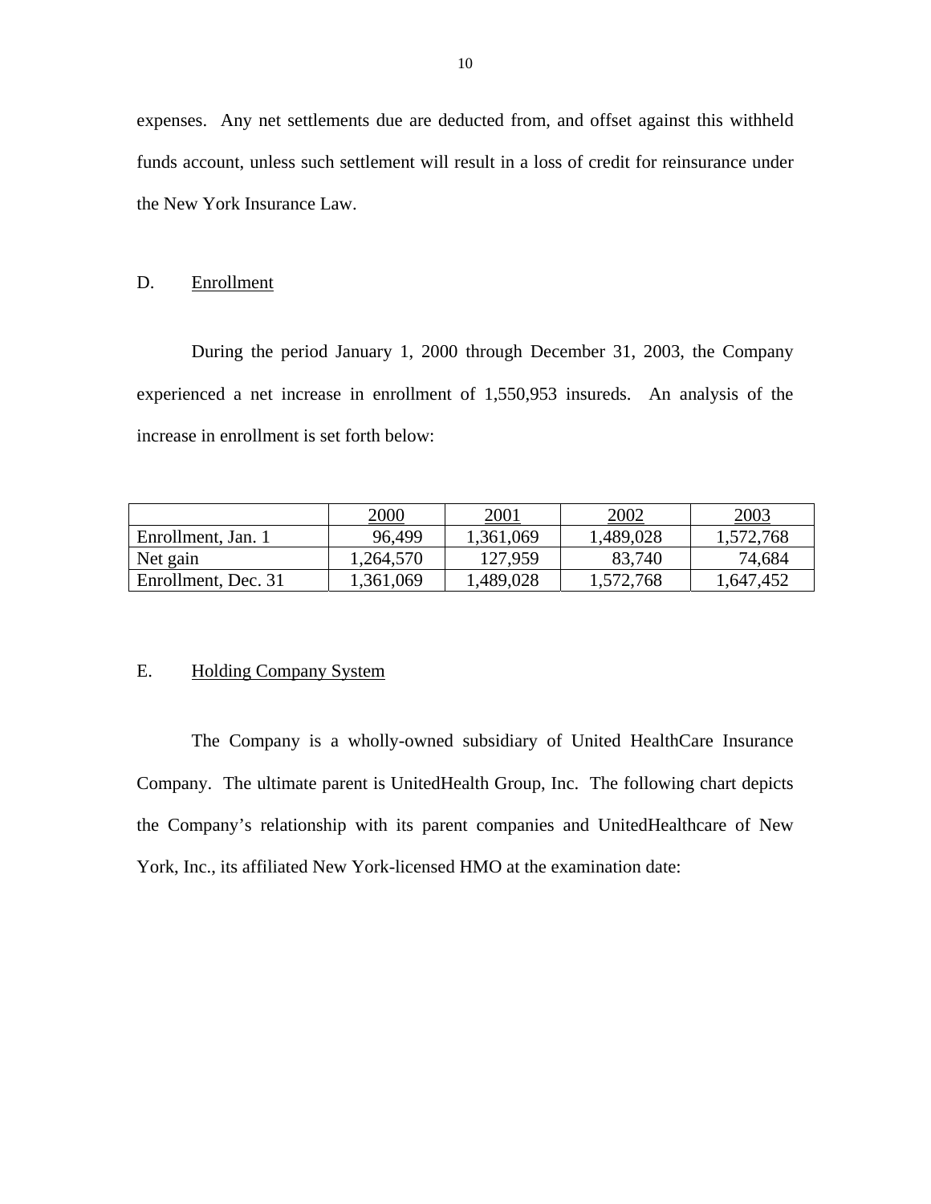expenses. Any net settlements due are deducted from, and offset against this withheld funds account, unless such settlement will result in a loss of credit for reinsurance under the New York Insurance Law.

## D. Enrollment

During the period January 1, 2000 through December 31, 2003, the Company experienced a net increase in enrollment of 1,550,953 insureds. An analysis of the increase in enrollment is set forth below:

| | 2000 | 2001 | 2002 | 2003 |
|---|---|---|---|---|
| Enrollment, Jan. 1 | 96,499 | 1,361,069 | 1,489,028 | 1,572,768 |
| Net gain | 1,264,570 | 127,959 | 83,740 | 74,684 |
| Enrollment, Dec. 31 | 1,361,069 | 1,489,028 | 1,572,768 | 1,647,452 |

## E. Holding Company System

The Company is a wholly-owned subsidiary of United HealthCare Insurance Company. The ultimate parent is UnitedHealth Group, Inc. The following chart depicts the Company's relationship with its parent companies and UnitedHealthcare of New York, Inc., its affiliated New York-licensed HMO at the examination date: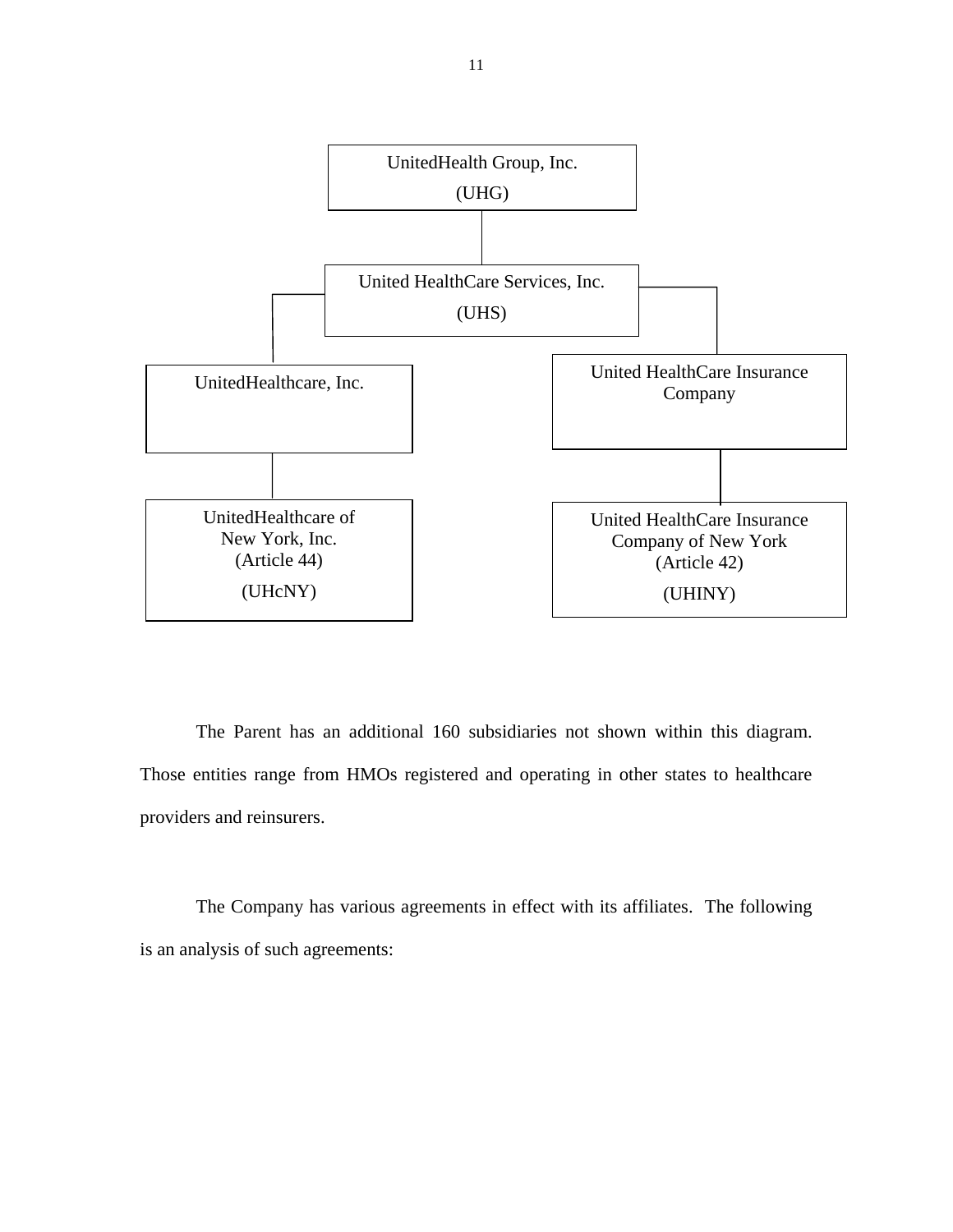UnitedHealth Group, Inc.
(UHG)

United HealthCare Services, Inc.
(UHS)

UnitedHealthcare, Inc.

United HealthCare Insurance Company

UnitedHealthcare of New York, Inc.
(Article 44)
(UHcNY)

United HealthCare Insurance Company of New York
(Article 42)
(UHINY)

The Parent has an additional 160 subsidiaries not shown within this diagram. Those entities range from HMOs registered and operating in other states to healthcare providers and reinsurers.

The Company has various agreements in effect with its affiliates. The following is an analysis of such agreements: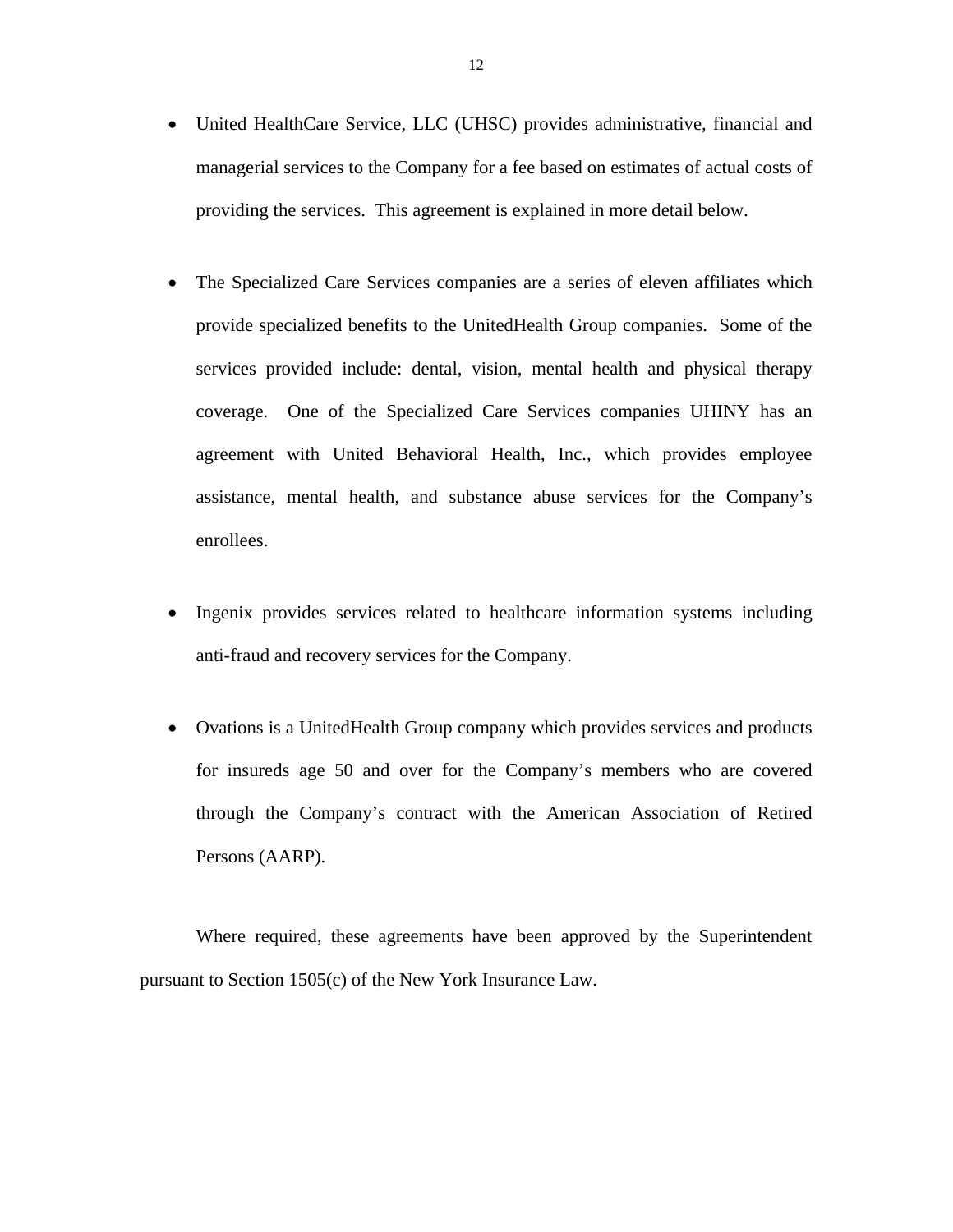- United HealthCare Service, LLC (UHSC) provides administrative, financial and managerial services to the Company for a fee based on estimates of actual costs of providing the services. This agreement is explained in more detail below.

- The Specialized Care Services companies are a series of eleven affiliates which provide specialized benefits to the UnitedHealth Group companies. Some of the services provided include: dental, vision, mental health and physical therapy coverage. One of the Specialized Care Services companies UHINY has an agreement with United Behavioral Health, Inc., which provides employee assistance, mental health, and substance abuse services for the Company's enrollees.

- Ingenix provides services related to healthcare information systems including anti-fraud and recovery services for the Company.

- Ovations is a UnitedHealth Group company which provides services and products for insureds age 50 and over for the Company's members who are covered through the Company's contract with the American Association of Retired Persons (AARP).

Where required, these agreements have been approved by the Superintendent pursuant to Section 1505(c) of the New York Insurance Law.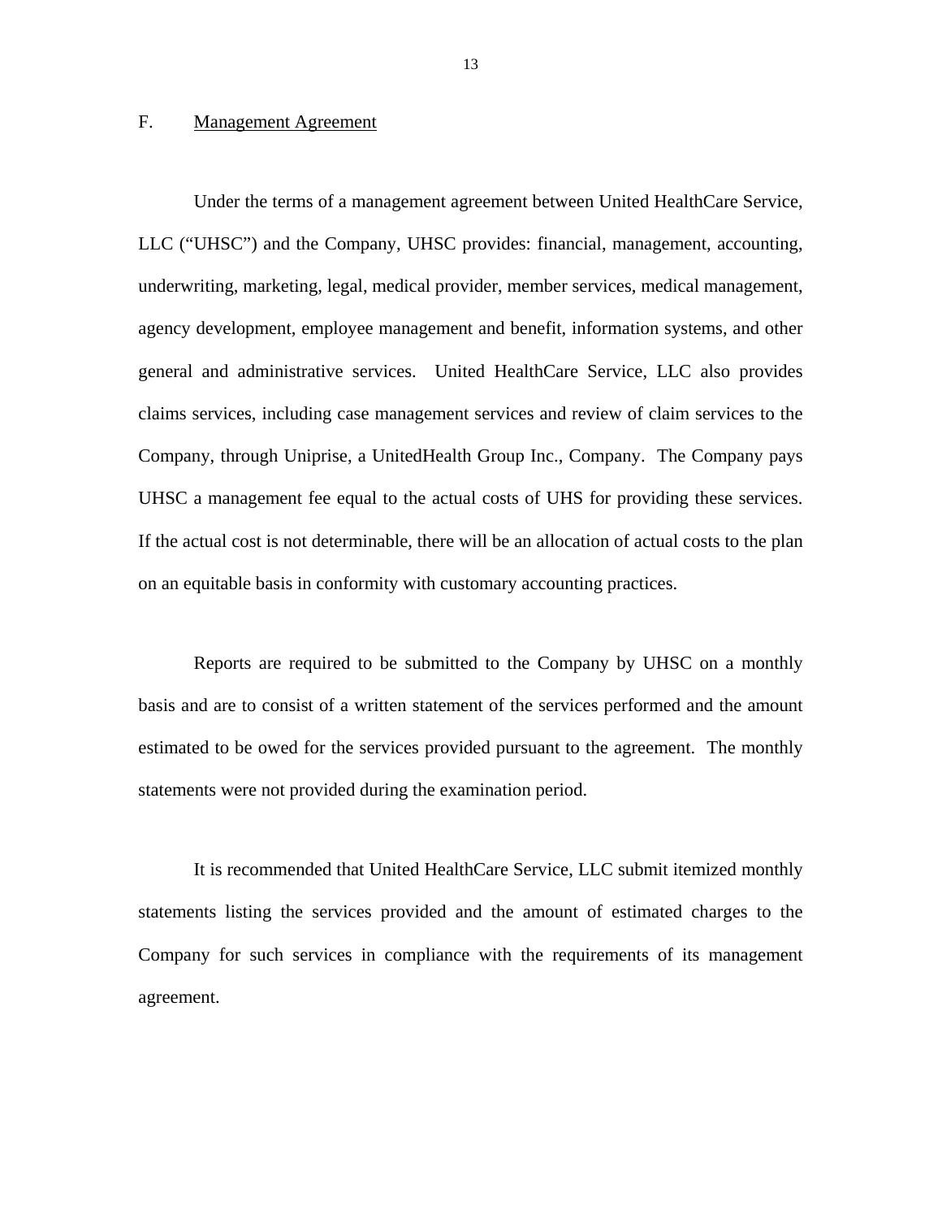## F. Management Agreement

Under the terms of a management agreement between United HealthCare Service, LLC ("UHSC") and the Company, UHSC provides: financial, management, accounting, underwriting, marketing, legal, medical provider, member services, medical management, agency development, employee management and benefit, information systems, and other general and administrative services. United HealthCare Service, LLC also provides claims services, including case management services and review of claim services to the Company, through Uniprise, a UnitedHealth Group Inc., Company. The Company pays UHSC a management fee equal to the actual costs of UHS for providing these services. If the actual cost is not determinable, there will be an allocation of actual costs to the plan on an equitable basis in conformity with customary accounting practices.

Reports are required to be submitted to the Company by UHSC on a monthly basis and are to consist of a written statement of the services performed and the amount estimated to be owed for the services provided pursuant to the agreement. The monthly statements were not provided during the examination period.

It is recommended that United HealthCare Service, LLC submit itemized monthly statements listing the services provided and the amount of estimated charges to the Company for such services in compliance with the requirements of its management agreement.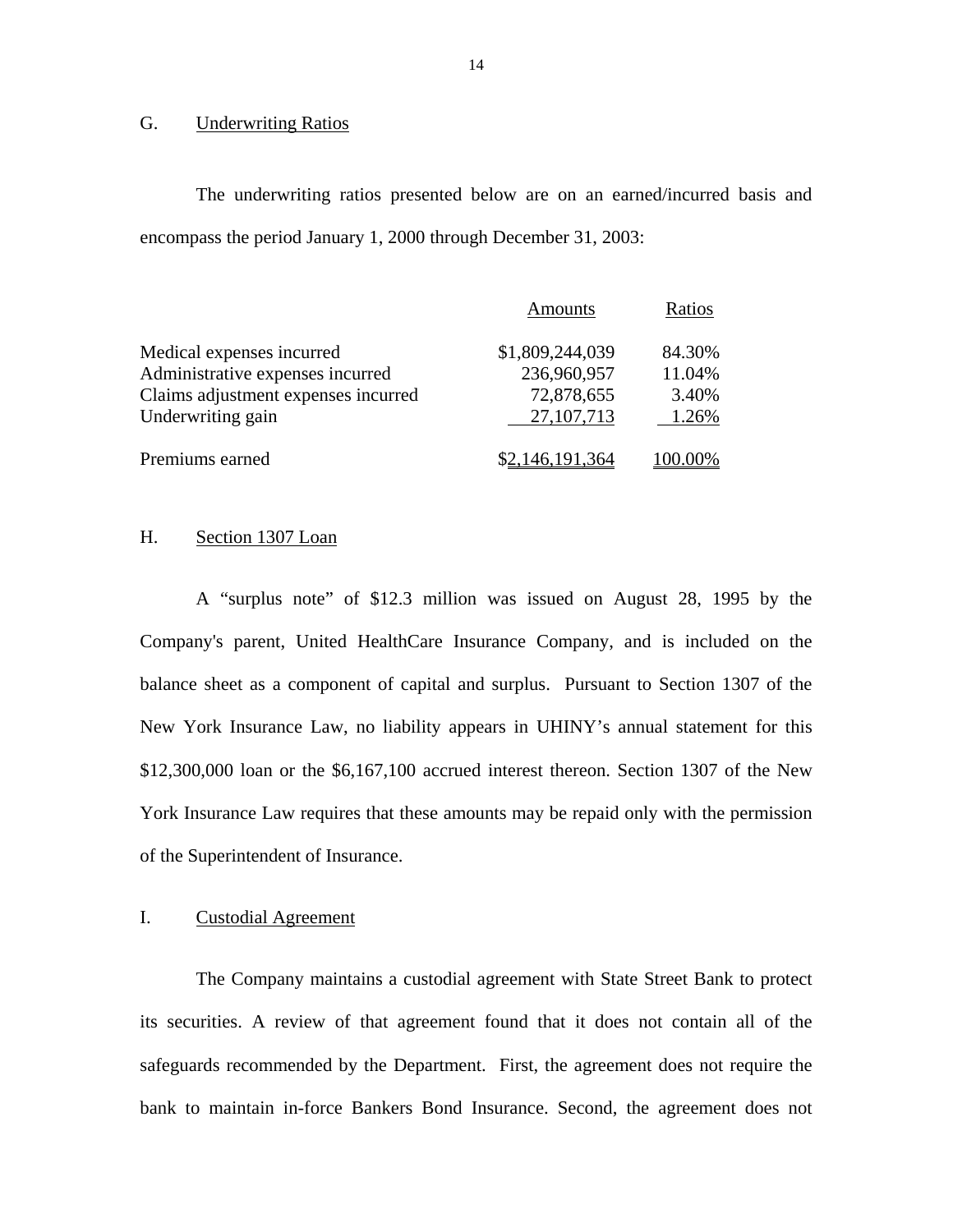## G. Underwriting Ratios

The underwriting ratios presented below are on an earned/incurred basis and encompass the period January 1, 2000 through December 31, 2003:

| | Amounts | Ratios |
|---|---|---|
| Medical expenses incurred | $1,809,244,039 | 84.30% |
| Administrative expenses incurred | 236,960,957 | 11.04% |
| Claims adjustment expenses incurred | 72,878,655 | 3.40% |
| Underwriting gain | 27,107,713 | 1.26% |
| Premiums earned | $2,146,191,364 | 100.00% |

## H. Section 1307 Loan

A "surplus note" of $12.3 million was issued on August 28, 1995 by the Company's parent, United HealthCare Insurance Company, and is included on the balance sheet as a component of capital and surplus. Pursuant to Section 1307 of the New York Insurance Law, no liability appears in UHINY's annual statement for this $12,300,000 loan or the $6,167,100 accrued interest thereon. Section 1307 of the New York Insurance Law requires that these amounts may be repaid only with the permission of the Superintendent of Insurance.

## I. Custodial Agreement

The Company maintains a custodial agreement with State Street Bank to protect its securities. A review of that agreement found that it does not contain all of the safeguards recommended by the Department. First, the agreement does not require the bank to maintain in-force Bankers Bond Insurance. Second, the agreement does not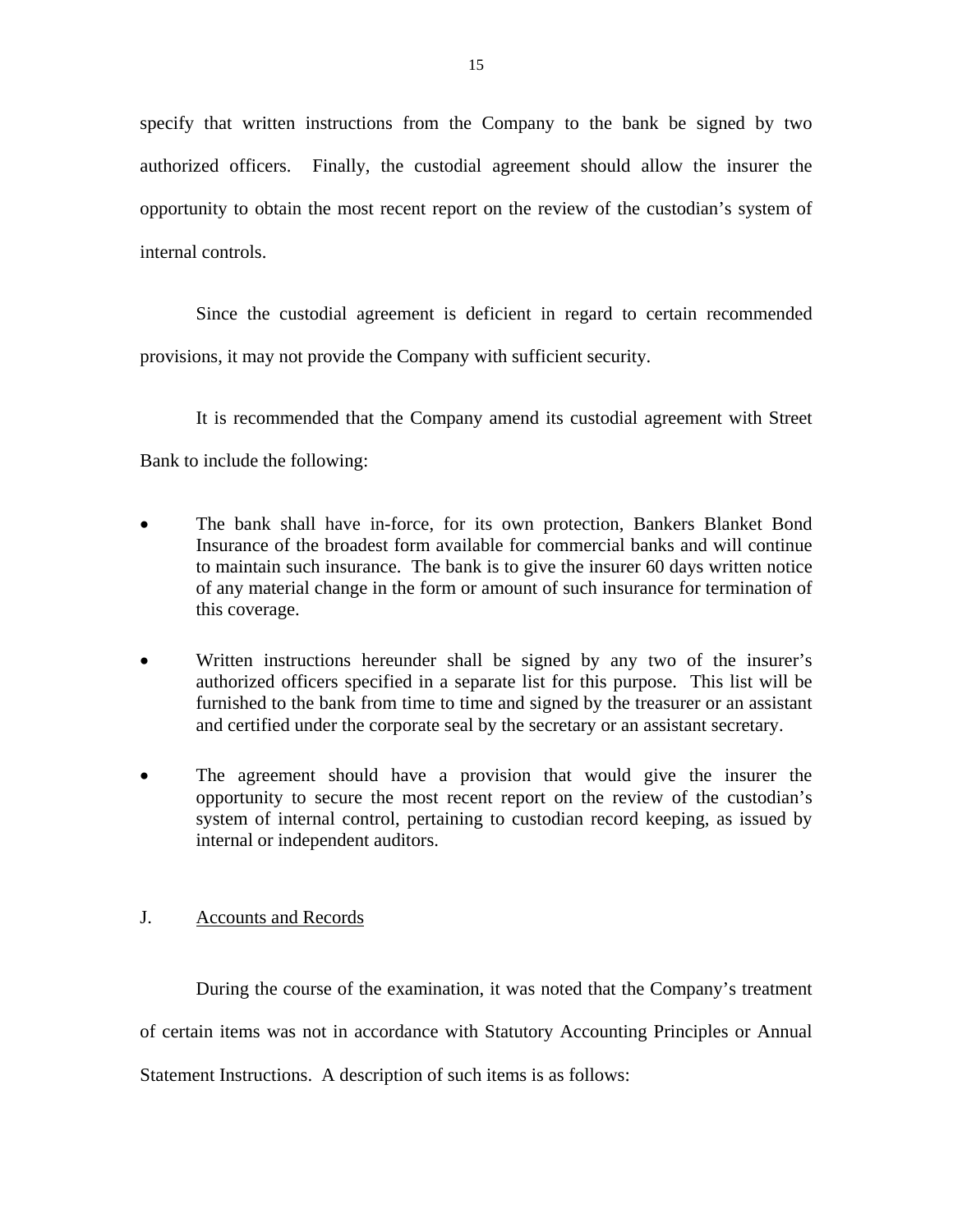specify that written instructions from the Company to the bank be signed by two authorized officers. Finally, the custodial agreement should allow the insurer the opportunity to obtain the most recent report on the review of the custodian's system of internal controls.

Since the custodial agreement is deficient in regard to certain recommended provisions, it may not provide the Company with sufficient security.

It is recommended that the Company amend its custodial agreement with Street Bank to include the following:

- The bank shall have in-force, for its own protection, Bankers Blanket Bond Insurance of the broadest form available for commercial banks and will continue to maintain such insurance. The bank is to give the insurer 60 days written notice of any material change in the form or amount of such insurance for termination of this coverage.
- Written instructions hereunder shall be signed by any two of the insurer's authorized officers specified in a separate list for this purpose. This list will be furnished to the bank from time to time and signed by the treasurer or an assistant and certified under the corporate seal by the secretary or an assistant secretary.
- The agreement should have a provision that would give the insurer the opportunity to secure the most recent report on the review of the custodian's system of internal control, pertaining to custodian record keeping, as issued by internal or independent auditors.

J. <u>Accounts and Records</u>

During the course of the examination, it was noted that the Company's treatment of certain items was not in accordance with Statutory Accounting Principles or Annual Statement Instructions. A description of such items is as follows: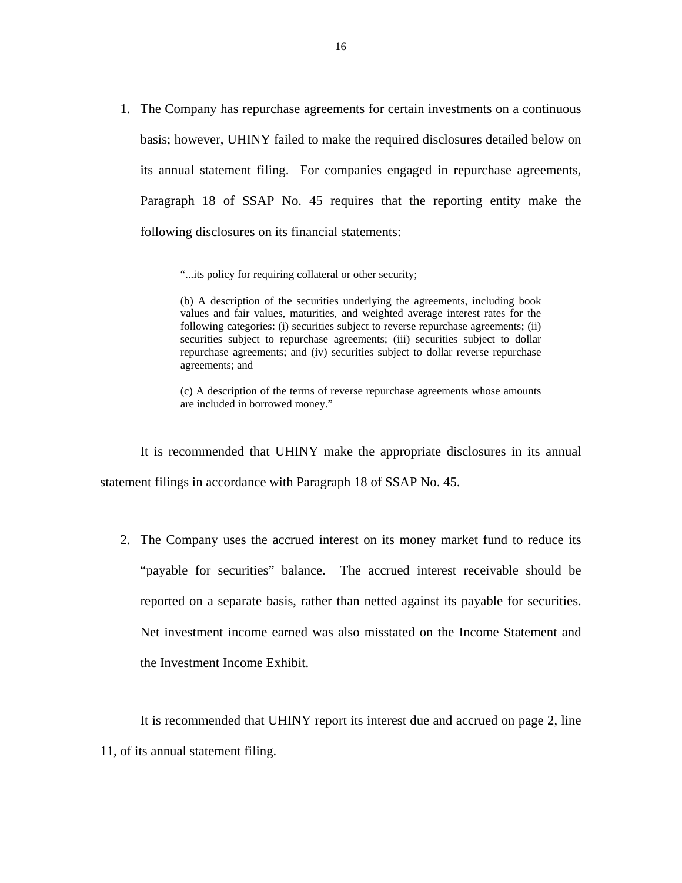1. The Company has repurchase agreements for certain investments on a continuous basis; however, UHINY failed to make the required disclosures detailed below on its annual statement filing. For companies engaged in repurchase agreements, Paragraph 18 of SSAP No. 45 requires that the reporting entity make the following disclosures on its financial statements:

   > "...its policy for requiring collateral or other security;
   >
   > (b) A description of the securities underlying the agreements, including book values and fair values, maturities, and weighted average interest rates for the following categories: (i) securities subject to reverse repurchase agreements; (ii) securities subject to repurchase agreements; (iii) securities subject to dollar repurchase agreements; and (iv) securities subject to dollar reverse repurchase agreements; and
   >
   > (c) A description of the terms of reverse repurchase agreements whose amounts are included in borrowed money."

It is recommended that UHINY make the appropriate disclosures in its annual statement filings in accordance with Paragraph 18 of SSAP No. 45.

2. The Company uses the accrued interest on its money market fund to reduce its "payable for securities" balance. The accrued interest receivable should be reported on a separate basis, rather than netted against its payable for securities. Net investment income earned was also misstated on the Income Statement and the Investment Income Exhibit.

It is recommended that UHINY report its interest due and accrued on page 2, line 11, of its annual statement filing.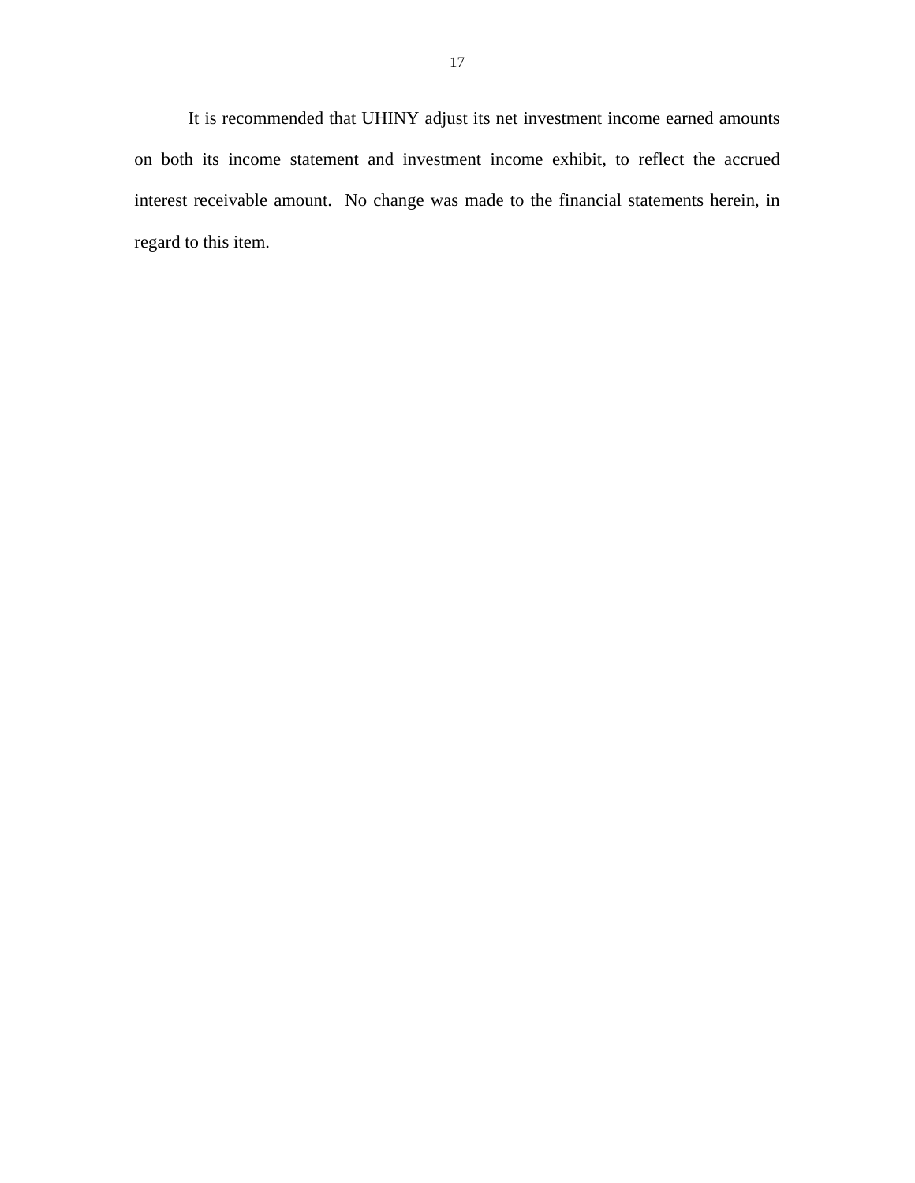It is recommended that UHINY adjust its net investment income earned amounts on both its income statement and investment income exhibit, to reflect the accrued interest receivable amount. No change was made to the financial statements herein, in regard to this item.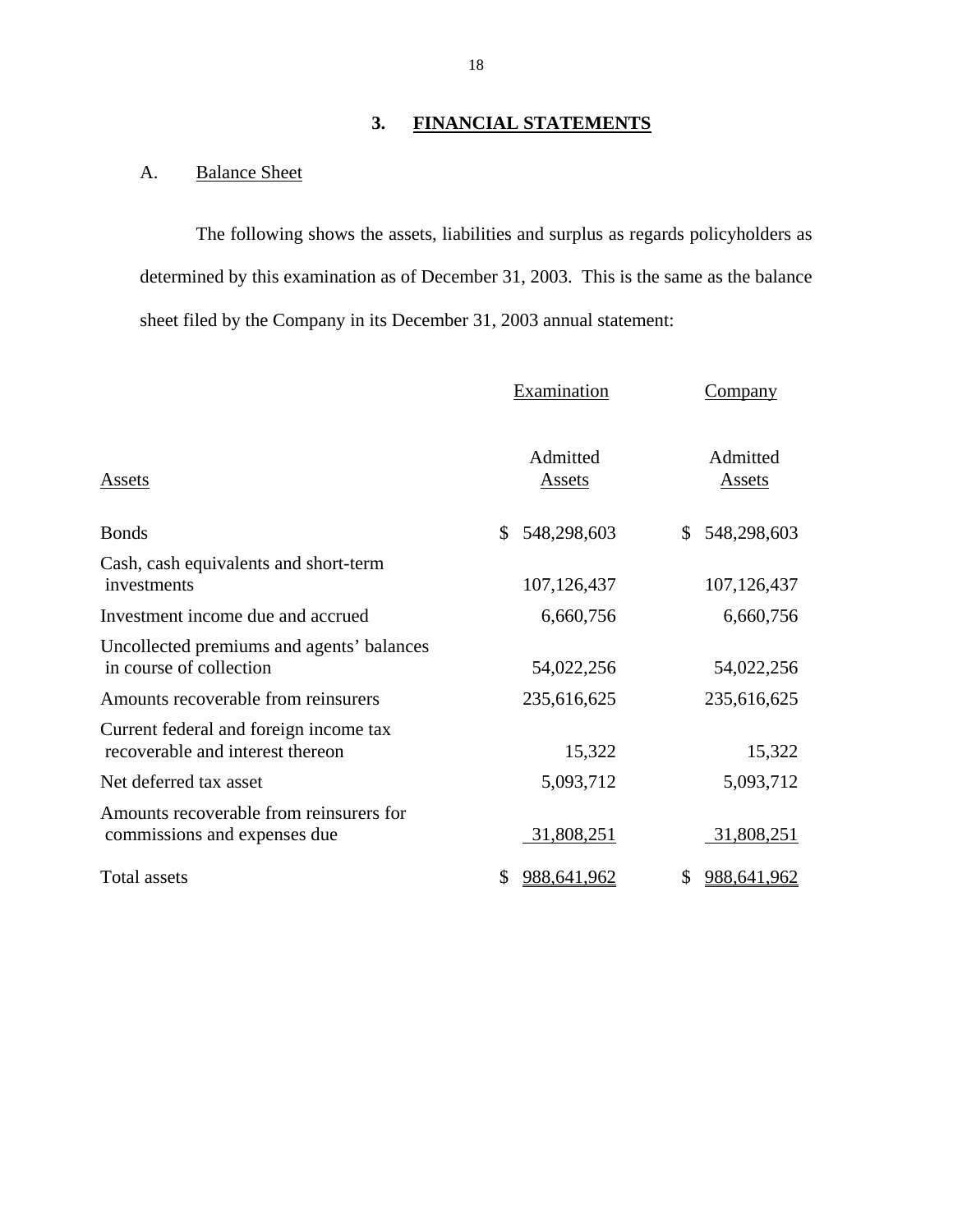## 3. FINANCIAL STATEMENTS

### A. Balance Sheet

The following shows the assets, liabilities and surplus as regards policyholders as determined by this examination as of December 31, 2003. This is the same as the balance sheet filed by the Company in its December 31, 2003 annual statement:

| | Examination | Company |
|---|---|---|
| Assets | Admitted Assets | Admitted Assets |
| Bonds | $ 548,298,603 | $ 548,298,603 |
| Cash, cash equivalents and short-term investments | 107,126,437 | 107,126,437 |
| Investment income due and accrued | 6,660,756 | 6,660,756 |
| Uncollected premiums and agents' balances in course of collection | 54,022,256 | 54,022,256 |
| Amounts recoverable from reinsurers | 235,616,625 | 235,616,625 |
| Current federal and foreign income tax recoverable and interest thereon | 15,322 | 15,322 |
| Net deferred tax asset | 5,093,712 | 5,093,712 |
| Amounts recoverable from reinsurers for commissions and expenses due | 31,808,251 | 31,808,251 |
| Total assets | $ 988,641,962 | $ 988,641,962 |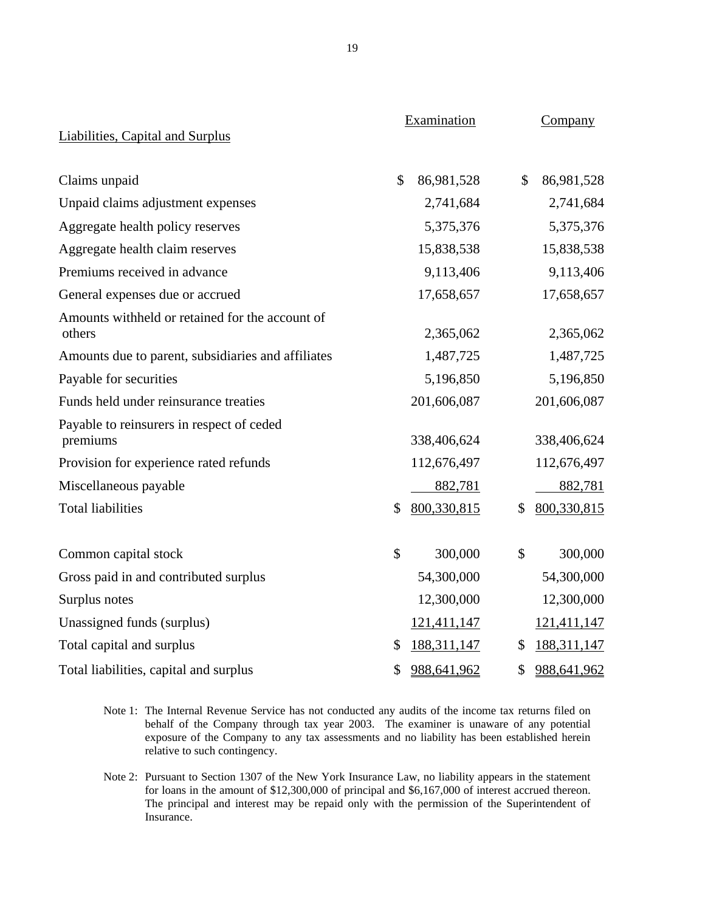| Liabilities, Capital and Surplus | Examination | Company |
|---|---|---|
| Claims unpaid | $ 86,981,528 | $ 86,981,528 |
| Unpaid claims adjustment expenses | 2,741,684 | 2,741,684 |
| Aggregate health policy reserves | 5,375,376 | 5,375,376 |
| Aggregate health claim reserves | 15,838,538 | 15,838,538 |
| Premiums received in advance | 9,113,406 | 9,113,406 |
| General expenses due or accrued | 17,658,657 | 17,658,657 |
| Amounts withheld or retained for the account of others | 2,365,062 | 2,365,062 |
| Amounts due to parent, subsidiaries and affiliates | 1,487,725 | 1,487,725 |
| Payable for securities | 5,196,850 | 5,196,850 |
| Funds held under reinsurance treaties | 201,606,087 | 201,606,087 |
| Payable to reinsurers in respect of ceded premiums | 338,406,624 | 338,406,624 |
| Provision for experience rated refunds | 112,676,497 | 112,676,497 |
| Miscellaneous payable | 882,781 | 882,781 |
| Total liabilities | $ 800,330,815 | $ 800,330,815 |
| | | |
| Common capital stock | $ 300,000 | $ 300,000 |
| Gross paid in and contributed surplus | 54,300,000 | 54,300,000 |
| Surplus notes | 12,300,000 | 12,300,000 |
| Unassigned funds (surplus) | 121,411,147 | 121,411,147 |
| Total capital and surplus | $ 188,311,147 | $ 188,311,147 |
| Total liabilities, capital and surplus | $ 988,641,962 | $ 988,641,962 |

Note 1: The Internal Revenue Service has not conducted any audits of the income tax returns filed on behalf of the Company through tax year 2003. The examiner is unaware of any potential exposure of the Company to any tax assessments and no liability has been established herein relative to such contingency.

Note 2: Pursuant to Section 1307 of the New York Insurance Law, no liability appears in the statement for loans in the amount of $12,300,000 of principal and $6,167,000 of interest accrued thereon. The principal and interest may be repaid only with the permission of the Superintendent of Insurance.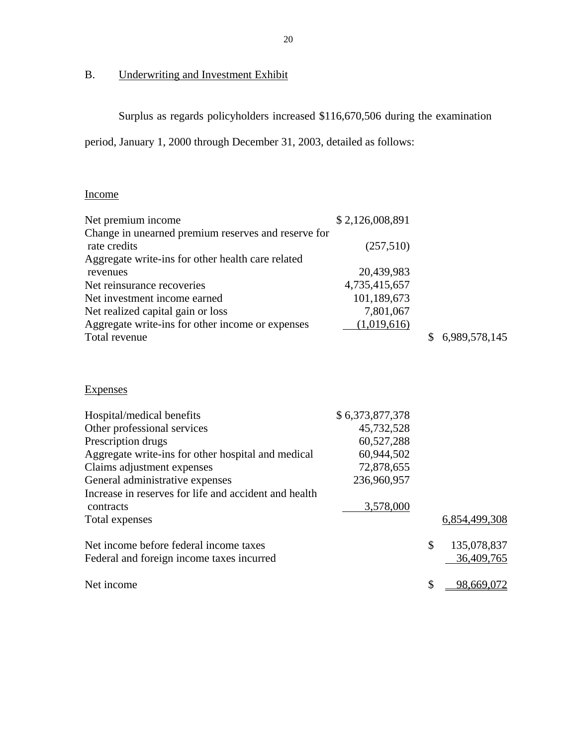## B. Underwriting and Investment Exhibit

Surplus as regards policyholders increased $116,670,506 during the examination period, January 1, 2000 through December 31, 2003, detailed as follows:

| Income | | |
|---|---|---|
| Net premium income | $ 2,126,008,891 | |
| Change in unearned premium reserves and reserve for rate credits | (257,510) | |
| Aggregate write-ins for other health care related revenues | 20,439,983 | |
| Net reinsurance recoveries | 4,735,415,657 | |
| Net investment income earned | 101,189,673 | |
| Net realized capital gain or loss | 7,801,067 | |
| Aggregate write-ins for other income or expenses | (1,019,616) | |
| Total revenue | | $ 6,989,578,145 |

| Expenses | | |
|---|---|---|
| Hospital/medical benefits | $ 6,373,877,378 | |
| Other professional services | 45,732,528 | |
| Prescription drugs | 60,527,288 | |
| Aggregate write-ins for other hospital and medical | 60,944,502 | |
| Claims adjustment expenses | 72,878,655 | |
| General administrative expenses | 236,960,957 | |
| Increase in reserves for life and accident and health contracts | 3,578,000 | |
| Total expenses | | 6,854,499,308 |
| | | |
| Net income before federal income taxes | | $ 135,078,837 |
| Federal and foreign income taxes incurred | | 36,409,765 |
| | | |
| Net income | | $ 98,669,072 |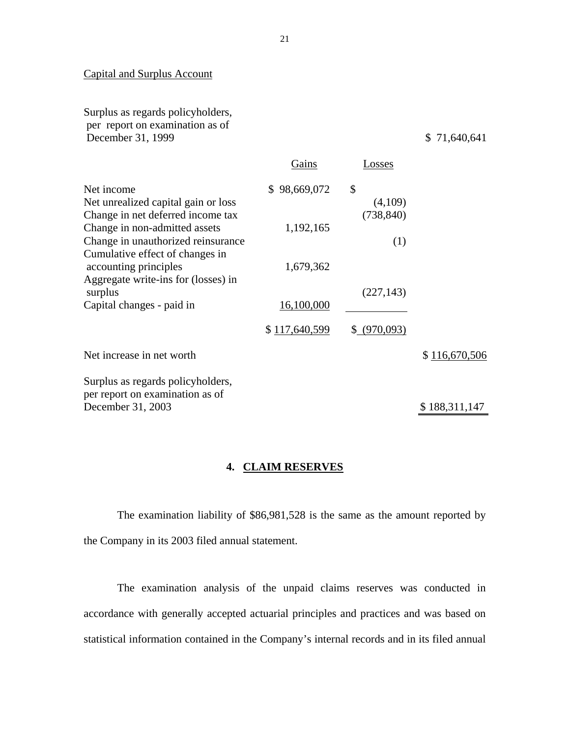Capital and Surplus Account

| | Gains | Losses | |
|---|---|---|---|
| Surplus as regards policyholders, per report on examination as of December 31, 1999 | | | $ 71,640,641 |
| Net income | $ 98,669,072 | $ | |
| Net unrealized capital gain or loss | | (4,109) | |
| Change in net deferred income tax | | (738,840) | |
| Change in non-admitted assets | 1,192,165 | | |
| Change in unauthorized reinsurance | | (1) | |
| Cumulative effect of changes in accounting principles | 1,679,362 | | |
| Aggregate write-ins for (losses) in surplus | | (227,143) | |
| Capital changes - paid in | 16,100,000 | | |
| | $ 117,640,599 | $ (970,093) | |
| Net increase in net worth | | | $ 116,670,506 |
| Surplus as regards policyholders, per report on examination as of December 31, 2003 | | | $ 188,311,147 |

## 4. CLAIM RESERVES

The examination liability of $86,981,528 is the same as the amount reported by the Company in its 2003 filed annual statement.

The examination analysis of the unpaid claims reserves was conducted in accordance with generally accepted actuarial principles and practices and was based on statistical information contained in the Company's internal records and in its filed annual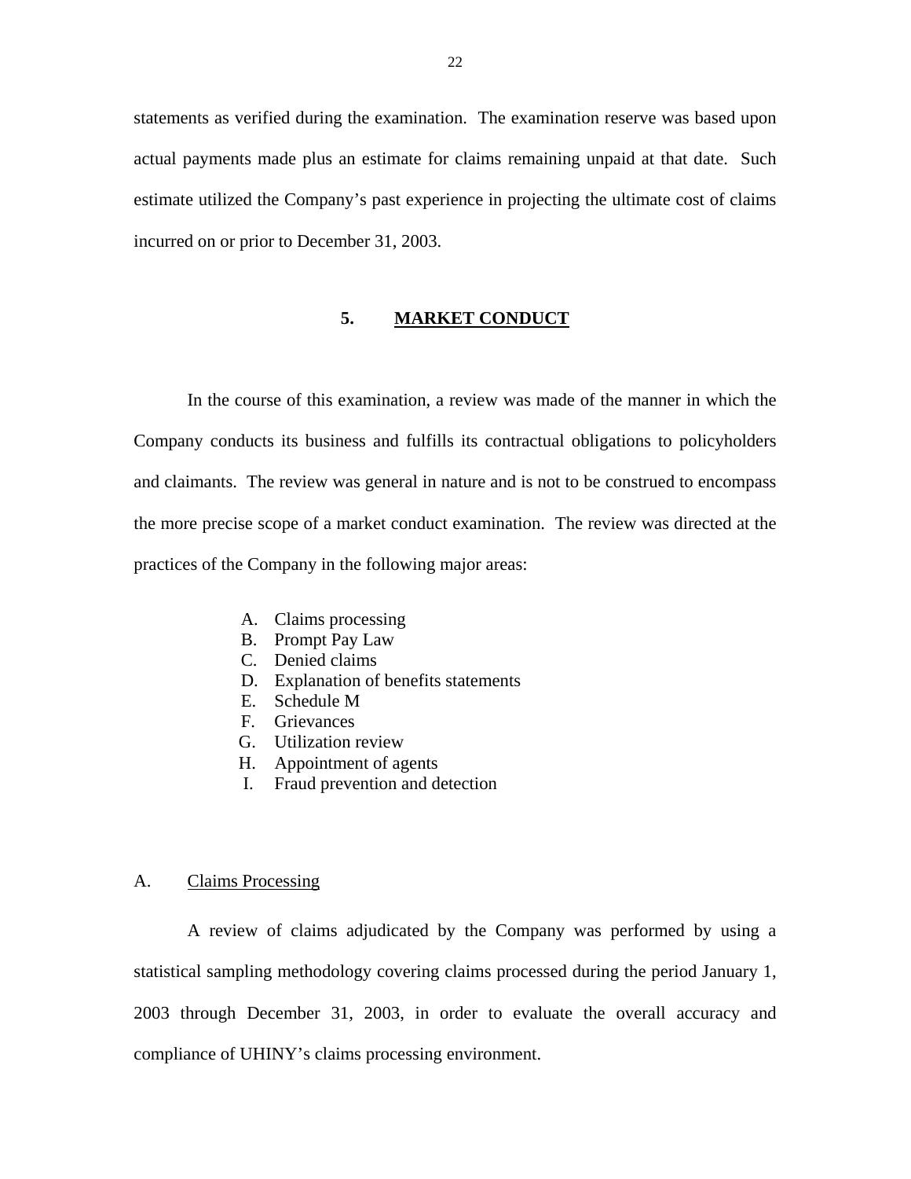statements as verified during the examination. The examination reserve was based upon actual payments made plus an estimate for claims remaining unpaid at that date. Such estimate utilized the Company's past experience in projecting the ultimate cost of claims incurred on or prior to December 31, 2003.

## 5. MARKET CONDUCT

In the course of this examination, a review was made of the manner in which the Company conducts its business and fulfills its contractual obligations to policyholders and claimants. The review was general in nature and is not to be construed to encompass the more precise scope of a market conduct examination. The review was directed at the practices of the Company in the following major areas:

A. Claims processing
B. Prompt Pay Law
C. Denied claims
D. Explanation of benefits statements
E. Schedule M
F. Grievances
G. Utilization review
H. Appointment of agents
I. Fraud prevention and detection

### A. Claims Processing

A review of claims adjudicated by the Company was performed by using a statistical sampling methodology covering claims processed during the period January 1, 2003 through December 31, 2003, in order to evaluate the overall accuracy and compliance of UHINY's claims processing environment.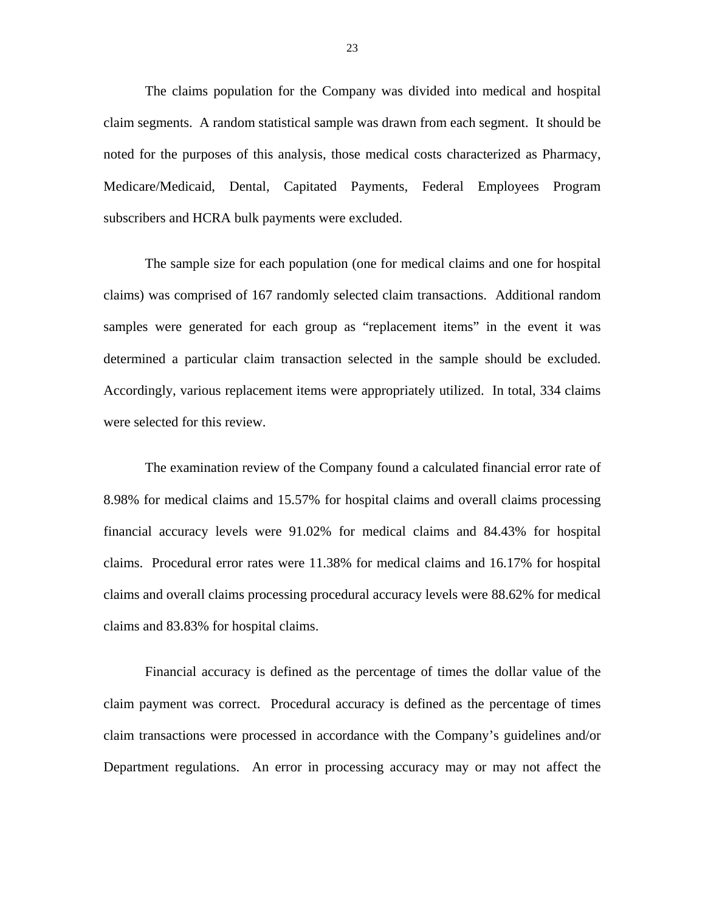The claims population for the Company was divided into medical and hospital claim segments. A random statistical sample was drawn from each segment. It should be noted for the purposes of this analysis, those medical costs characterized as Pharmacy, Medicare/Medicaid, Dental, Capitated Payments, Federal Employees Program subscribers and HCRA bulk payments were excluded.

The sample size for each population (one for medical claims and one for hospital claims) was comprised of 167 randomly selected claim transactions. Additional random samples were generated for each group as "replacement items" in the event it was determined a particular claim transaction selected in the sample should be excluded. Accordingly, various replacement items were appropriately utilized. In total, 334 claims were selected for this review.

The examination review of the Company found a calculated financial error rate of 8.98% for medical claims and 15.57% for hospital claims and overall claims processing financial accuracy levels were 91.02% for medical claims and 84.43% for hospital claims. Procedural error rates were 11.38% for medical claims and 16.17% for hospital claims and overall claims processing procedural accuracy levels were 88.62% for medical claims and 83.83% for hospital claims.

Financial accuracy is defined as the percentage of times the dollar value of the claim payment was correct. Procedural accuracy is defined as the percentage of times claim transactions were processed in accordance with the Company's guidelines and/or Department regulations. An error in processing accuracy may or may not affect the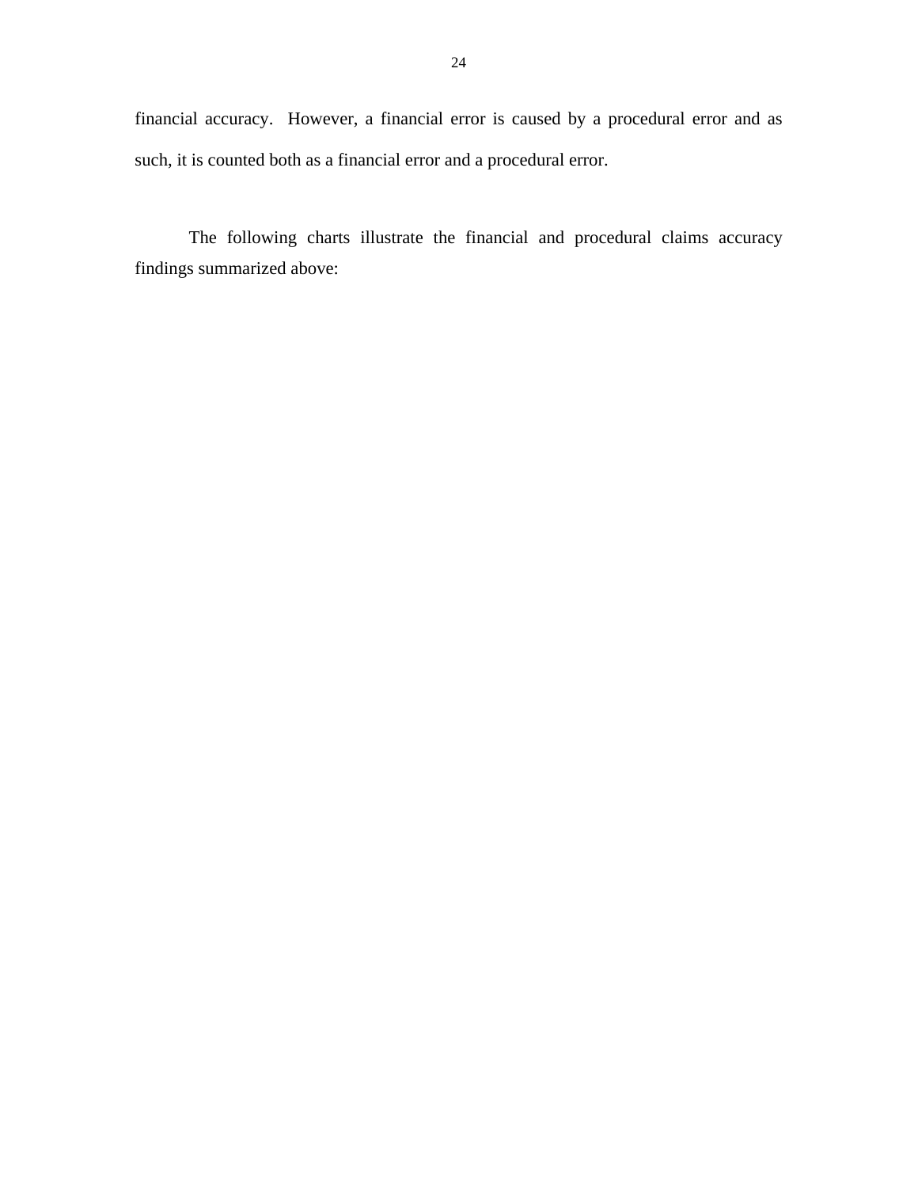financial accuracy. However, a financial error is caused by a procedural error and as such, it is counted both as a financial error and a procedural error.

The following charts illustrate the financial and procedural claims accuracy findings summarized above: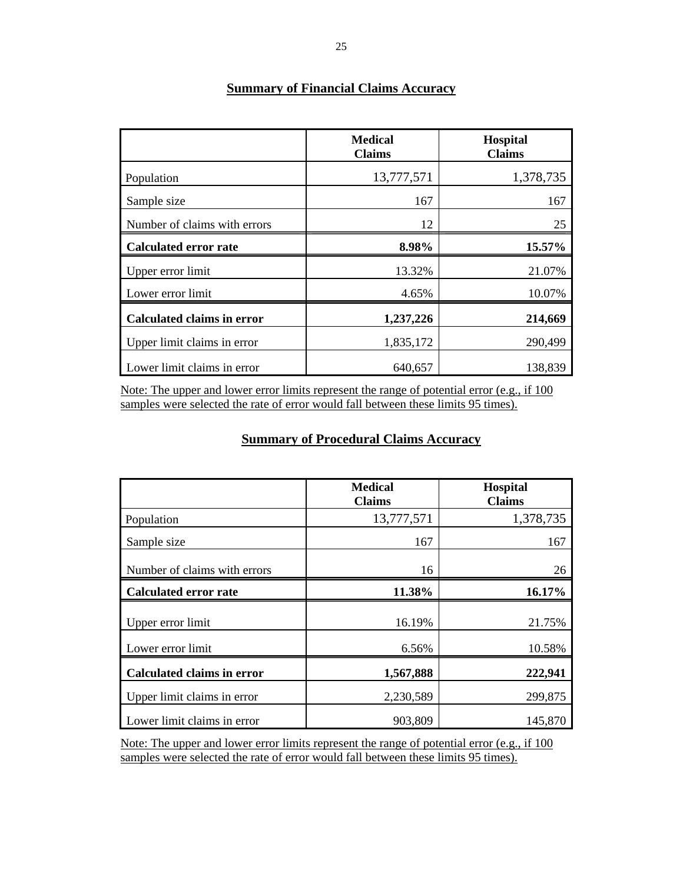## Summary of Financial Claims Accuracy

| | Medical Claims | Hospital Claims |
|---|---|---|
| Population | 13,777,571 | 1,378,735 |
| Sample size | 167 | 167 |
| Number of claims with errors | 12 | 25 |
| **Calculated error rate** | **8.98%** | **15.57%** |
| Upper error limit | 13.32% | 21.07% |
| Lower error limit | 4.65% | 10.07% |
| **Calculated claims in error** | **1,237,226** | **214,669** |
| Upper limit claims in error | 1,835,172 | 290,499 |
| Lower limit claims in error | 640,657 | 138,839 |

Note: The upper and lower error limits represent the range of potential error (e.g., if 100 samples were selected the rate of error would fall between these limits 95 times).

## Summary of Procedural Claims Accuracy

| | Medical Claims | Hospital Claims |
|---|---|---|
| Population | 13,777,571 | 1,378,735 |
| Sample size | 167 | 167 |
| Number of claims with errors | 16 | 26 |
| **Calculated error rate** | **11.38%** | **16.17%** |
| Upper error limit | 16.19% | 21.75% |
| Lower error limit | 6.56% | 10.58% |
| **Calculated claims in error** | **1,567,888** | **222,941** |
| Upper limit claims in error | 2,230,589 | 299,875 |
| Lower limit claims in error | 903,809 | 145,870 |

Note: The upper and lower error limits represent the range of potential error (e.g., if 100 samples were selected the rate of error would fall between these limits 95 times).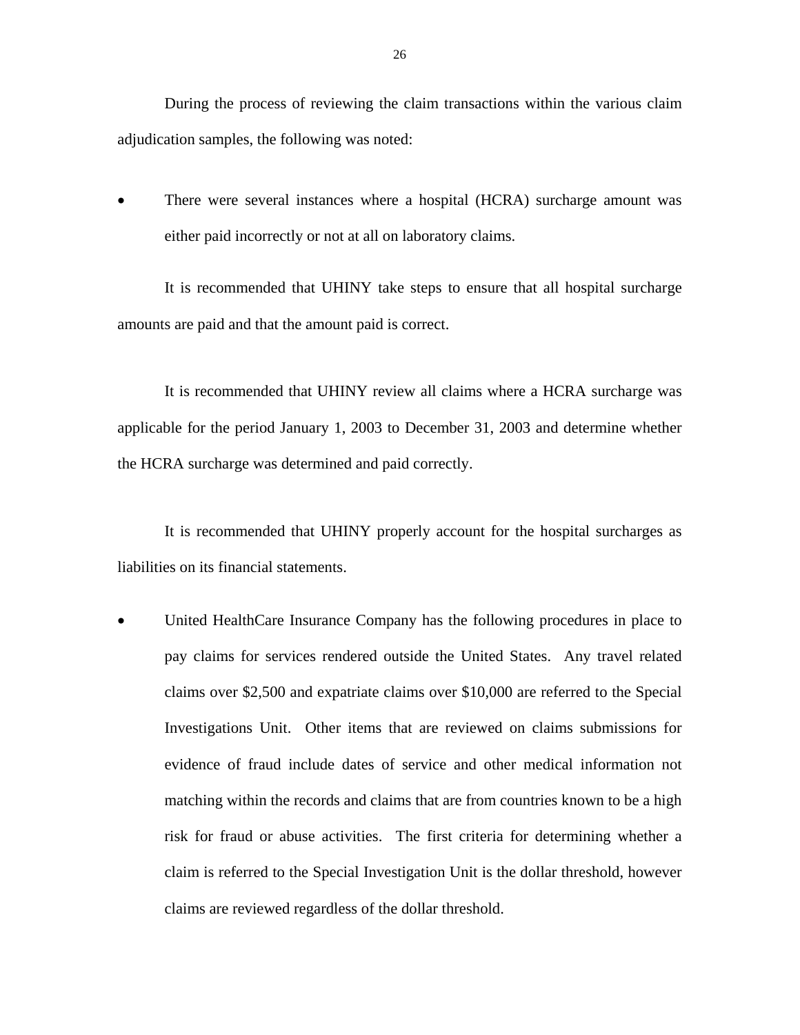During the process of reviewing the claim transactions within the various claim adjudication samples, the following was noted:

- There were several instances where a hospital (HCRA) surcharge amount was either paid incorrectly or not at all on laboratory claims.

  It is recommended that UHINY take steps to ensure that all hospital surcharge amounts are paid and that the amount paid is correct.

  It is recommended that UHINY review all claims where a HCRA surcharge was applicable for the period January 1, 2003 to December 31, 2003 and determine whether the HCRA surcharge was determined and paid correctly.

  It is recommended that UHINY properly account for the hospital surcharges as liabilities on its financial statements.

- United HealthCare Insurance Company has the following procedures in place to pay claims for services rendered outside the United States. Any travel related claims over $2,500 and expatriate claims over $10,000 are referred to the Special Investigations Unit. Other items that are reviewed on claims submissions for evidence of fraud include dates of service and other medical information not matching within the records and claims that are from countries known to be a high risk for fraud or abuse activities. The first criteria for determining whether a claim is referred to the Special Investigation Unit is the dollar threshold, however claims are reviewed regardless of the dollar threshold.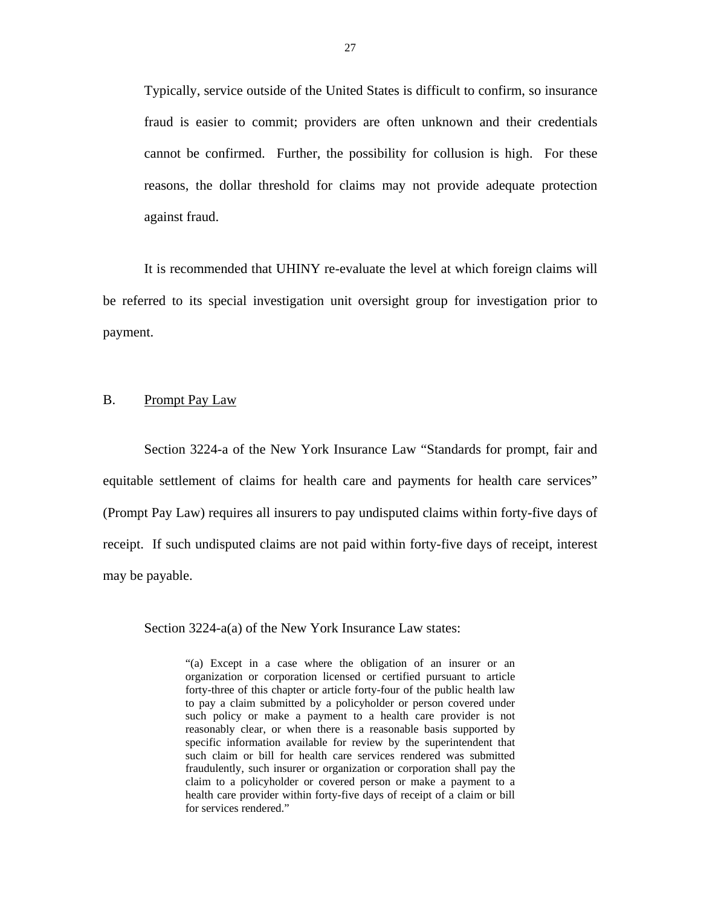Typically, service outside of the United States is difficult to confirm, so insurance fraud is easier to commit; providers are often unknown and their credentials cannot be confirmed. Further, the possibility for collusion is high. For these reasons, the dollar threshold for claims may not provide adequate protection against fraud.

It is recommended that UHINY re-evaluate the level at which foreign claims will be referred to its special investigation unit oversight group for investigation prior to payment.

## B. Prompt Pay Law

Section 3224-a of the New York Insurance Law "Standards for prompt, fair and equitable settlement of claims for health care and payments for health care services" (Prompt Pay Law) requires all insurers to pay undisputed claims within forty-five days of receipt. If such undisputed claims are not paid within forty-five days of receipt, interest may be payable.

Section 3224-a(a) of the New York Insurance Law states:

> "(a) Except in a case where the obligation of an insurer or an organization or corporation licensed or certified pursuant to article forty-three of this chapter or article forty-four of the public health law to pay a claim submitted by a policyholder or person covered under such policy or make a payment to a health care provider is not reasonably clear, or when there is a reasonable basis supported by specific information available for review by the superintendent that such claim or bill for health care services rendered was submitted fraudulently, such insurer or organization or corporation shall pay the claim to a policyholder or covered person or make a payment to a health care provider within forty-five days of receipt of a claim or bill for services rendered."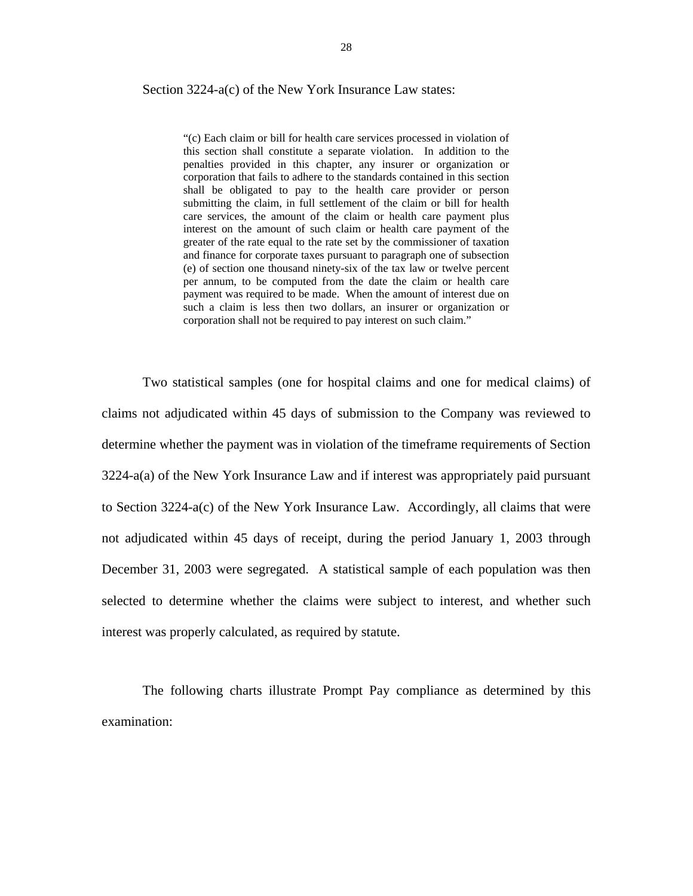Section 3224-a(c) of the New York Insurance Law states:

> "(c) Each claim or bill for health care services processed in violation of this section shall constitute a separate violation. In addition to the penalties provided in this chapter, any insurer or organization or corporation that fails to adhere to the standards contained in this section shall be obligated to pay to the health care provider or person submitting the claim, in full settlement of the claim or bill for health care services, the amount of the claim or health care payment plus interest on the amount of such claim or health care payment of the greater of the rate equal to the rate set by the commissioner of taxation and finance for corporate taxes pursuant to paragraph one of subsection (e) of section one thousand ninety-six of the tax law or twelve percent per annum, to be computed from the date the claim or health care payment was required to be made. When the amount of interest due on such a claim is less then two dollars, an insurer or organization or corporation shall not be required to pay interest on such claim."

Two statistical samples (one for hospital claims and one for medical claims) of claims not adjudicated within 45 days of submission to the Company was reviewed to determine whether the payment was in violation of the timeframe requirements of Section 3224-a(a) of the New York Insurance Law and if interest was appropriately paid pursuant to Section 3224-a(c) of the New York Insurance Law. Accordingly, all claims that were not adjudicated within 45 days of receipt, during the period January 1, 2003 through December 31, 2003 were segregated. A statistical sample of each population was then selected to determine whether the claims were subject to interest, and whether such interest was properly calculated, as required by statute.

The following charts illustrate Prompt Pay compliance as determined by this examination: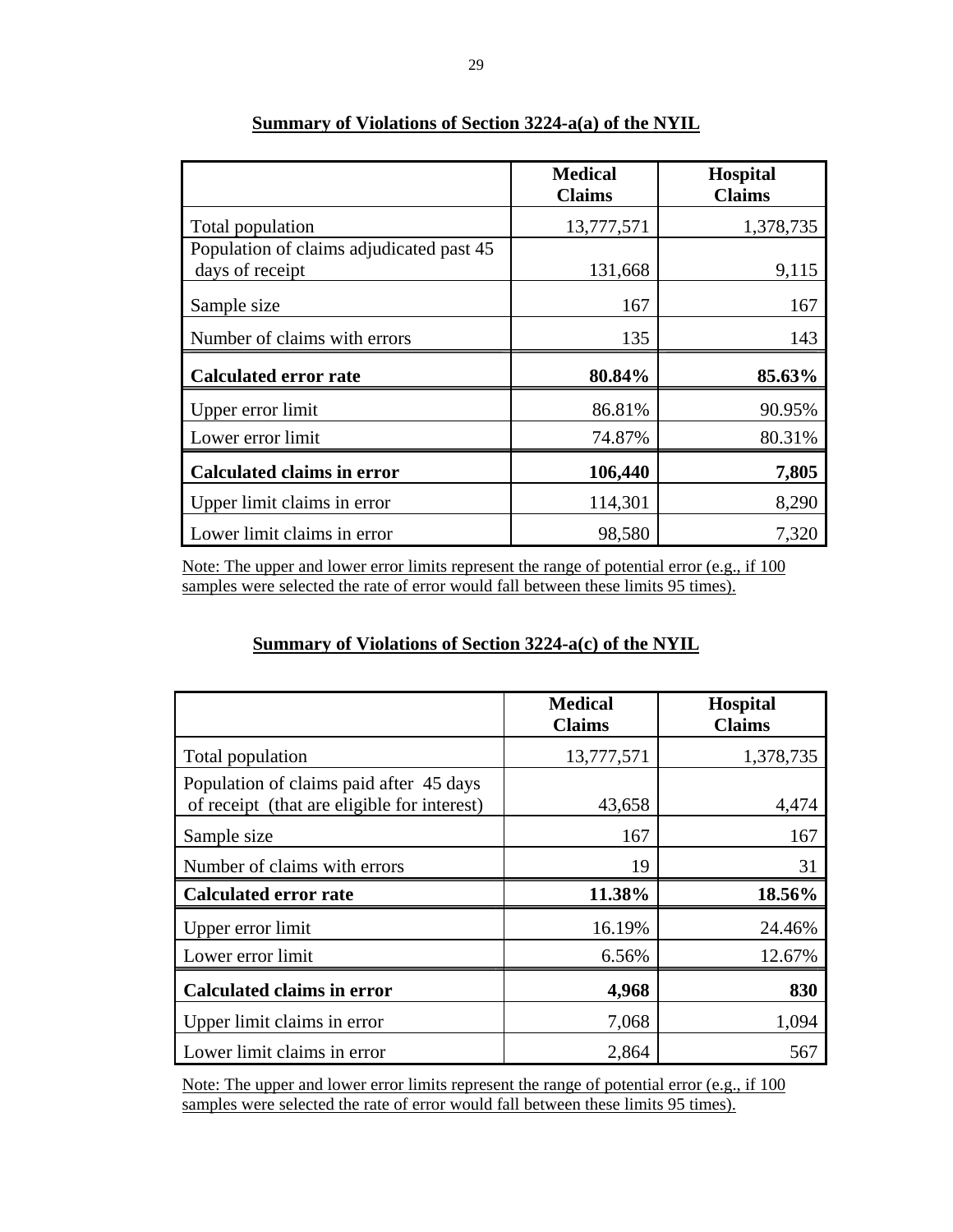## Summary of Violations of Section 3224-a(a) of the NYIL

| | Medical Claims | Hospital Claims |
|---|---|---|
| Total population | 13,777,571 | 1,378,735 |
| Population of claims adjudicated past 45 days of receipt | 131,668 | 9,115 |
| Sample size | 167 | 167 |
| Number of claims with errors | 135 | 143 |
| **Calculated error rate** | **80.84%** | **85.63%** |
| Upper error limit | 86.81% | 90.95% |
| Lower error limit | 74.87% | 80.31% |
| **Calculated claims in error** | **106,440** | **7,805** |
| Upper limit claims in error | 114,301 | 8,290 |
| Lower limit claims in error | 98,580 | 7,320 |

Note: The upper and lower error limits represent the range of potential error (e.g., if 100 samples were selected the rate of error would fall between these limits 95 times).

## Summary of Violations of Section 3224-a(c) of the NYIL

| | Medical Claims | Hospital Claims |
|---|---|---|
| Total population | 13,777,571 | 1,378,735 |
| Population of claims paid after 45 days of receipt (that are eligible for interest) | 43,658 | 4,474 |
| Sample size | 167 | 167 |
| Number of claims with errors | 19 | 31 |
| **Calculated error rate** | **11.38%** | **18.56%** |
| Upper error limit | 16.19% | 24.46% |
| Lower error limit | 6.56% | 12.67% |
| **Calculated claims in error** | **4,968** | **830** |
| Upper limit claims in error | 7,068 | 1,094 |
| Lower limit claims in error | 2,864 | 567 |

Note: The upper and lower error limits represent the range of potential error (e.g., if 100 samples were selected the rate of error would fall between these limits 95 times).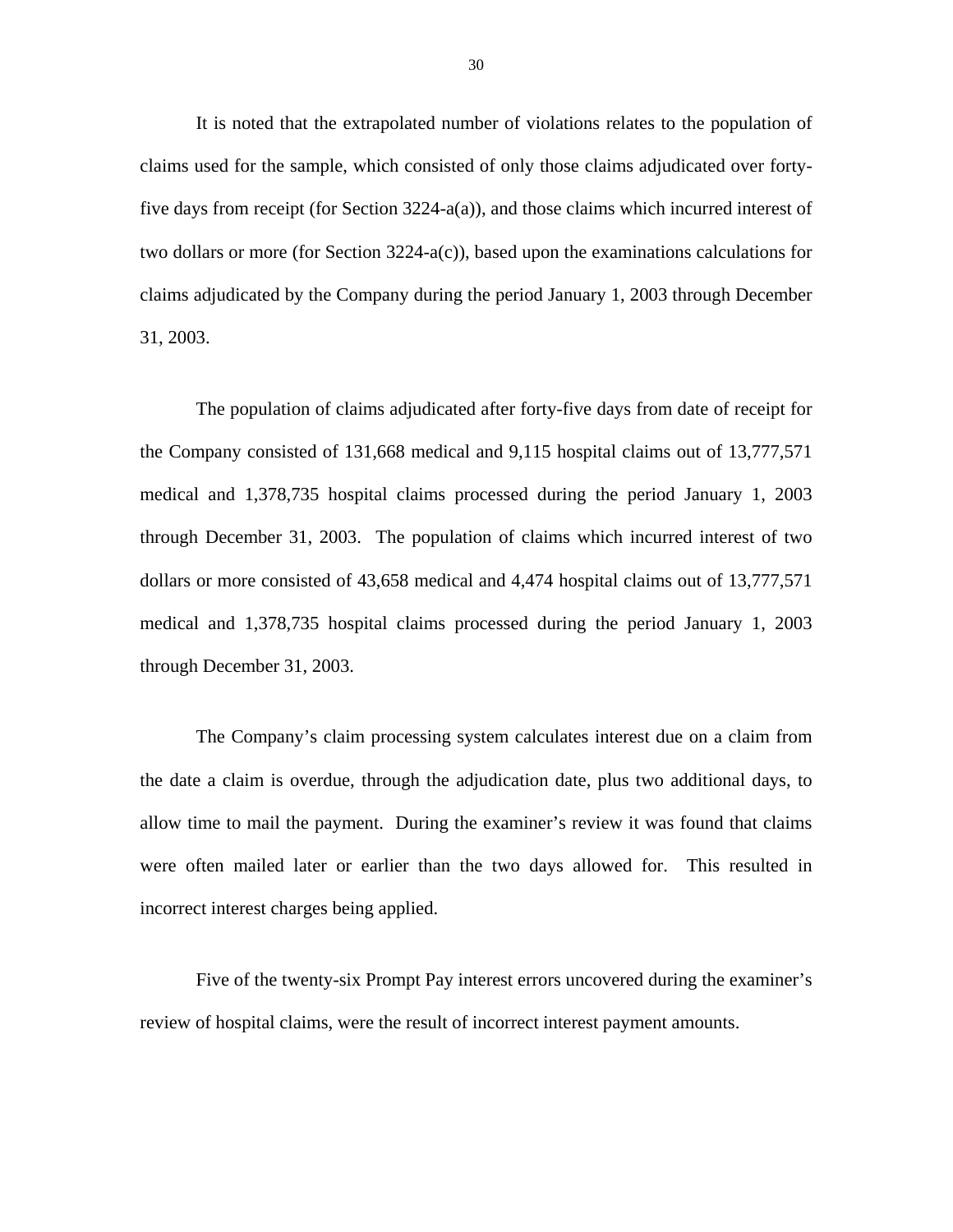It is noted that the extrapolated number of violations relates to the population of claims used for the sample, which consisted of only those claims adjudicated over forty-five days from receipt (for Section 3224-a(a)), and those claims which incurred interest of two dollars or more (for Section 3224-a(c)), based upon the examinations calculations for claims adjudicated by the Company during the period January 1, 2003 through December 31, 2003.

The population of claims adjudicated after forty-five days from date of receipt for the Company consisted of 131,668 medical and 9,115 hospital claims out of 13,777,571 medical and 1,378,735 hospital claims processed during the period January 1, 2003 through December 31, 2003. The population of claims which incurred interest of two dollars or more consisted of 43,658 medical and 4,474 hospital claims out of 13,777,571 medical and 1,378,735 hospital claims processed during the period January 1, 2003 through December 31, 2003.

The Company's claim processing system calculates interest due on a claim from the date a claim is overdue, through the adjudication date, plus two additional days, to allow time to mail the payment. During the examiner's review it was found that claims were often mailed later or earlier than the two days allowed for. This resulted in incorrect interest charges being applied.

Five of the twenty-six Prompt Pay interest errors uncovered during the examiner's review of hospital claims, were the result of incorrect interest payment amounts.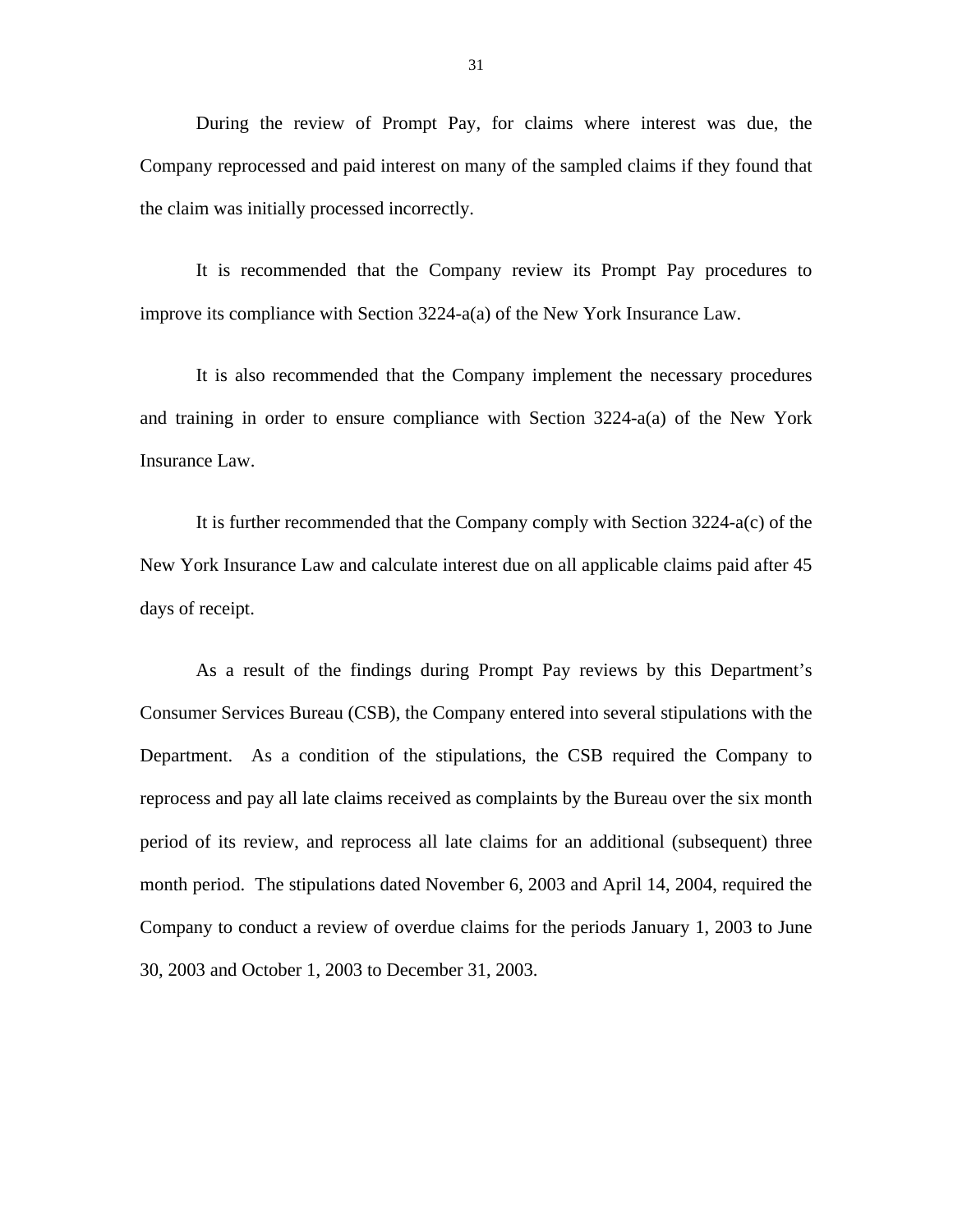During the review of Prompt Pay, for claims where interest was due, the Company reprocessed and paid interest on many of the sampled claims if they found that the claim was initially processed incorrectly.

It is recommended that the Company review its Prompt Pay procedures to improve its compliance with Section 3224-a(a) of the New York Insurance Law.

It is also recommended that the Company implement the necessary procedures and training in order to ensure compliance with Section 3224-a(a) of the New York Insurance Law.

It is further recommended that the Company comply with Section 3224-a(c) of the New York Insurance Law and calculate interest due on all applicable claims paid after 45 days of receipt.

As a result of the findings during Prompt Pay reviews by this Department's Consumer Services Bureau (CSB), the Company entered into several stipulations with the Department. As a condition of the stipulations, the CSB required the Company to reprocess and pay all late claims received as complaints by the Bureau over the six month period of its review, and reprocess all late claims for an additional (subsequent) three month period. The stipulations dated November 6, 2003 and April 14, 2004, required the Company to conduct a review of overdue claims for the periods January 1, 2003 to June 30, 2003 and October 1, 2003 to December 31, 2003.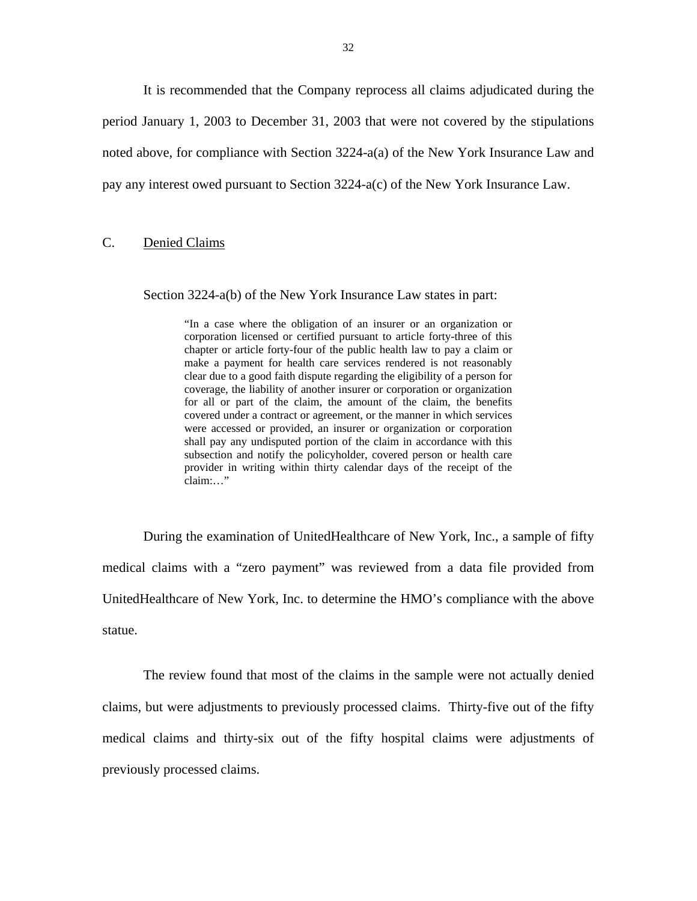It is recommended that the Company reprocess all claims adjudicated during the period January 1, 2003 to December 31, 2003 that were not covered by the stipulations noted above, for compliance with Section 3224-a(a) of the New York Insurance Law and pay any interest owed pursuant to Section 3224-a(c) of the New York Insurance Law.

## C. Denied Claims

Section 3224-a(b) of the New York Insurance Law states in part:

> "In a case where the obligation of an insurer or an organization or corporation licensed or certified pursuant to article forty-three of this chapter or article forty-four of the public health law to pay a claim or make a payment for health care services rendered is not reasonably clear due to a good faith dispute regarding the eligibility of a person for coverage, the liability of another insurer or corporation or organization for all or part of the claim, the amount of the claim, the benefits covered under a contract or agreement, or the manner in which services were accessed or provided, an insurer or organization or corporation shall pay any undisputed portion of the claim in accordance with this subsection and notify the policyholder, covered person or health care provider in writing within thirty calendar days of the receipt of the claim:…"

During the examination of UnitedHealthcare of New York, Inc., a sample of fifty medical claims with a "zero payment" was reviewed from a data file provided from UnitedHealthcare of New York, Inc. to determine the HMO's compliance with the above statue.

The review found that most of the claims in the sample were not actually denied claims, but were adjustments to previously processed claims. Thirty-five out of the fifty medical claims and thirty-six out of the fifty hospital claims were adjustments of previously processed claims.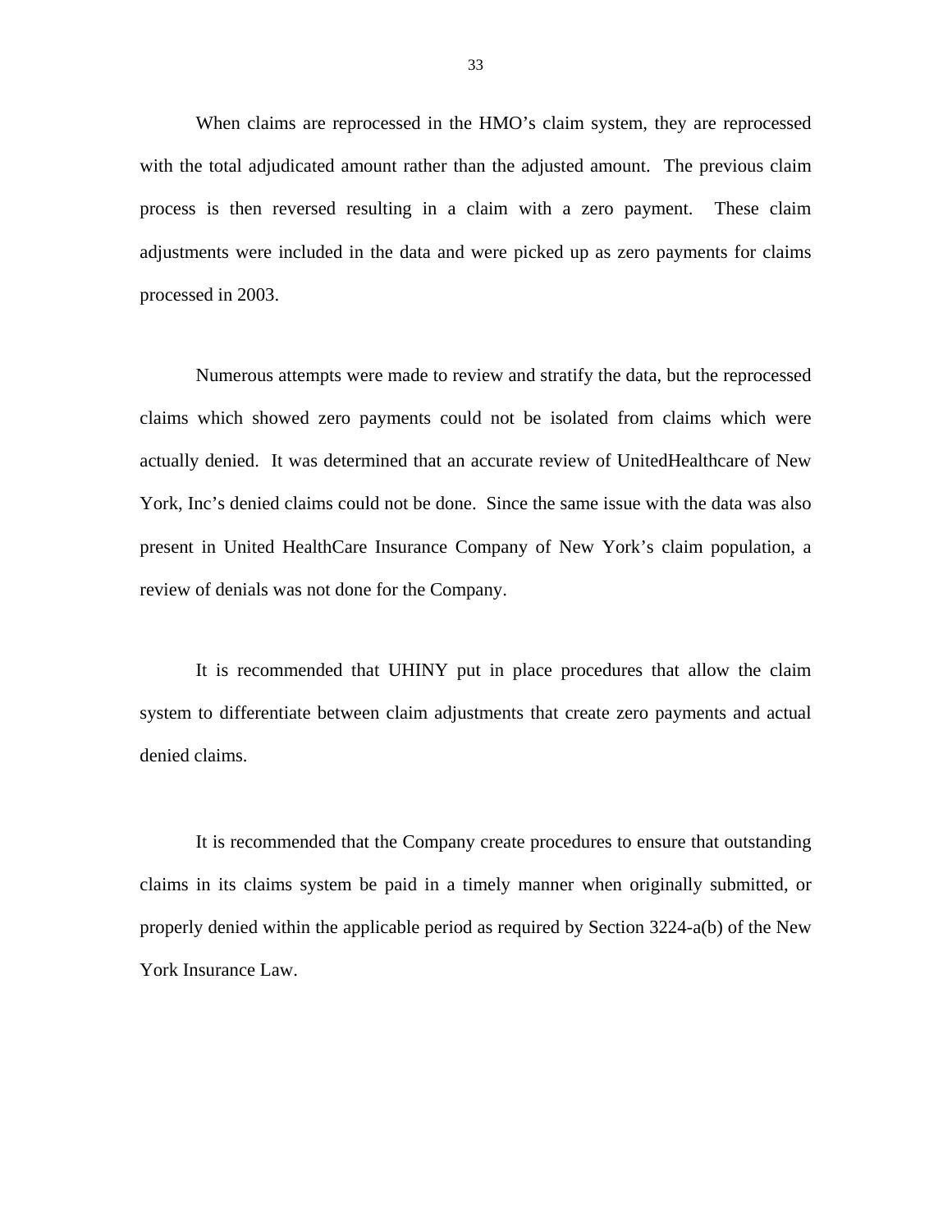When claims are reprocessed in the HMO's claim system, they are reprocessed with the total adjudicated amount rather than the adjusted amount. The previous claim process is then reversed resulting in a claim with a zero payment. These claim adjustments were included in the data and were picked up as zero payments for claims processed in 2003.

Numerous attempts were made to review and stratify the data, but the reprocessed claims which showed zero payments could not be isolated from claims which were actually denied. It was determined that an accurate review of UnitedHealthcare of New York, Inc's denied claims could not be done. Since the same issue with the data was also present in United HealthCare Insurance Company of New York's claim population, a review of denials was not done for the Company.

It is recommended that UHINY put in place procedures that allow the claim system to differentiate between claim adjustments that create zero payments and actual denied claims.

It is recommended that the Company create procedures to ensure that outstanding claims in its claims system be paid in a timely manner when originally submitted, or properly denied within the applicable period as required by Section 3224-a(b) of the New York Insurance Law.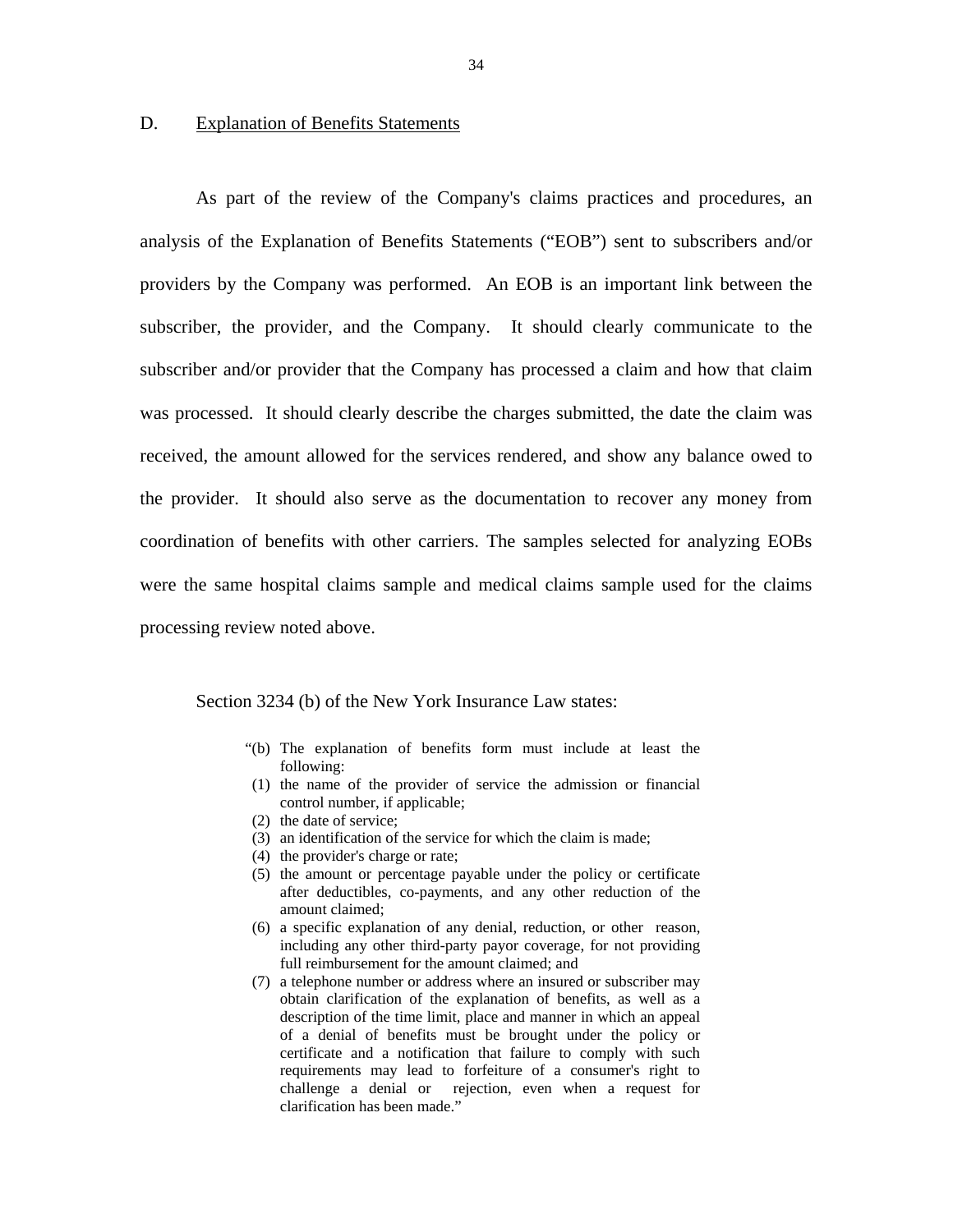## D. Explanation of Benefits Statements

As part of the review of the Company's claims practices and procedures, an analysis of the Explanation of Benefits Statements ("EOB") sent to subscribers and/or providers by the Company was performed. An EOB is an important link between the subscriber, the provider, and the Company. It should clearly communicate to the subscriber and/or provider that the Company has processed a claim and how that claim was processed. It should clearly describe the charges submitted, the date the claim was received, the amount allowed for the services rendered, and show any balance owed to the provider. It should also serve as the documentation to recover any money from coordination of benefits with other carriers. The samples selected for analyzing EOBs were the same hospital claims sample and medical claims sample used for the claims processing review noted above.

Section 3234 (b) of the New York Insurance Law states:

> "(b) The explanation of benefits form must include at least the following:
>
> (1) the name of the provider of service the admission or financial control number, if applicable;
>
> (2) the date of service;
>
> (3) an identification of the service for which the claim is made;
>
> (4) the provider's charge or rate;
>
> (5) the amount or percentage payable under the policy or certificate after deductibles, co-payments, and any other reduction of the amount claimed;
>
> (6) a specific explanation of any denial, reduction, or other reason, including any other third-party payor coverage, for not providing full reimbursement for the amount claimed; and
>
> (7) a telephone number or address where an insured or subscriber may obtain clarification of the explanation of benefits, as well as a description of the time limit, place and manner in which an appeal of a denial of benefits must be brought under the policy or certificate and a notification that failure to comply with such requirements may lead to forfeiture of a consumer's right to challenge a denial or rejection, even when a request for clarification has been made."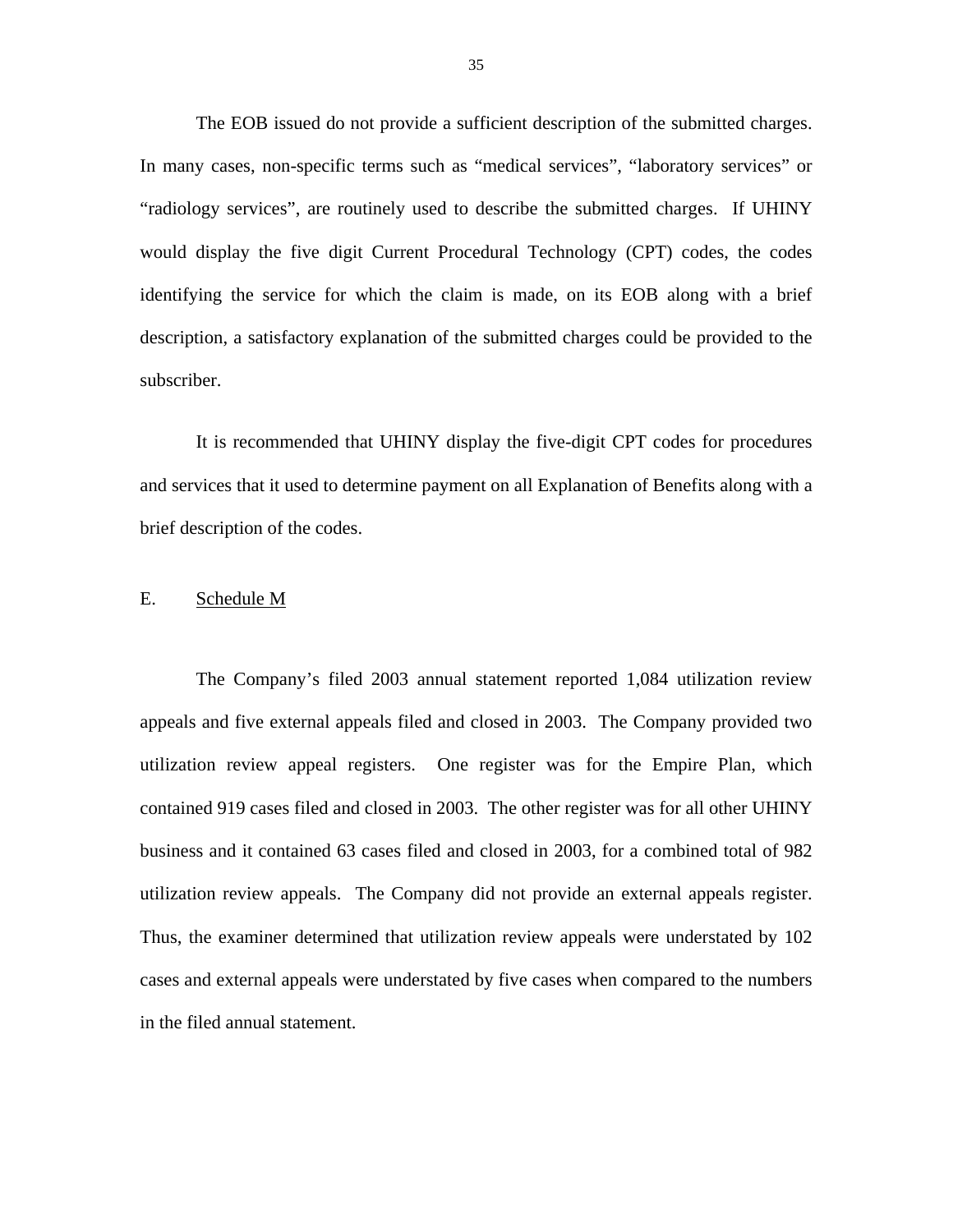The EOB issued do not provide a sufficient description of the submitted charges. In many cases, non-specific terms such as "medical services", "laboratory services" or "radiology services", are routinely used to describe the submitted charges. If UHINY would display the five digit Current Procedural Technology (CPT) codes, the codes identifying the service for which the claim is made, on its EOB along with a brief description, a satisfactory explanation of the submitted charges could be provided to the subscriber.

It is recommended that UHINY display the five-digit CPT codes for procedures and services that it used to determine payment on all Explanation of Benefits along with a brief description of the codes.

## E. Schedule M

The Company's filed 2003 annual statement reported 1,084 utilization review appeals and five external appeals filed and closed in 2003. The Company provided two utilization review appeal registers. One register was for the Empire Plan, which contained 919 cases filed and closed in 2003. The other register was for all other UHINY business and it contained 63 cases filed and closed in 2003, for a combined total of 982 utilization review appeals. The Company did not provide an external appeals register. Thus, the examiner determined that utilization review appeals were understated by 102 cases and external appeals were understated by five cases when compared to the numbers in the filed annual statement.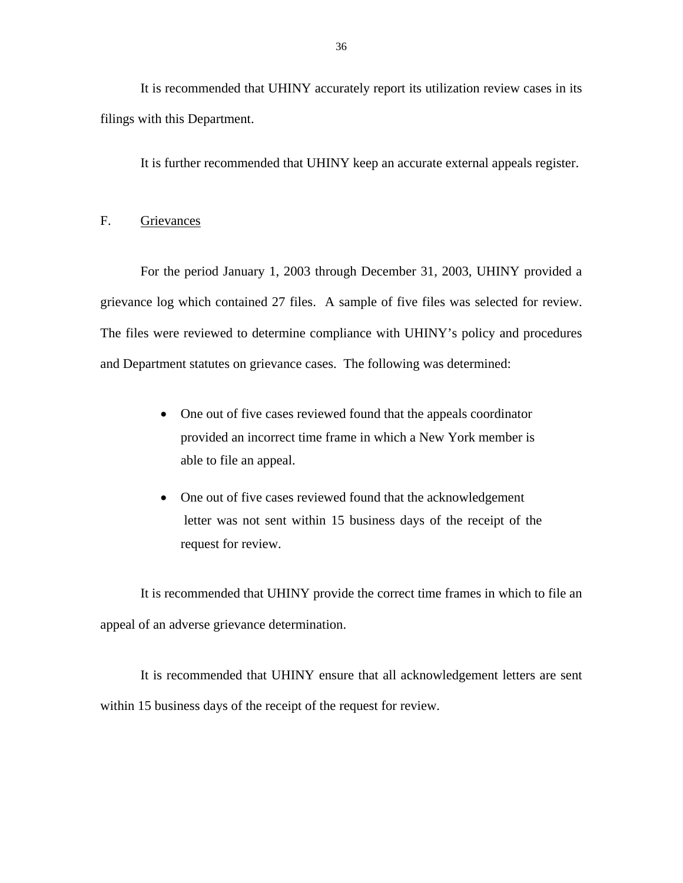It is recommended that UHINY accurately report its utilization review cases in its filings with this Department.

It is further recommended that UHINY keep an accurate external appeals register.

## F. Grievances

For the period January 1, 2003 through December 31, 2003, UHINY provided a grievance log which contained 27 files. A sample of five files was selected for review. The files were reviewed to determine compliance with UHINY's policy and procedures and Department statutes on grievance cases. The following was determined:

- One out of five cases reviewed found that the appeals coordinator provided an incorrect time frame in which a New York member is able to file an appeal.
- One out of five cases reviewed found that the acknowledgement letter was not sent within 15 business days of the receipt of the request for review.

It is recommended that UHINY provide the correct time frames in which to file an appeal of an adverse grievance determination.

It is recommended that UHINY ensure that all acknowledgement letters are sent within 15 business days of the receipt of the request for review.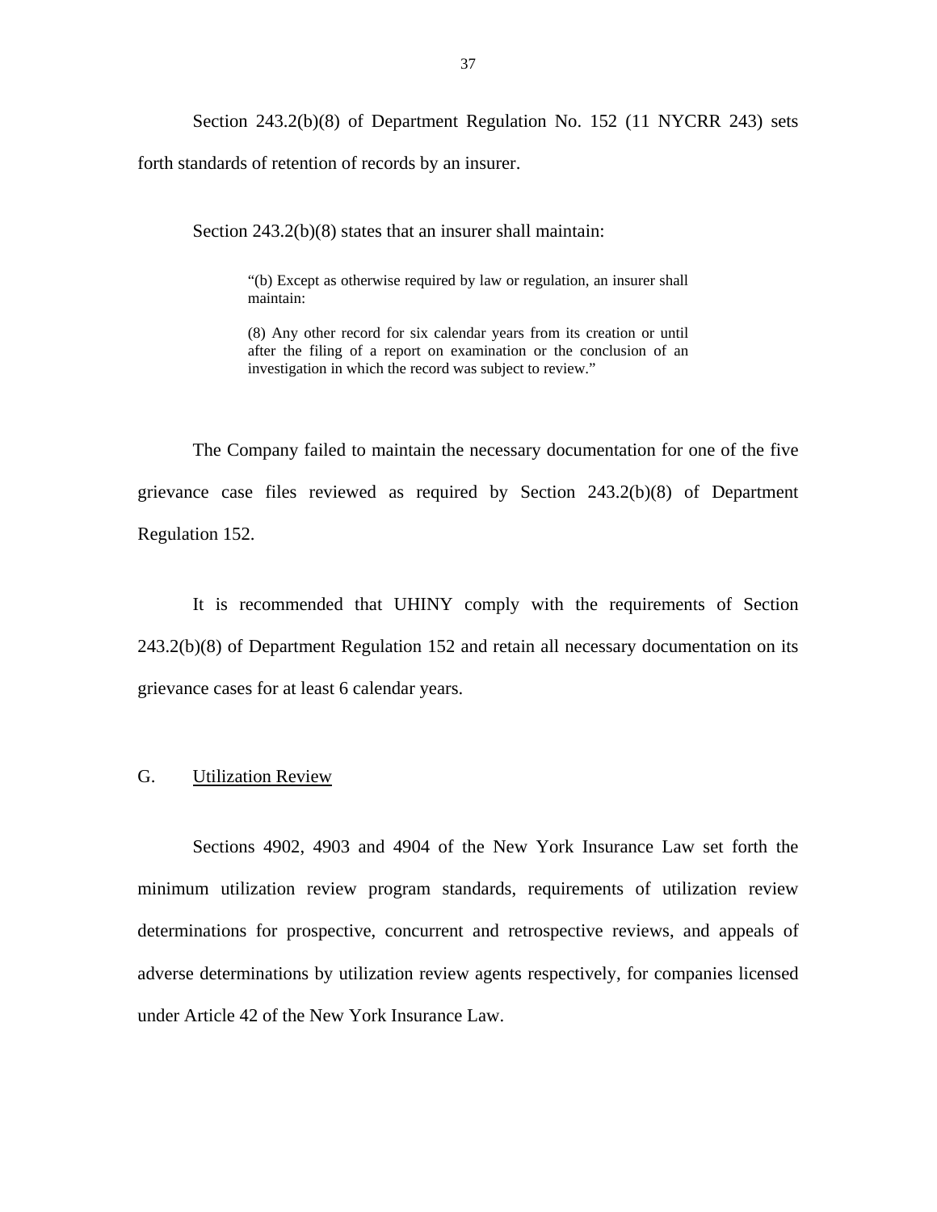Section 243.2(b)(8) of Department Regulation No. 152 (11 NYCRR 243) sets forth standards of retention of records by an insurer.

Section 243.2(b)(8) states that an insurer shall maintain:

> "(b) Except as otherwise required by law or regulation, an insurer shall maintain:
>
> (8) Any other record for six calendar years from its creation or until after the filing of a report on examination or the conclusion of an investigation in which the record was subject to review."

The Company failed to maintain the necessary documentation for one of the five grievance case files reviewed as required by Section 243.2(b)(8) of Department Regulation 152.

It is recommended that UHINY comply with the requirements of Section 243.2(b)(8) of Department Regulation 152 and retain all necessary documentation on its grievance cases for at least 6 calendar years.

## G. Utilization Review

Sections 4902, 4903 and 4904 of the New York Insurance Law set forth the minimum utilization review program standards, requirements of utilization review determinations for prospective, concurrent and retrospective reviews, and appeals of adverse determinations by utilization review agents respectively, for companies licensed under Article 42 of the New York Insurance Law.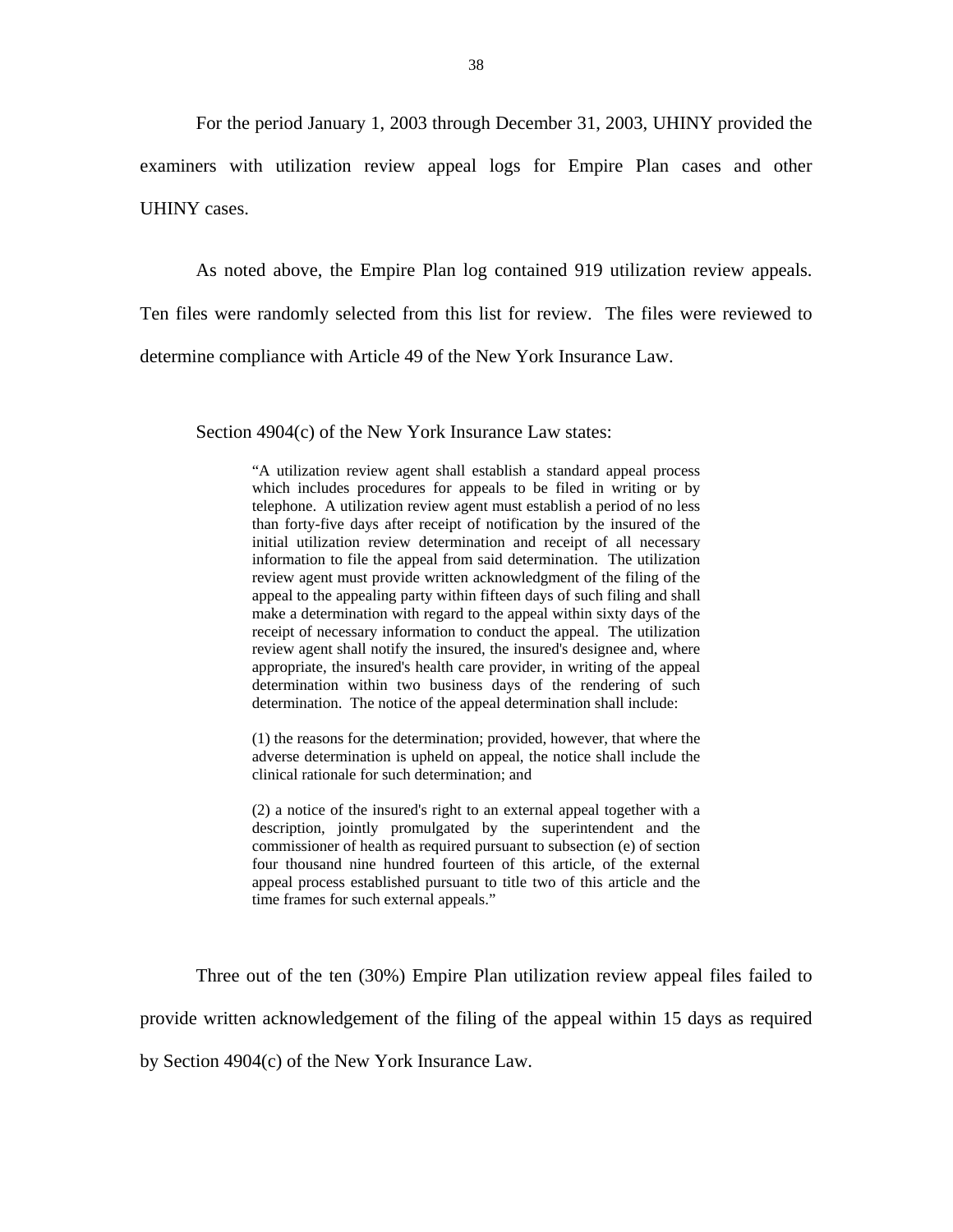For the period January 1, 2003 through December 31, 2003, UHINY provided the examiners with utilization review appeal logs for Empire Plan cases and other UHINY cases.

As noted above, the Empire Plan log contained 919 utilization review appeals. Ten files were randomly selected from this list for review. The files were reviewed to determine compliance with Article 49 of the New York Insurance Law.

Section 4904(c) of the New York Insurance Law states:

> "A utilization review agent shall establish a standard appeal process which includes procedures for appeals to be filed in writing or by telephone. A utilization review agent must establish a period of no less than forty-five days after receipt of notification by the insured of the initial utilization review determination and receipt of all necessary information to file the appeal from said determination. The utilization review agent must provide written acknowledgment of the filing of the appeal to the appealing party within fifteen days of such filing and shall make a determination with regard to the appeal within sixty days of the receipt of necessary information to conduct the appeal. The utilization review agent shall notify the insured, the insured's designee and, where appropriate, the insured's health care provider, in writing of the appeal determination within two business days of the rendering of such determination. The notice of the appeal determination shall include:
>
> (1) the reasons for the determination; provided, however, that where the adverse determination is upheld on appeal, the notice shall include the clinical rationale for such determination; and
>
> (2) a notice of the insured's right to an external appeal together with a description, jointly promulgated by the superintendent and the commissioner of health as required pursuant to subsection (e) of section four thousand nine hundred fourteen of this article, of the external appeal process established pursuant to title two of this article and the time frames for such external appeals."

Three out of the ten (30%) Empire Plan utilization review appeal files failed to provide written acknowledgement of the filing of the appeal within 15 days as required by Section 4904(c) of the New York Insurance Law.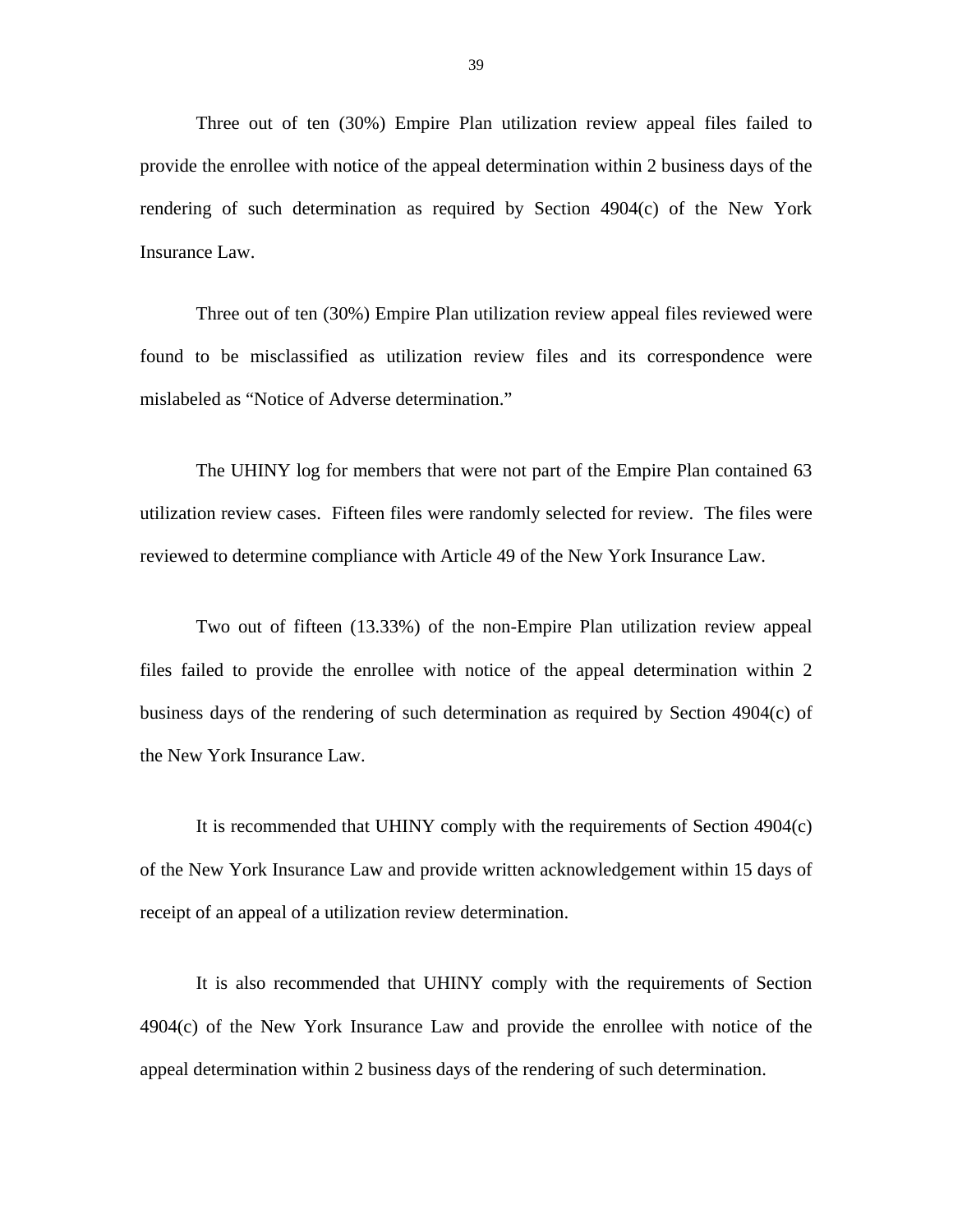Three out of ten (30%) Empire Plan utilization review appeal files failed to provide the enrollee with notice of the appeal determination within 2 business days of the rendering of such determination as required by Section 4904(c) of the New York Insurance Law.

Three out of ten (30%) Empire Plan utilization review appeal files reviewed were found to be misclassified as utilization review files and its correspondence were mislabeled as "Notice of Adverse determination."

The UHINY log for members that were not part of the Empire Plan contained 63 utilization review cases. Fifteen files were randomly selected for review. The files were reviewed to determine compliance with Article 49 of the New York Insurance Law.

Two out of fifteen (13.33%) of the non-Empire Plan utilization review appeal files failed to provide the enrollee with notice of the appeal determination within 2 business days of the rendering of such determination as required by Section 4904(c) of the New York Insurance Law.

It is recommended that UHINY comply with the requirements of Section 4904(c) of the New York Insurance Law and provide written acknowledgement within 15 days of receipt of an appeal of a utilization review determination.

It is also recommended that UHINY comply with the requirements of Section 4904(c) of the New York Insurance Law and provide the enrollee with notice of the appeal determination within 2 business days of the rendering of such determination.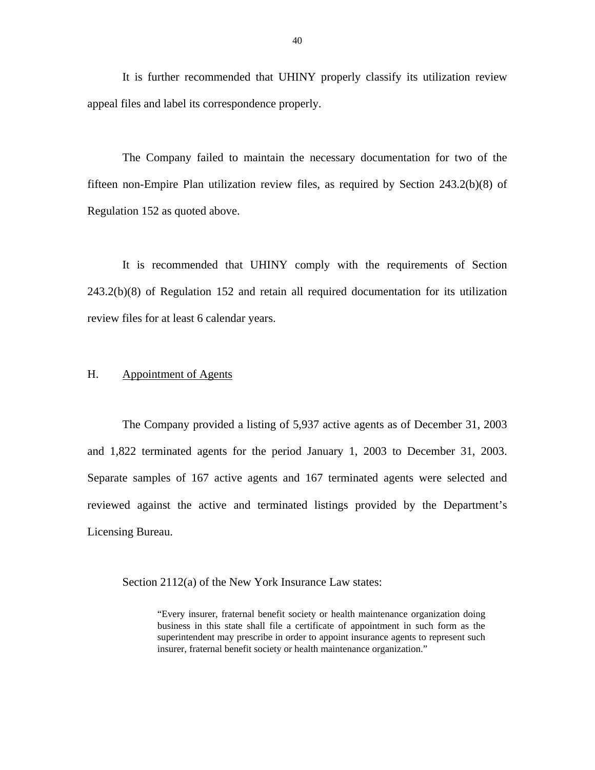It is further recommended that UHINY properly classify its utilization review appeal files and label its correspondence properly.

The Company failed to maintain the necessary documentation for two of the fifteen non-Empire Plan utilization review files, as required by Section 243.2(b)(8) of Regulation 152 as quoted above.

It is recommended that UHINY comply with the requirements of Section 243.2(b)(8) of Regulation 152 and retain all required documentation for its utilization review files for at least 6 calendar years.

## H. Appointment of Agents

The Company provided a listing of 5,937 active agents as of December 31, 2003 and 1,822 terminated agents for the period January 1, 2003 to December 31, 2003. Separate samples of 167 active agents and 167 terminated agents were selected and reviewed against the active and terminated listings provided by the Department's Licensing Bureau.

Section 2112(a) of the New York Insurance Law states:

> "Every insurer, fraternal benefit society or health maintenance organization doing business in this state shall file a certificate of appointment in such form as the superintendent may prescribe in order to appoint insurance agents to represent such insurer, fraternal benefit society or health maintenance organization."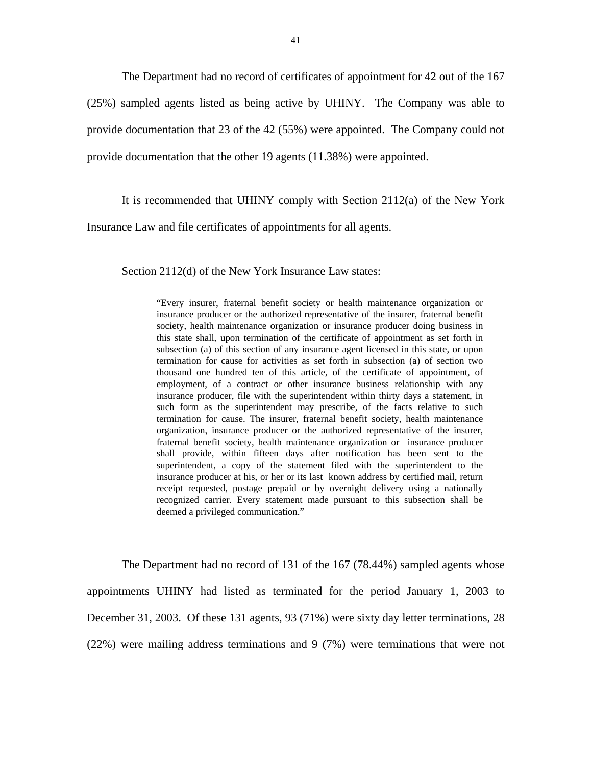The Department had no record of certificates of appointment for 42 out of the 167 (25%) sampled agents listed as being active by UHINY. The Company was able to provide documentation that 23 of the 42 (55%) were appointed. The Company could not provide documentation that the other 19 agents (11.38%) were appointed.

It is recommended that UHINY comply with Section 2112(a) of the New York Insurance Law and file certificates of appointments for all agents.

Section 2112(d) of the New York Insurance Law states:

> "Every insurer, fraternal benefit society or health maintenance organization or insurance producer or the authorized representative of the insurer, fraternal benefit society, health maintenance organization or insurance producer doing business in this state shall, upon termination of the certificate of appointment as set forth in subsection (a) of this section of any insurance agent licensed in this state, or upon termination for cause for activities as set forth in subsection (a) of section two thousand one hundred ten of this article, of the certificate of appointment, of employment, of a contract or other insurance business relationship with any insurance producer, file with the superintendent within thirty days a statement, in such form as the superintendent may prescribe, of the facts relative to such termination for cause. The insurer, fraternal benefit society, health maintenance organization, insurance producer or the authorized representative of the insurer, fraternal benefit society, health maintenance organization or insurance producer shall provide, within fifteen days after notification has been sent to the superintendent, a copy of the statement filed with the superintendent to the insurance producer at his, or her or its last known address by certified mail, return receipt requested, postage prepaid or by overnight delivery using a nationally recognized carrier. Every statement made pursuant to this subsection shall be deemed a privileged communication."

The Department had no record of 131 of the 167 (78.44%) sampled agents whose appointments UHINY had listed as terminated for the period January 1, 2003 to December 31, 2003. Of these 131 agents, 93 (71%) were sixty day letter terminations, 28 (22%) were mailing address terminations and 9 (7%) were terminations that were not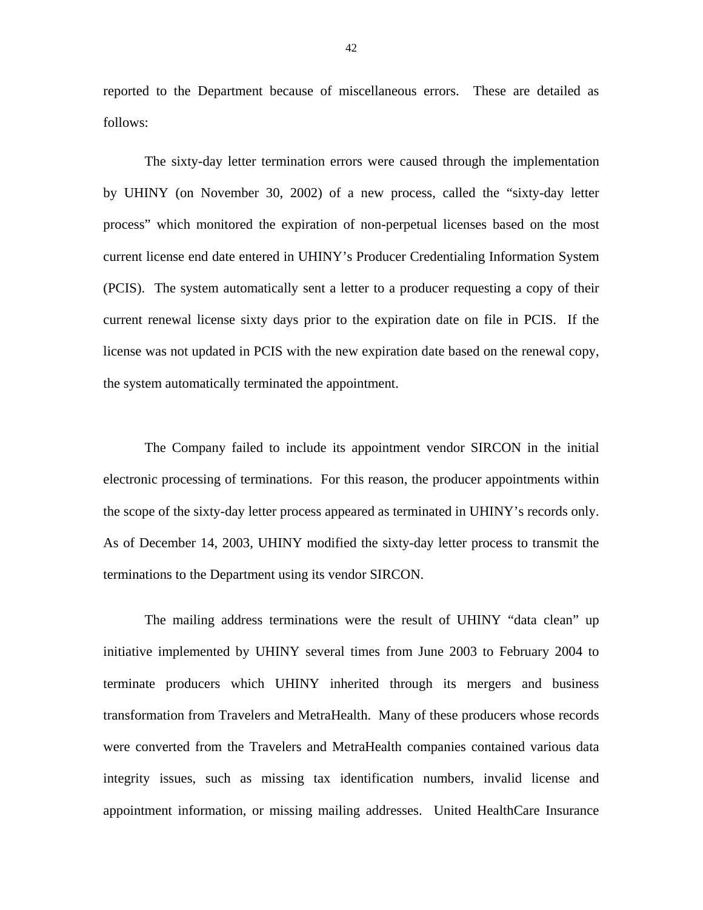reported to the Department because of miscellaneous errors. These are detailed as follows:

The sixty-day letter termination errors were caused through the implementation by UHINY (on November 30, 2002) of a new process, called the "sixty-day letter process" which monitored the expiration of non-perpetual licenses based on the most current license end date entered in UHINY's Producer Credentialing Information System (PCIS). The system automatically sent a letter to a producer requesting a copy of their current renewal license sixty days prior to the expiration date on file in PCIS. If the license was not updated in PCIS with the new expiration date based on the renewal copy, the system automatically terminated the appointment.

The Company failed to include its appointment vendor SIRCON in the initial electronic processing of terminations. For this reason, the producer appointments within the scope of the sixty-day letter process appeared as terminated in UHINY's records only. As of December 14, 2003, UHINY modified the sixty-day letter process to transmit the terminations to the Department using its vendor SIRCON.

The mailing address terminations were the result of UHINY "data clean" up initiative implemented by UHINY several times from June 2003 to February 2004 to terminate producers which UHINY inherited through its mergers and business transformation from Travelers and MetraHealth. Many of these producers whose records were converted from the Travelers and MetraHealth companies contained various data integrity issues, such as missing tax identification numbers, invalid license and appointment information, or missing mailing addresses. United HealthCare Insurance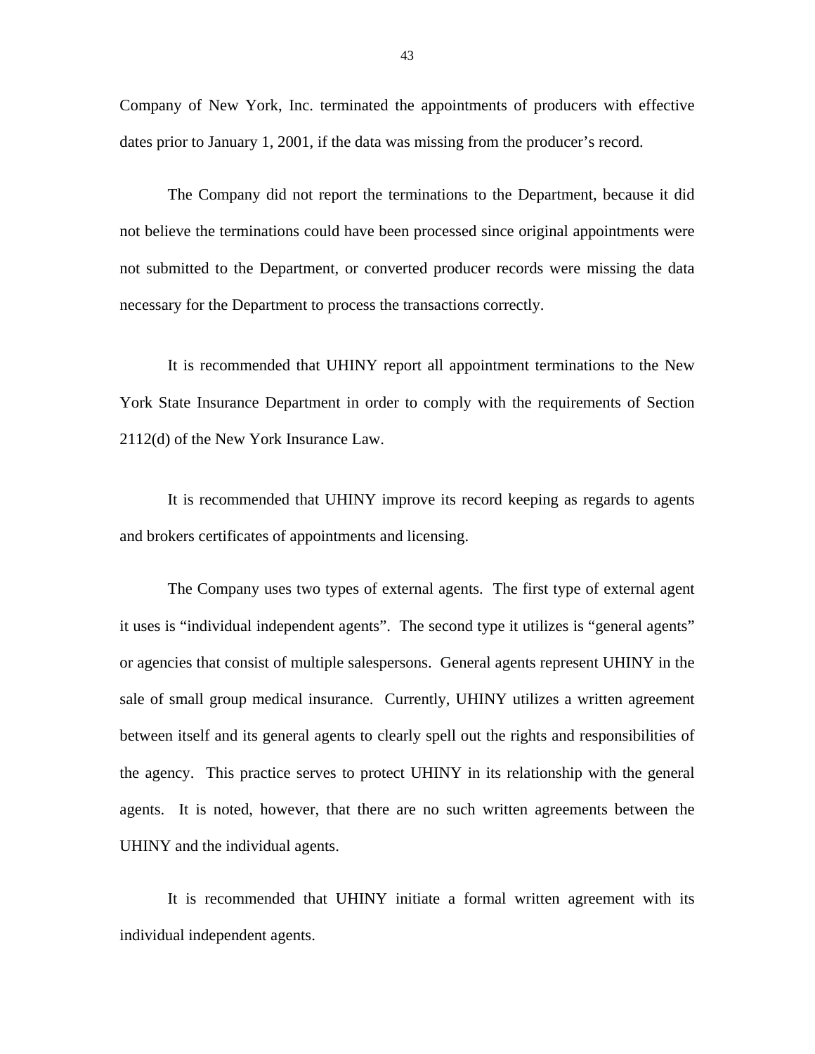Company of New York, Inc. terminated the appointments of producers with effective dates prior to January 1, 2001, if the data was missing from the producer's record.

The Company did not report the terminations to the Department, because it did not believe the terminations could have been processed since original appointments were not submitted to the Department, or converted producer records were missing the data necessary for the Department to process the transactions correctly.

It is recommended that UHINY report all appointment terminations to the New York State Insurance Department in order to comply with the requirements of Section 2112(d) of the New York Insurance Law.

It is recommended that UHINY improve its record keeping as regards to agents and brokers certificates of appointments and licensing.

The Company uses two types of external agents. The first type of external agent it uses is "individual independent agents". The second type it utilizes is "general agents" or agencies that consist of multiple salespersons. General agents represent UHINY in the sale of small group medical insurance. Currently, UHINY utilizes a written agreement between itself and its general agents to clearly spell out the rights and responsibilities of the agency. This practice serves to protect UHINY in its relationship with the general agents. It is noted, however, that there are no such written agreements between the UHINY and the individual agents.

It is recommended that UHINY initiate a formal written agreement with its individual independent agents.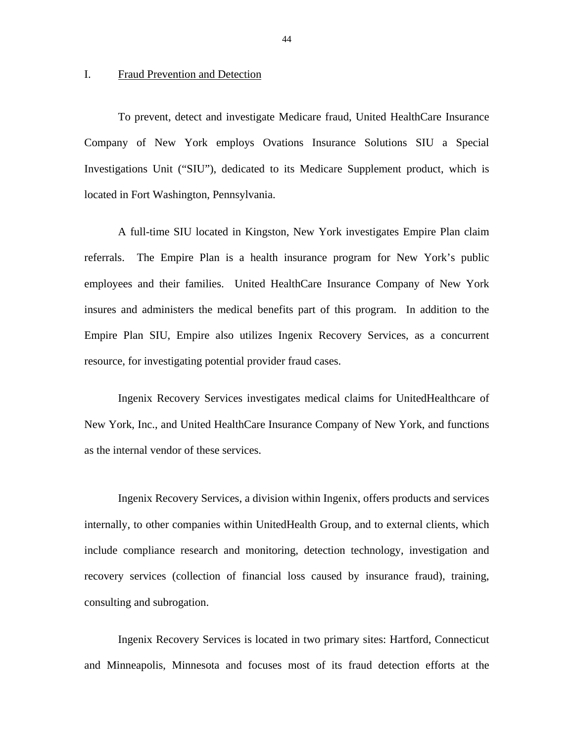## I. Fraud Prevention and Detection

To prevent, detect and investigate Medicare fraud, United HealthCare Insurance Company of New York employs Ovations Insurance Solutions SIU a Special Investigations Unit ("SIU"), dedicated to its Medicare Supplement product, which is located in Fort Washington, Pennsylvania.

A full-time SIU located in Kingston, New York investigates Empire Plan claim referrals. The Empire Plan is a health insurance program for New York's public employees and their families. United HealthCare Insurance Company of New York insures and administers the medical benefits part of this program. In addition to the Empire Plan SIU, Empire also utilizes Ingenix Recovery Services, as a concurrent resource, for investigating potential provider fraud cases.

Ingenix Recovery Services investigates medical claims for UnitedHealthcare of New York, Inc., and United HealthCare Insurance Company of New York, and functions as the internal vendor of these services.

Ingenix Recovery Services, a division within Ingenix, offers products and services internally, to other companies within UnitedHealth Group, and to external clients, which include compliance research and monitoring, detection technology, investigation and recovery services (collection of financial loss caused by insurance fraud), training, consulting and subrogation.

Ingenix Recovery Services is located in two primary sites: Hartford, Connecticut and Minneapolis, Minnesota and focuses most of its fraud detection efforts at the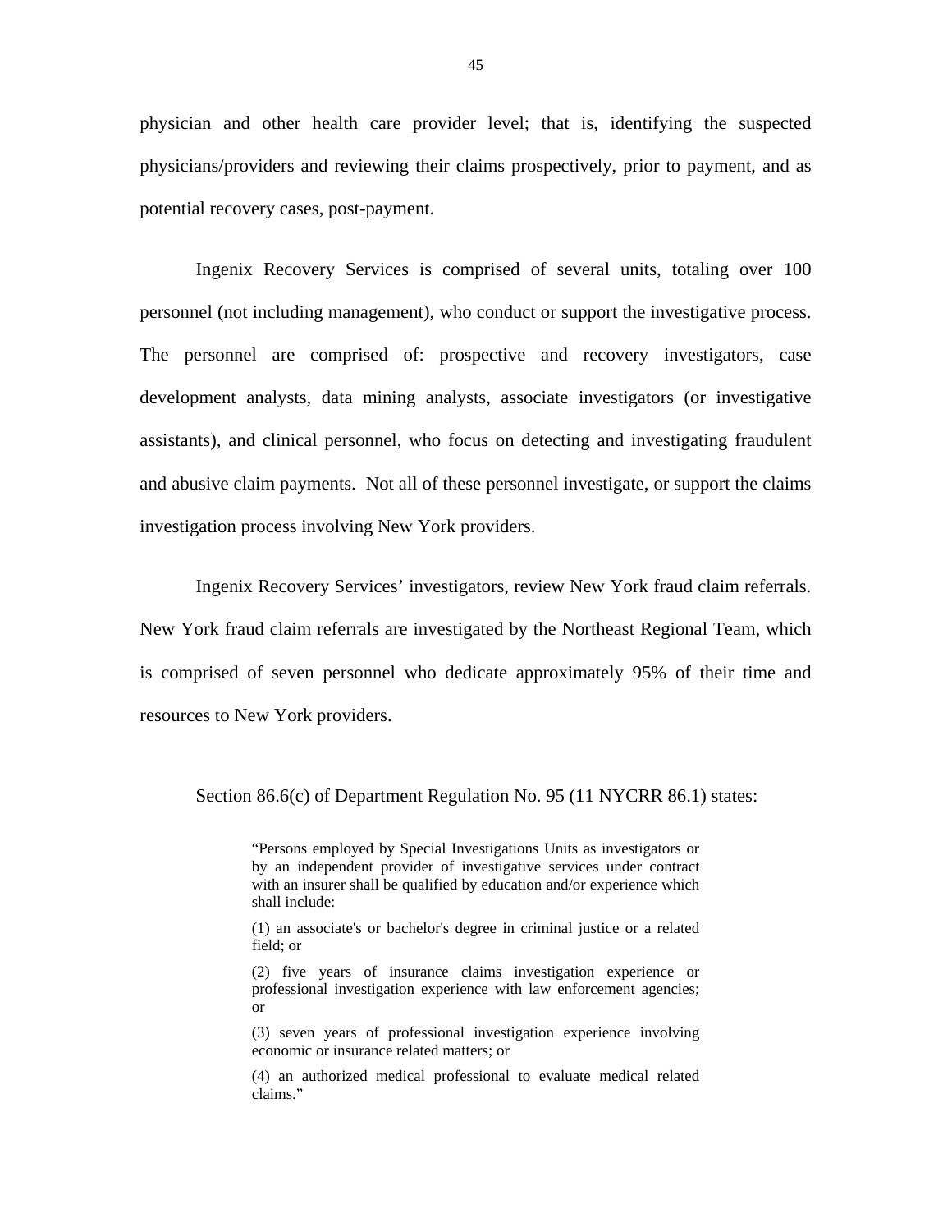physician and other health care provider level; that is, identifying the suspected physicians/providers and reviewing their claims prospectively, prior to payment, and as potential recovery cases, post-payment.

Ingenix Recovery Services is comprised of several units, totaling over 100 personnel (not including management), who conduct or support the investigative process. The personnel are comprised of: prospective and recovery investigators, case development analysts, data mining analysts, associate investigators (or investigative assistants), and clinical personnel, who focus on detecting and investigating fraudulent and abusive claim payments. Not all of these personnel investigate, or support the claims investigation process involving New York providers.

Ingenix Recovery Services' investigators, review New York fraud claim referrals. New York fraud claim referrals are investigated by the Northeast Regional Team, which is comprised of seven personnel who dedicate approximately 95% of their time and resources to New York providers.

Section 86.6(c) of Department Regulation No. 95 (11 NYCRR 86.1) states:

> "Persons employed by Special Investigations Units as investigators or by an independent provider of investigative services under contract with an insurer shall be qualified by education and/or experience which shall include:
>
> (1) an associate's or bachelor's degree in criminal justice or a related field; or
>
> (2) five years of insurance claims investigation experience or professional investigation experience with law enforcement agencies; or
>
> (3) seven years of professional investigation experience involving economic or insurance related matters; or
>
> (4) an authorized medical professional to evaluate medical related claims."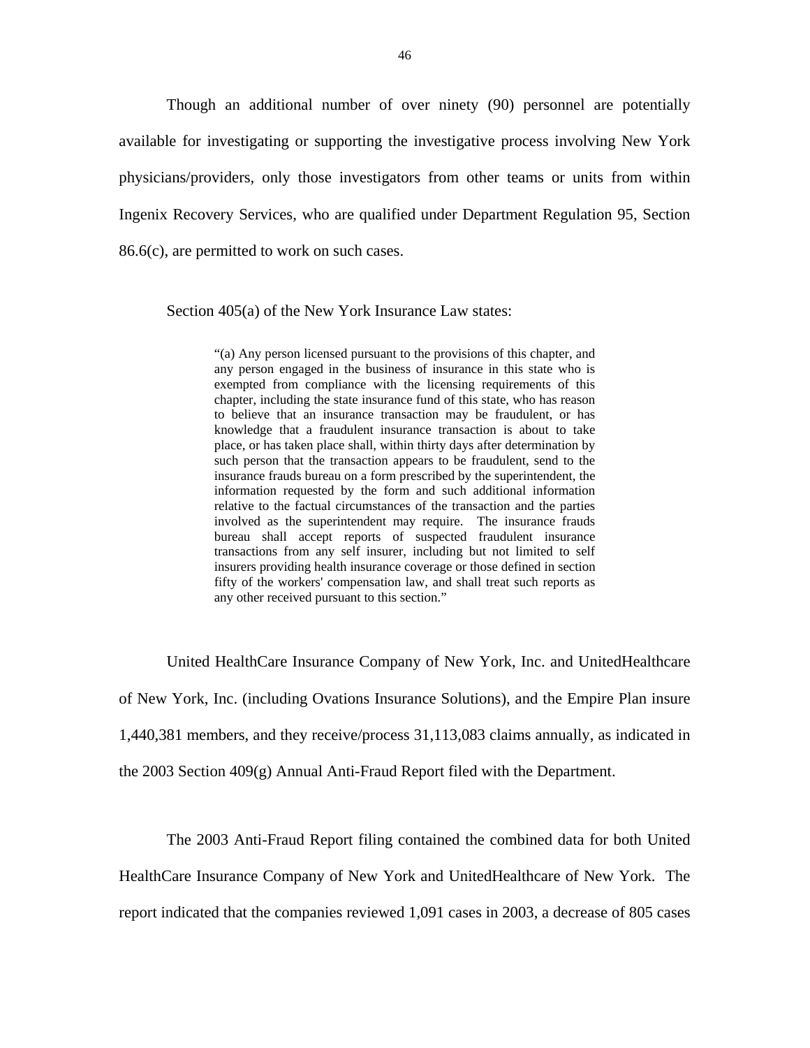Though an additional number of over ninety (90) personnel are potentially available for investigating or supporting the investigative process involving New York physicians/providers, only those investigators from other teams or units from within Ingenix Recovery Services, who are qualified under Department Regulation 95, Section 86.6(c), are permitted to work on such cases.

Section 405(a) of the New York Insurance Law states:

> "(a) Any person licensed pursuant to the provisions of this chapter, and any person engaged in the business of insurance in this state who is exempted from compliance with the licensing requirements of this chapter, including the state insurance fund of this state, who has reason to believe that an insurance transaction may be fraudulent, or has knowledge that a fraudulent insurance transaction is about to take place, or has taken place shall, within thirty days after determination by such person that the transaction appears to be fraudulent, send to the insurance frauds bureau on a form prescribed by the superintendent, the information requested by the form and such additional information relative to the factual circumstances of the transaction and the parties involved as the superintendent may require. The insurance frauds bureau shall accept reports of suspected fraudulent insurance transactions from any self insurer, including but not limited to self insurers providing health insurance coverage or those defined in section fifty of the workers' compensation law, and shall treat such reports as any other received pursuant to this section."

United HealthCare Insurance Company of New York, Inc. and UnitedHealthcare of New York, Inc. (including Ovations Insurance Solutions), and the Empire Plan insure 1,440,381 members, and they receive/process 31,113,083 claims annually, as indicated in the 2003 Section 409(g) Annual Anti-Fraud Report filed with the Department.

The 2003 Anti-Fraud Report filing contained the combined data for both United HealthCare Insurance Company of New York and UnitedHealthcare of New York. The report indicated that the companies reviewed 1,091 cases in 2003, a decrease of 805 cases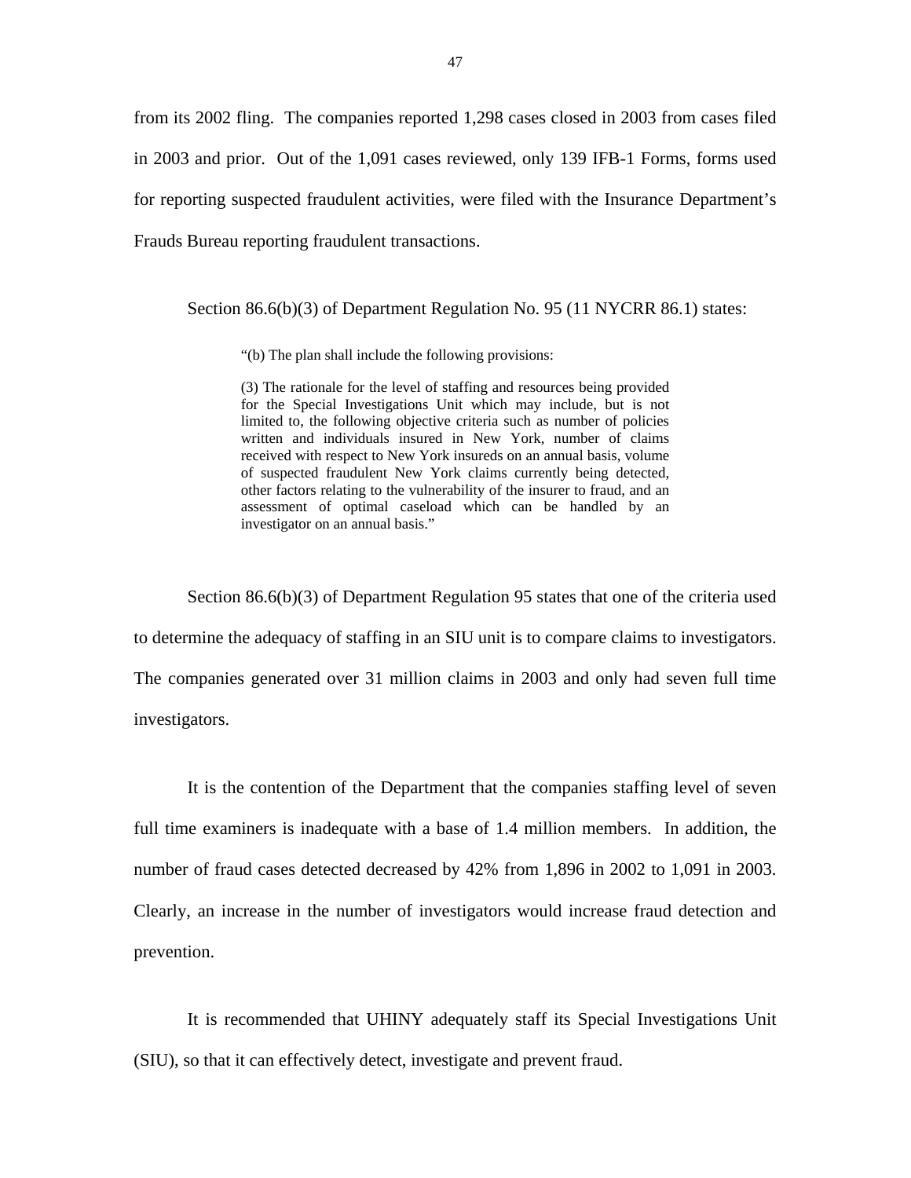from its 2002 fling. The companies reported 1,298 cases closed in 2003 from cases filed in 2003 and prior. Out of the 1,091 cases reviewed, only 139 IFB-1 Forms, forms used for reporting suspected fraudulent activities, were filed with the Insurance Department's Frauds Bureau reporting fraudulent transactions.

Section 86.6(b)(3) of Department Regulation No. 95 (11 NYCRR 86.1) states:

> "(b) The plan shall include the following provisions:
>
> (3) The rationale for the level of staffing and resources being provided for the Special Investigations Unit which may include, but is not limited to, the following objective criteria such as number of policies written and individuals insured in New York, number of claims received with respect to New York insureds on an annual basis, volume of suspected fraudulent New York claims currently being detected, other factors relating to the vulnerability of the insurer to fraud, and an assessment of optimal caseload which can be handled by an investigator on an annual basis."

Section 86.6(b)(3) of Department Regulation 95 states that one of the criteria used to determine the adequacy of staffing in an SIU unit is to compare claims to investigators. The companies generated over 31 million claims in 2003 and only had seven full time investigators.

It is the contention of the Department that the companies staffing level of seven full time examiners is inadequate with a base of 1.4 million members. In addition, the number of fraud cases detected decreased by 42% from 1,896 in 2002 to 1,091 in 2003. Clearly, an increase in the number of investigators would increase fraud detection and prevention.

It is recommended that UHINY adequately staff its Special Investigations Unit (SIU), so that it can effectively detect, investigate and prevent fraud.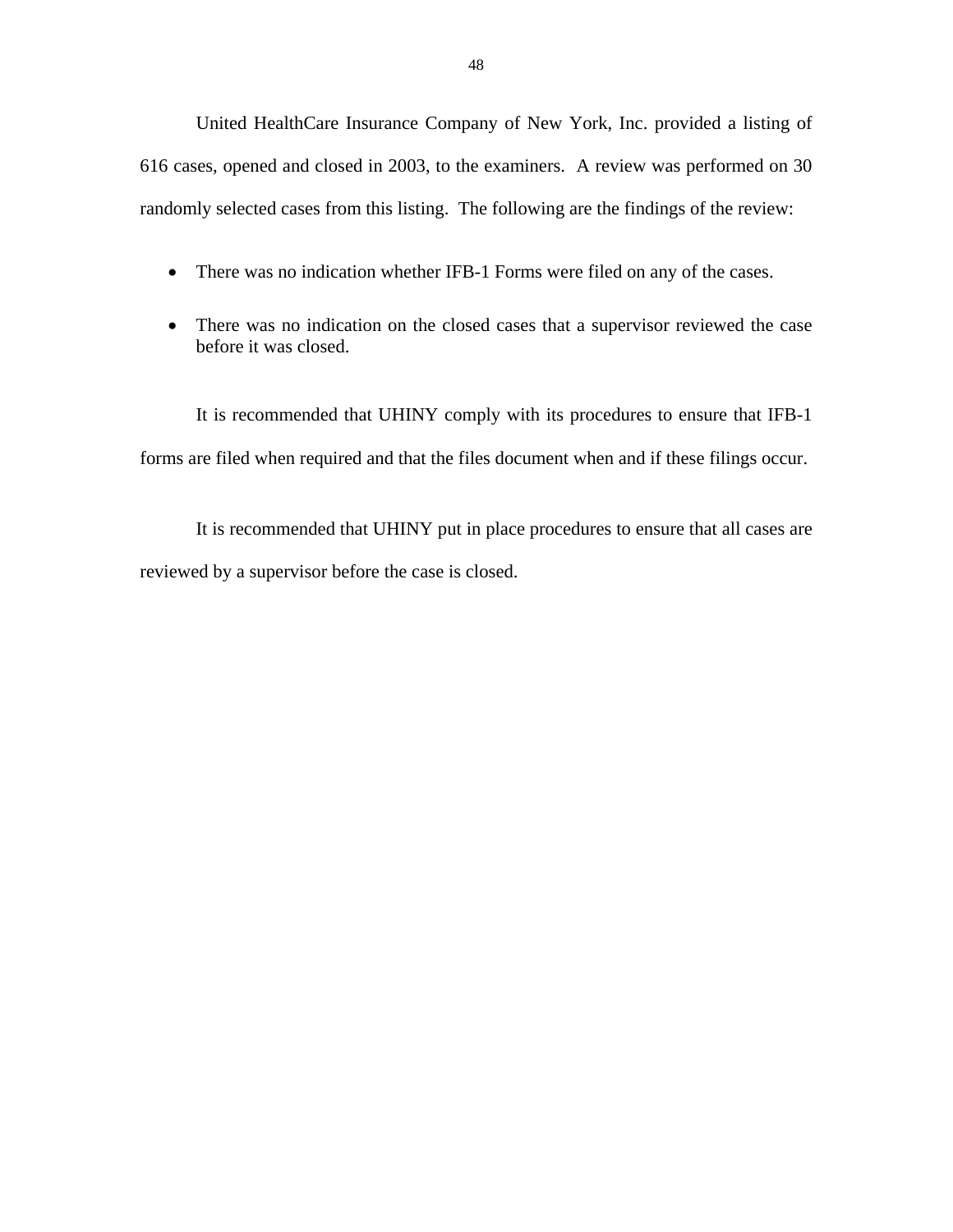United HealthCare Insurance Company of New York, Inc. provided a listing of 616 cases, opened and closed in 2003, to the examiners. A review was performed on 30 randomly selected cases from this listing. The following are the findings of the review:

- There was no indication whether IFB-1 Forms were filed on any of the cases.
- There was no indication on the closed cases that a supervisor reviewed the case before it was closed.

It is recommended that UHINY comply with its procedures to ensure that IFB-1 forms are filed when required and that the files document when and if these filings occur.

It is recommended that UHINY put in place procedures to ensure that all cases are reviewed by a supervisor before the case is closed.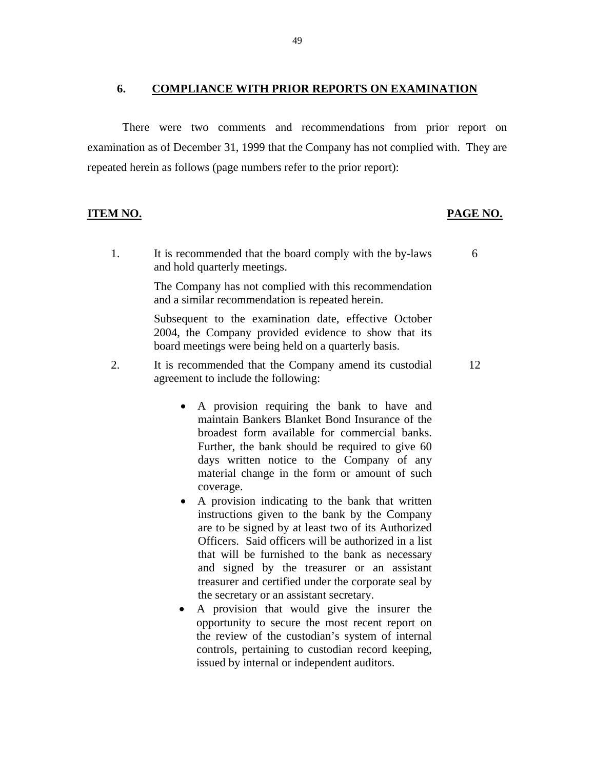## 6. COMPLIANCE WITH PRIOR REPORTS ON EXAMINATION

There were two comments and recommendations from prior report on examination as of December 31, 1999 that the Company has not complied with. They are repeated herein as follows (page numbers refer to the prior report):

| ITEM NO. | | PAGE NO. |
|---|---|---|
| 1. | It is recommended that the board comply with the by-laws and hold quarterly meetings.<br><br>The Company has not complied with this recommendation and a similar recommendation is repeated herein.<br><br>Subsequent to the examination date, effective October 2004, the Company provided evidence to show that its board meetings were being held on a quarterly basis. | 6 |
| 2. | It is recommended that the Company amend its custodial agreement to include the following:<br><br>• A provision requiring the bank to have and maintain Bankers Blanket Bond Insurance of the broadest form available for commercial banks. Further, the bank should be required to give 60 days written notice to the Company of any material change in the form or amount of such coverage.<br>• A provision indicating to the bank that written instructions given to the bank by the Company are to be signed by at least two of its Authorized Officers. Said officers will be authorized in a list that will be furnished to the bank as necessary and signed by the treasurer or an assistant treasurer and certified under the corporate seal by the secretary or an assistant secretary.<br>• A provision that would give the insurer the opportunity to secure the most recent report on the review of the custodian's system of internal controls, pertaining to custodian record keeping, issued by internal or independent auditors. | 12 |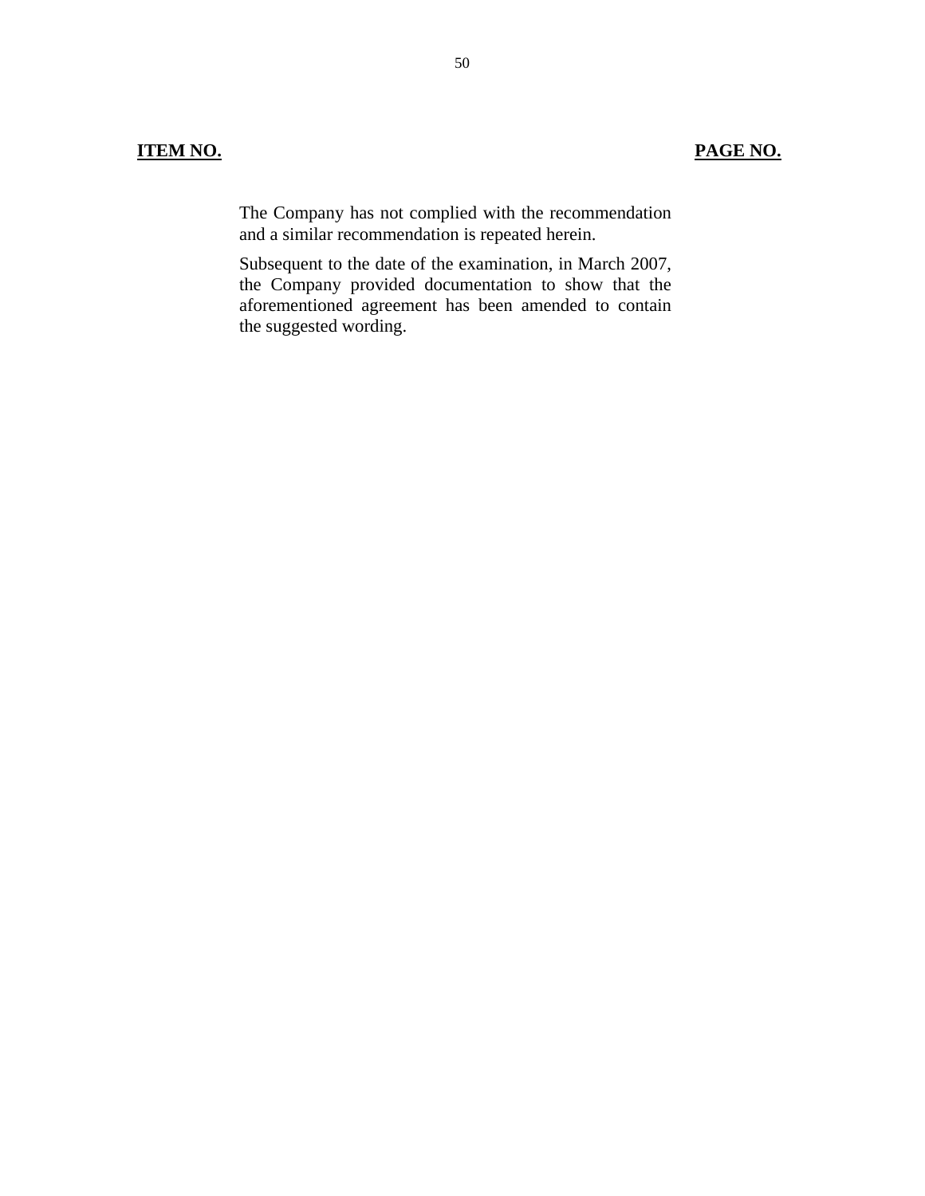**ITEM NO.** **PAGE NO.**

The Company has not complied with the recommendation and a similar recommendation is repeated herein.

Subsequent to the date of the examination, in March 2007, the Company provided documentation to show that the aforementioned agreement has been amended to contain the suggested wording.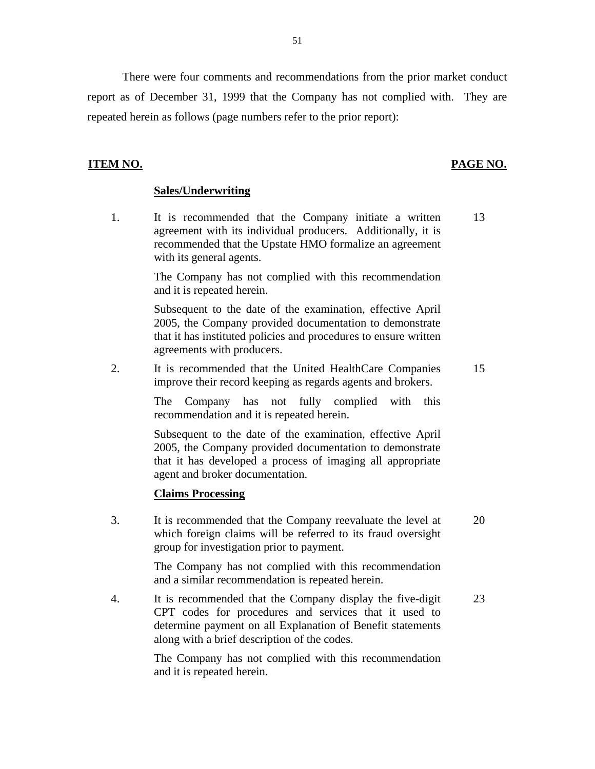There were four comments and recommendations from the prior market conduct report as of December 31, 1999 that the Company has not complied with. They are repeated herein as follows (page numbers refer to the prior report):

| ITEM NO. | | PAGE NO. |
|---|---|---|
| | **Sales/Underwriting** | |
| 1. | It is recommended that the Company initiate a written agreement with its individual producers. Additionally, it is recommended that the Upstate HMO formalize an agreement with its general agents.<br><br>The Company has not complied with this recommendation and it is repeated herein.<br><br>Subsequent to the date of the examination, effective April 2005, the Company provided documentation to demonstrate that it has instituted policies and procedures to ensure written agreements with producers. | 13 |
| 2. | It is recommended that the United HealthCare Companies improve their record keeping as regards agents and brokers.<br><br>The Company has not fully complied with this recommendation and it is repeated herein.<br><br>Subsequent to the date of the examination, effective April 2005, the Company provided documentation to demonstrate that it has developed a process of imaging all appropriate agent and broker documentation. | 15 |
| | **Claims Processing** | |
| 3. | It is recommended that the Company reevaluate the level at which foreign claims will be referred to its fraud oversight group for investigation prior to payment.<br><br>The Company has not complied with this recommendation and a similar recommendation is repeated herein. | 20 |
| 4. | It is recommended that the Company display the five-digit CPT codes for procedures and services that it used to determine payment on all Explanation of Benefit statements along with a brief description of the codes.<br><br>The Company has not complied with this recommendation and it is repeated herein. | 23 |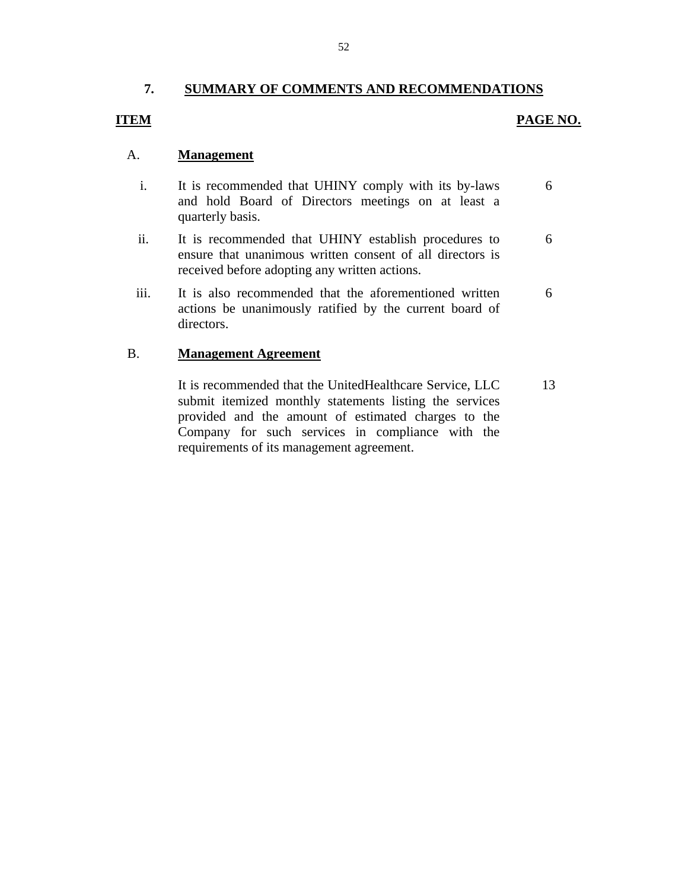## 7. SUMMARY OF COMMENTS AND RECOMMENDATIONS

| ITEM | | PAGE NO. |
|---|---|---|
| A. | **Management** | |
| i. | It is recommended that UHINY comply with its by-laws and hold Board of Directors meetings on at least a quarterly basis. | 6 |
| ii. | It is recommended that UHINY establish procedures to ensure that unanimous written consent of all directors is received before adopting any written actions. | 6 |
| iii. | It is also recommended that the aforementioned written actions be unanimously ratified by the current board of directors. | 6 |
| B. | **Management Agreement** | |
| | It is recommended that the UnitedHealthcare Service, LLC submit itemized monthly statements listing the services provided and the amount of estimated charges to the Company for such services in compliance with the requirements of its management agreement. | 13 |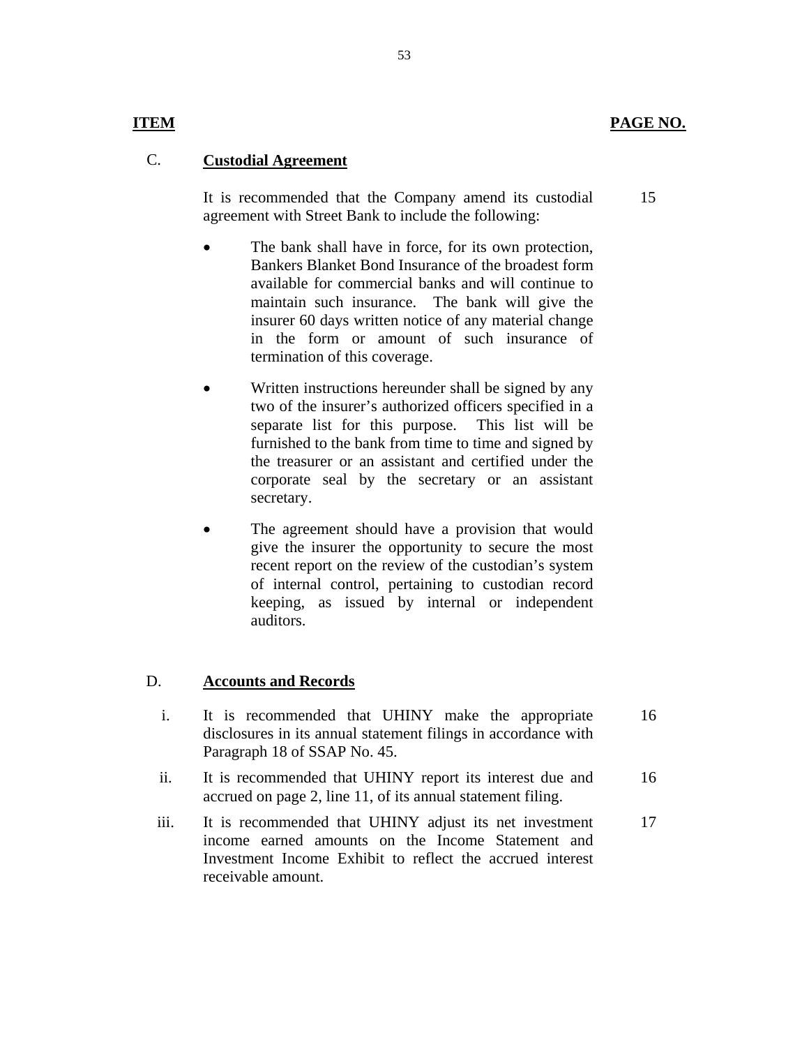| ITEM | | PAGE NO. |
|---|---|---|
| C. | **Custodial Agreement** | |
| | It is recommended that the Company amend its custodial agreement with Street Bank to include the following: | 15 |

- The bank shall have in force, for its own protection, Bankers Blanket Bond Insurance of the broadest form available for commercial banks and will continue to maintain such insurance. The bank will give the insurer 60 days written notice of any material change in the form or amount of such insurance of termination of this coverage.
- Written instructions hereunder shall be signed by any two of the insurer's authorized officers specified in a separate list for this purpose. This list will be furnished to the bank from time to time and signed by the treasurer or an assistant and certified under the corporate seal by the secretary or an assistant secretary.
- The agreement should have a provision that would give the insurer the opportunity to secure the most recent report on the review of the custodian's system of internal control, pertaining to custodian record keeping, as issued by internal or independent auditors.

| | | |
|---|---|---|
| D. | **Accounts and Records** | |
| i. | It is recommended that UHINY make the appropriate disclosures in its annual statement filings in accordance with Paragraph 18 of SSAP No. 45. | 16 |
| ii. | It is recommended that UHINY report its interest due and accrued on page 2, line 11, of its annual statement filing. | 16 |
| iii. | It is recommended that UHINY adjust its net investment income earned amounts on the Income Statement and Investment Income Exhibit to reflect the accrued interest receivable amount. | 17 |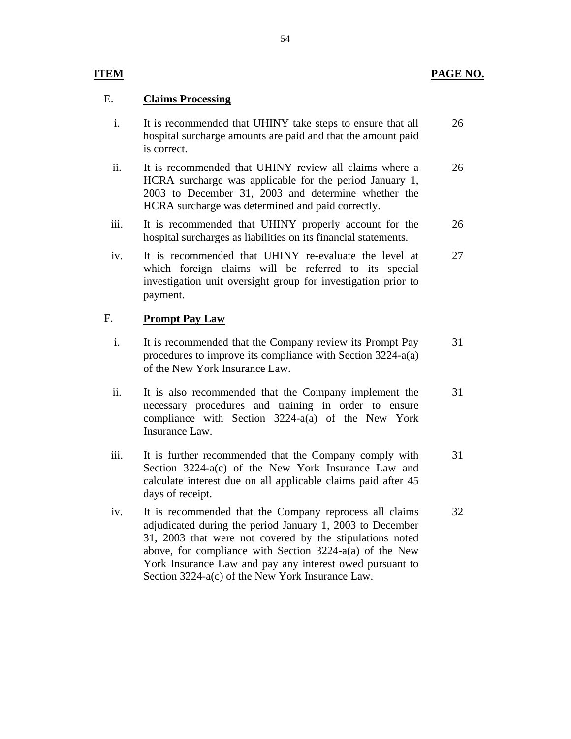| ITEM | | PAGE NO. |
|---|---|---|
| E. | **Claims Processing** | |
| i. | It is recommended that UHINY take steps to ensure that all hospital surcharge amounts are paid and that the amount paid is correct. | 26 |
| ii. | It is recommended that UHINY review all claims where a HCRA surcharge was applicable for the period January 1, 2003 to December 31, 2003 and determine whether the HCRA surcharge was determined and paid correctly. | 26 |
| iii. | It is recommended that UHINY properly account for the hospital surcharges as liabilities on its financial statements. | 26 |
| iv. | It is recommended that UHINY re-evaluate the level at which foreign claims will be referred to its special investigation unit oversight group for investigation prior to payment. | 27 |
| F. | **Prompt Pay Law** | |
| i. | It is recommended that the Company review its Prompt Pay procedures to improve its compliance with Section 3224-a(a) of the New York Insurance Law. | 31 |
| ii. | It is also recommended that the Company implement the necessary procedures and training in order to ensure compliance with Section 3224-a(a) of the New York Insurance Law. | 31 |
| iii. | It is further recommended that the Company comply with Section 3224-a(c) of the New York Insurance Law and calculate interest due on all applicable claims paid after 45 days of receipt. | 31 |
| iv. | It is recommended that the Company reprocess all claims adjudicated during the period January 1, 2003 to December 31, 2003 that were not covered by the stipulations noted above, for compliance with Section 3224-a(a) of the New York Insurance Law and pay any interest owed pursuant to Section 3224-a(c) of the New York Insurance Law. | 32 |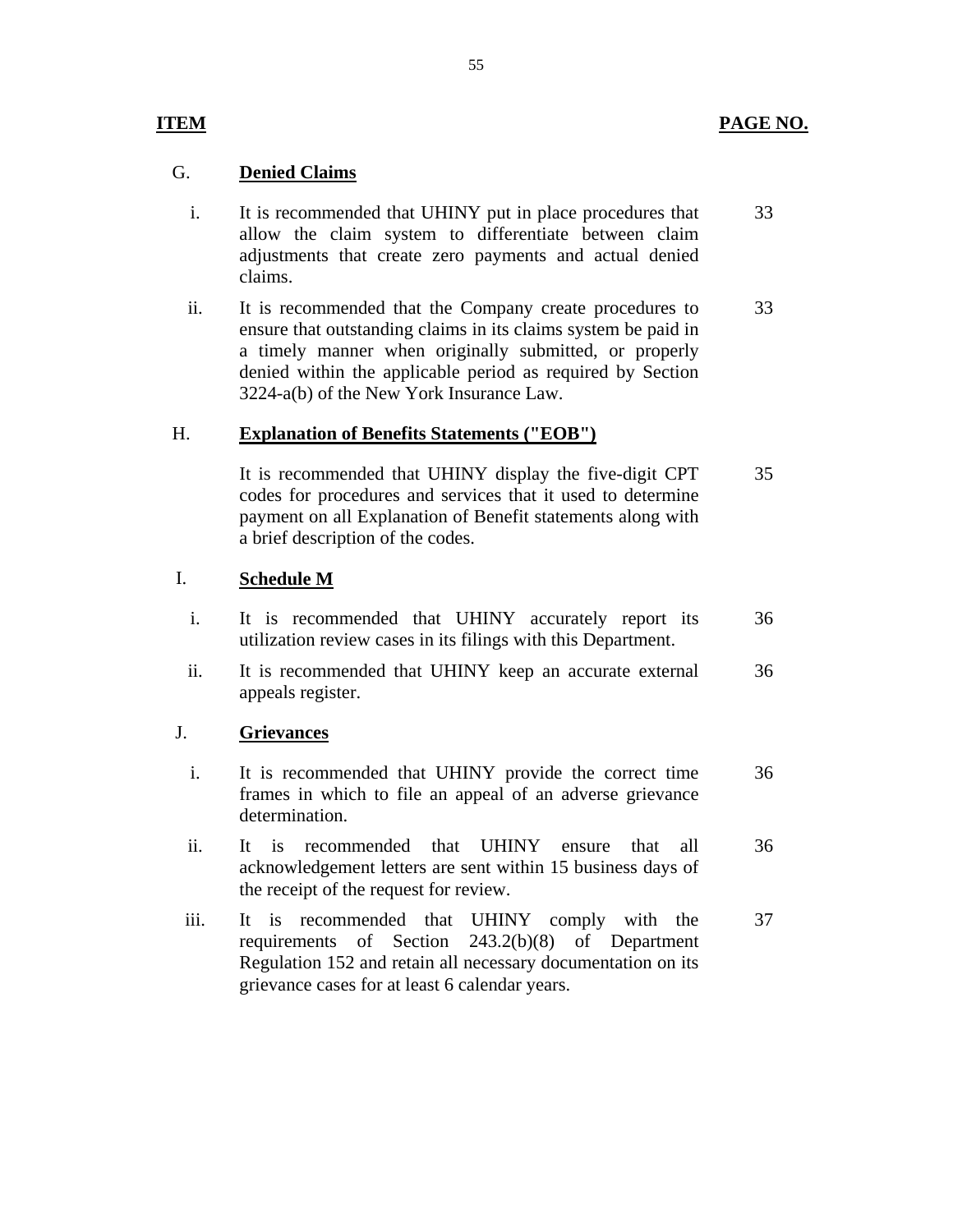| ITEM | | PAGE NO. |
|---|---|---|
| G. | **Denied Claims** | |
| i. | It is recommended that UHINY put in place procedures that allow the claim system to differentiate between claim adjustments that create zero payments and actual denied claims. | 33 |
| ii. | It is recommended that the Company create procedures to ensure that outstanding claims in its claims system be paid in a timely manner when originally submitted, or properly denied within the applicable period as required by Section 3224-a(b) of the New York Insurance Law. | 33 |
| H. | **Explanation of Benefits Statements ("EOB")** | |
| | It is recommended that UHINY display the five-digit CPT codes for procedures and services that it used to determine payment on all Explanation of Benefit statements along with a brief description of the codes. | 35 |
| I. | **Schedule M** | |
| i. | It is recommended that UHINY accurately report its utilization review cases in its filings with this Department. | 36 |
| ii. | It is recommended that UHINY keep an accurate external appeals register. | 36 |
| J. | **Grievances** | |
| i. | It is recommended that UHINY provide the correct time frames in which to file an appeal of an adverse grievance determination. | 36 |
| ii. | It is recommended that UHINY ensure that all acknowledgement letters are sent within 15 business days of the receipt of the request for review. | 36 |
| iii. | It is recommended that UHINY comply with the requirements of Section 243.2(b)(8) of Department Regulation 152 and retain all necessary documentation on its grievance cases for at least 6 calendar years. | 37 |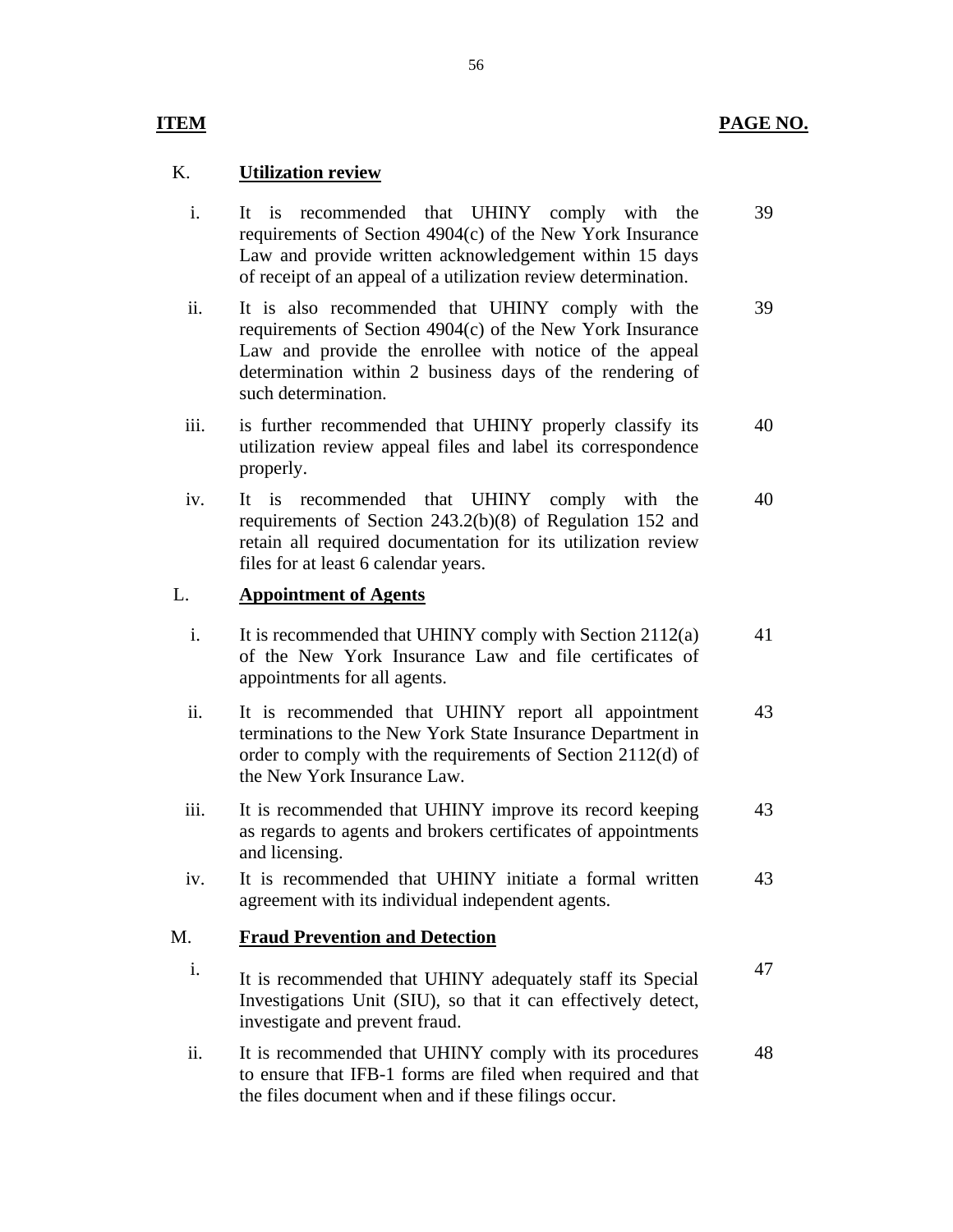| ITEM | | | PAGE NO. |
|---|---|---|---|
| K. | **Utilization review** | | |
| | i. | It is recommended that UHINY comply with the requirements of Section 4904(c) of the New York Insurance Law and provide written acknowledgement within 15 days of receipt of an appeal of a utilization review determination. | 39 |
| | ii. | It is also recommended that UHINY comply with the requirements of Section 4904(c) of the New York Insurance Law and provide the enrollee with notice of the appeal determination within 2 business days of the rendering of such determination. | 39 |
| | iii. | is further recommended that UHINY properly classify its utilization review appeal files and label its correspondence properly. | 40 |
| | iv. | It is recommended that UHINY comply with the requirements of Section 243.2(b)(8) of Regulation 152 and retain all required documentation for its utilization review files for at least 6 calendar years. | 40 |
| L. | **Appointment of Agents** | | |
| | i. | It is recommended that UHINY comply with Section 2112(a) of the New York Insurance Law and file certificates of appointments for all agents. | 41 |
| | ii. | It is recommended that UHINY report all appointment terminations to the New York State Insurance Department in order to comply with the requirements of Section 2112(d) of the New York Insurance Law. | 43 |
| | iii. | It is recommended that UHINY improve its record keeping as regards to agents and brokers certificates of appointments and licensing. | 43 |
| | iv. | It is recommended that UHINY initiate a formal written agreement with its individual independent agents. | 43 |
| M. | **Fraud Prevention and Detection** | | |
| | i. | It is recommended that UHINY adequately staff its Special Investigations Unit (SIU), so that it can effectively detect, investigate and prevent fraud. | 47 |
| | ii. | It is recommended that UHINY comply with its procedures to ensure that IFB-1 forms are filed when required and that the files document when and if these filings occur. | 48 |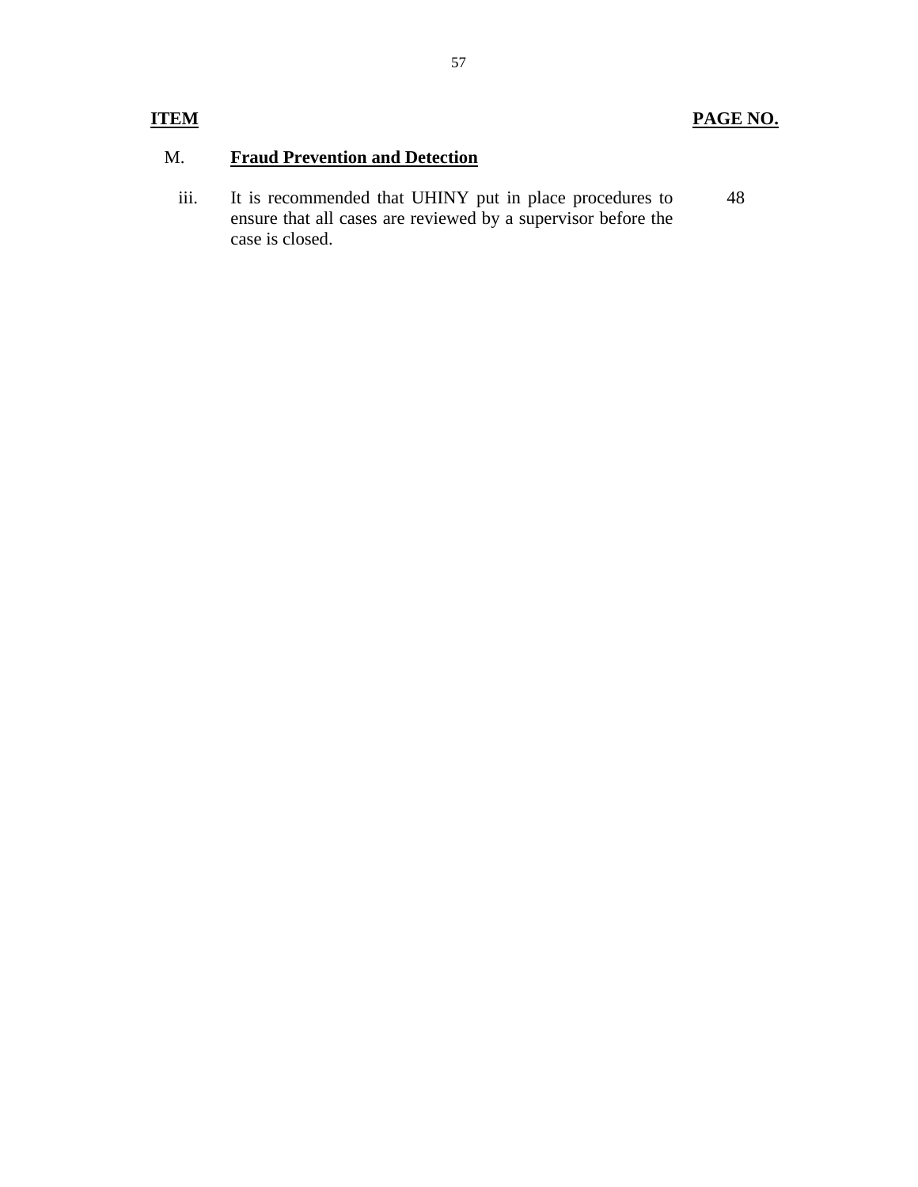| ITEM | | PAGE NO. |
|---|---|---|
| M. | **Fraud Prevention and Detection** | |
| iii. | It is recommended that UHINY put in place procedures to ensure that all cases are reviewed by a supervisor before the case is closed. | 48 |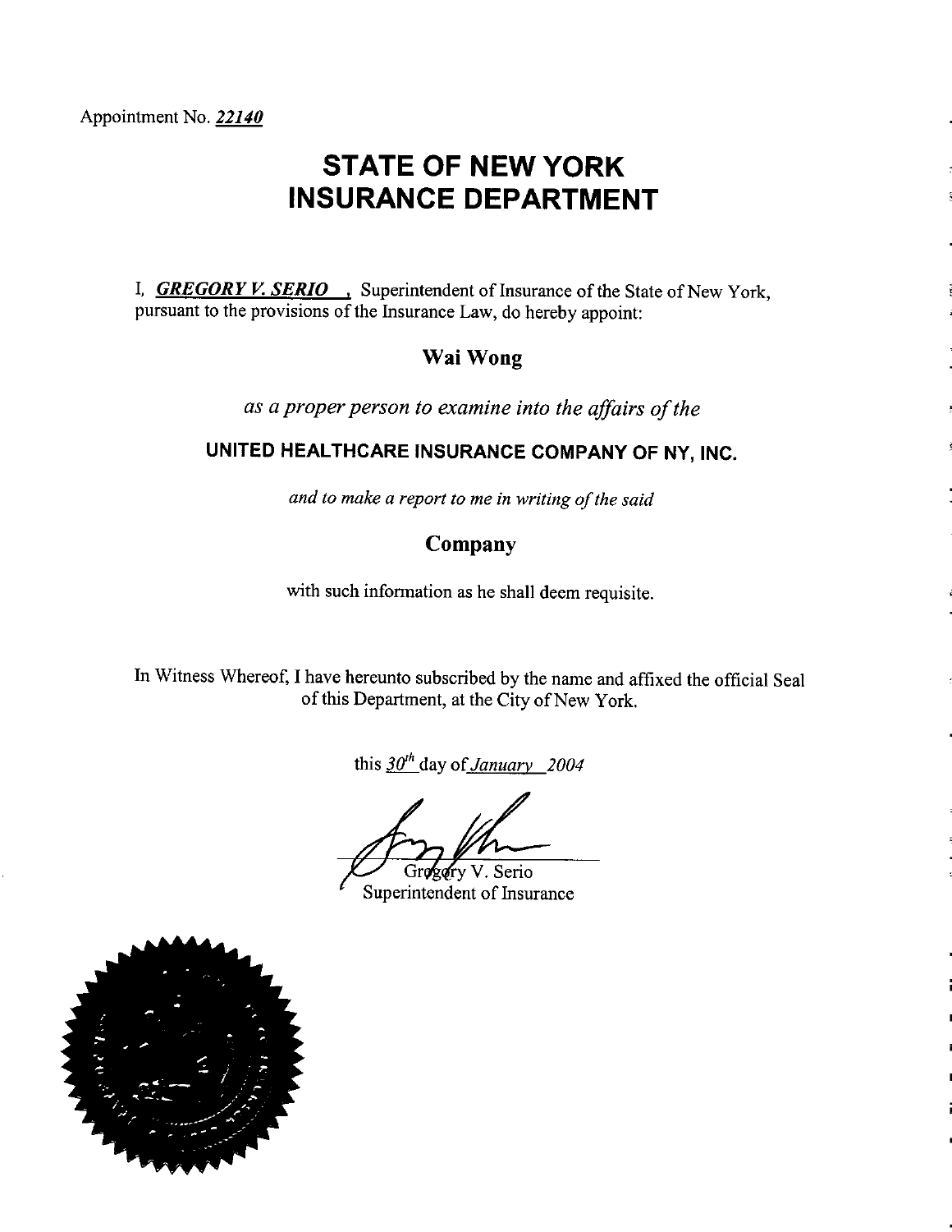Appointment No. ***22140***

# STATE OF NEW YORK
# INSURANCE DEPARTMENT

I, ***GREGORY V. SERIO*** , Superintendent of Insurance of the State of New York, pursuant to the provisions of the Insurance Law, do hereby appoint:

**Wai Wong**

*as a proper person to examine into the affairs of the*

**UNITED HEALTHCARE INSURANCE COMPANY OF NY, INC.**

*and to make a report to me in writing of the said*

**Company**

with such information as he shall deem requisite.

In Witness Whereof, I have hereunto subscribed by the name and affixed the official Seal of this Department, at the City of New York.

this *30th* day of *January 2004*

Gregory V. Serio
Superintendent of Insurance